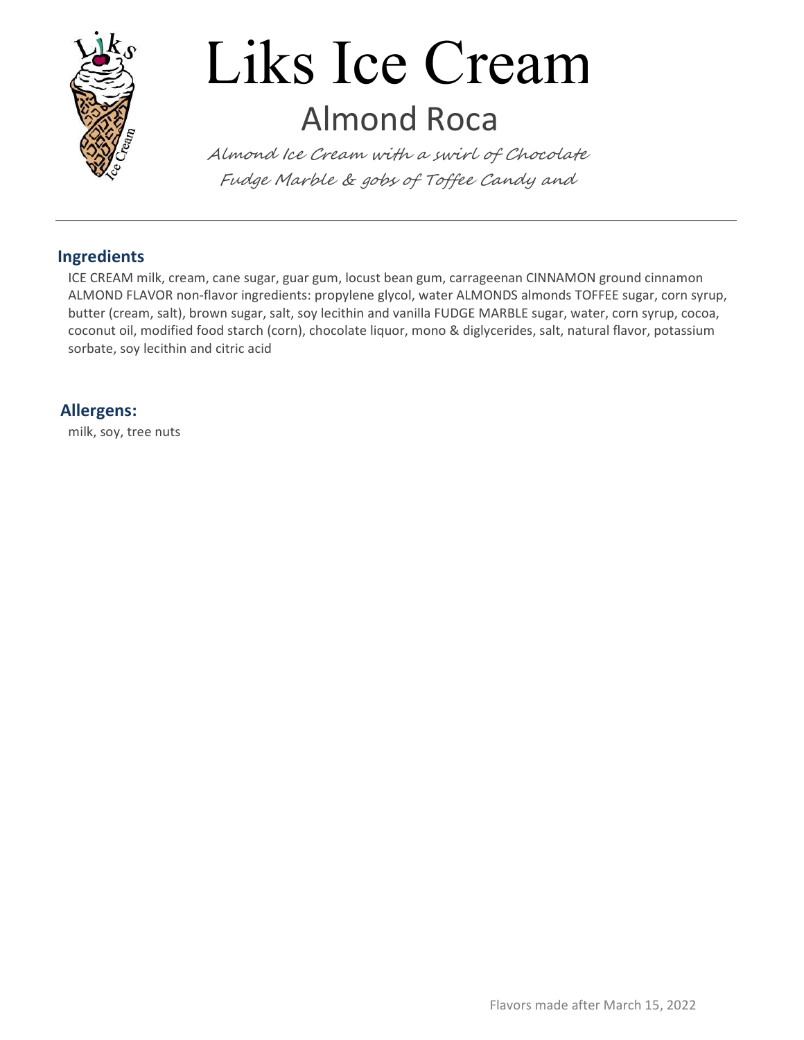# Liks Ice Cream

## Almond Roca

*Almond Ice Cream with a swirl of Chocolate Fudge Marble & gobs of Toffee Candy and*

### Ingredients

ICE CREAM milk, cream, cane sugar, guar gum, locust bean gum, carrageenan CINNAMON ground cinnamon ALMOND FLAVOR non-flavor ingredients: propylene glycol, water ALMONDS almonds TOFFEE sugar, corn syrup, butter (cream, salt), brown sugar, salt, soy lecithin and vanilla FUDGE MARBLE sugar, water, corn syrup, cocoa, coconut oil, modified food starch (corn), chocolate liquor, mono & diglycerides, salt, natural flavor, potassium sorbate, soy lecithin and citric acid

### Allergens:

milk, soy, tree nuts

Flavors made after March 15, 2022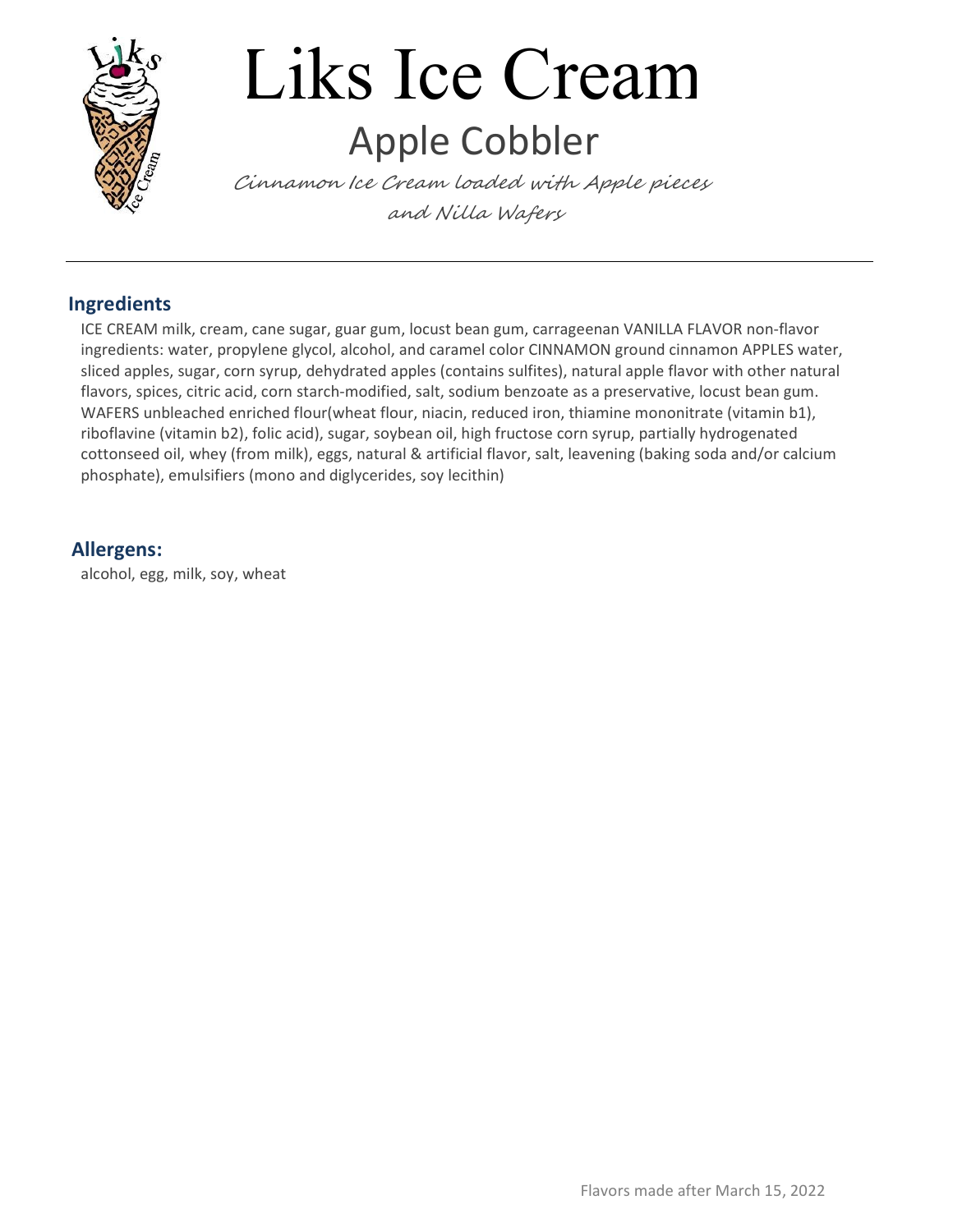# Liks Ice Cream

## Apple Cobbler

*Cinnamon Ice Cream loaded with Apple pieces and Nilla Wafers*

---

### Ingredients

ICE CREAM milk, cream, cane sugar, guar gum, locust bean gum, carrageenan VANILLA FLAVOR non-flavor ingredients: water, propylene glycol, alcohol, and caramel color CINNAMON ground cinnamon APPLES water, sliced apples, sugar, corn syrup, dehydrated apples (contains sulfites), natural apple flavor with other natural flavors, spices, citric acid, corn starch-modified, salt, sodium benzoate as a preservative, locust bean gum. WAFERS unbleached enriched flour(wheat flour, niacin, reduced iron, thiamine mononitrate (vitamin b1), riboflavine (vitamin b2), folic acid), sugar, soybean oil, high fructose corn syrup, partially hydrogenated cottonseed oil, whey (from milk), eggs, natural & artificial flavor, salt, leavening (baking soda and/or calcium phosphate), emulsifiers (mono and diglycerides, soy lecithin)

### Allergens:

alcohol, egg, milk, soy, wheat

Flavors made after March 15, 2022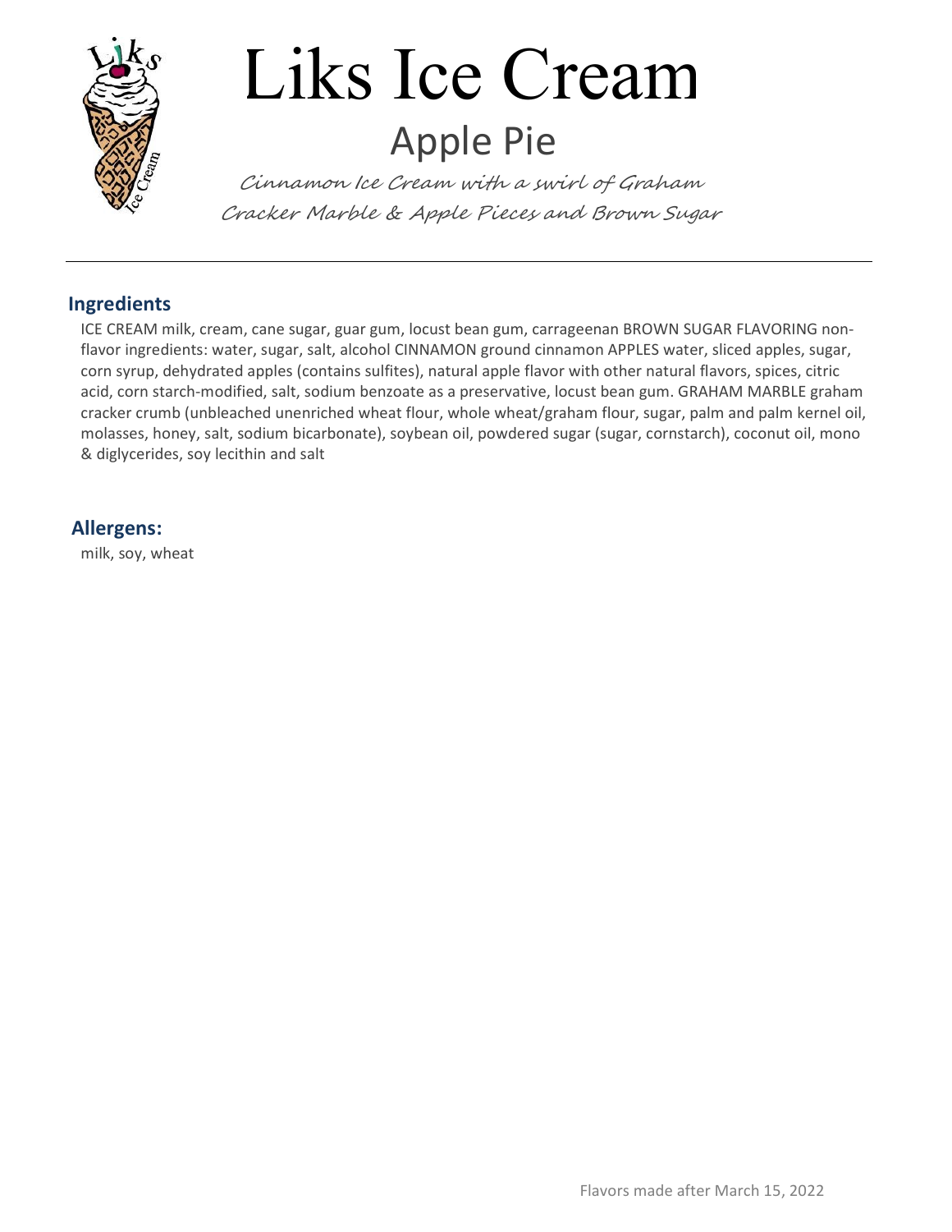# Liks Ice Cream

## Apple Pie

*Cinnamon Ice Cream with a swirl of Graham Cracker Marble & Apple Pieces and Brown Sugar*

---

### Ingredients

ICE CREAM milk, cream, cane sugar, guar gum, locust bean gum, carrageenan BROWN SUGAR FLAVORING non-flavor ingredients: water, sugar, salt, alcohol CINNAMON ground cinnamon APPLES water, sliced apples, sugar, corn syrup, dehydrated apples (contains sulfites), natural apple flavor with other natural flavors, spices, citric acid, corn starch-modified, salt, sodium benzoate as a preservative, locust bean gum. GRAHAM MARBLE graham cracker crumb (unbleached unenriched wheat flour, whole wheat/graham flour, sugar, palm and palm kernel oil, molasses, honey, salt, sodium bicarbonate), soybean oil, powdered sugar (sugar, cornstarch), coconut oil, mono & diglycerides, soy lecithin and salt

### Allergens:

milk, soy, wheat

Flavors made after March 15, 2022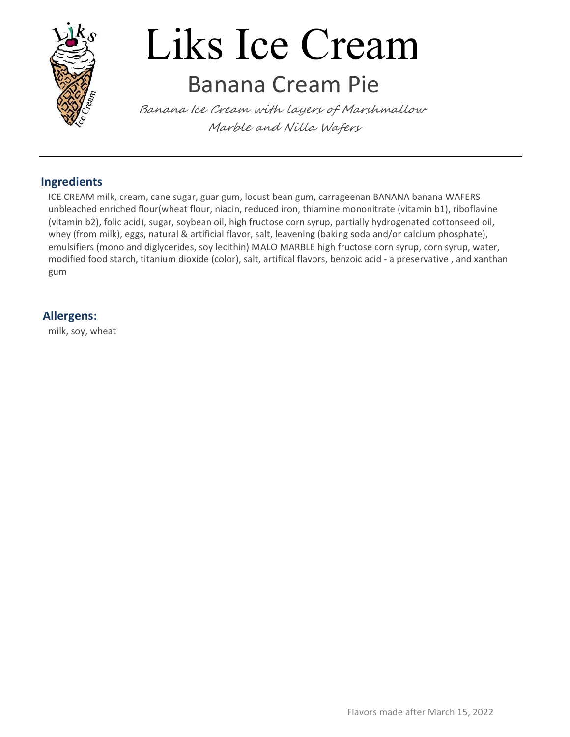# Liks Ice Cream

## Banana Cream Pie

*Banana Ice Cream with layers of Marshmallow Marble and Nilla Wafers*

---

### Ingredients

ICE CREAM milk, cream, cane sugar, guar gum, locust bean gum, carrageenan BANANA banana WAFERS unbleached enriched flour(wheat flour, niacin, reduced iron, thiamine mononitrate (vitamin b1), riboflavine (vitamin b2), folic acid), sugar, soybean oil, high fructose corn syrup, partially hydrogenated cottonseed oil, whey (from milk), eggs, natural & artificial flavor, salt, leavening (baking soda and/or calcium phosphate), emulsifiers (mono and diglycerides, soy lecithin) MALO MARBLE high fructose corn syrup, corn syrup, water, modified food starch, titanium dioxide (color), salt, artifical flavors, benzoic acid - a preservative , and xanthan gum

### Allergens:

milk, soy, wheat

Flavors made after March 15, 2022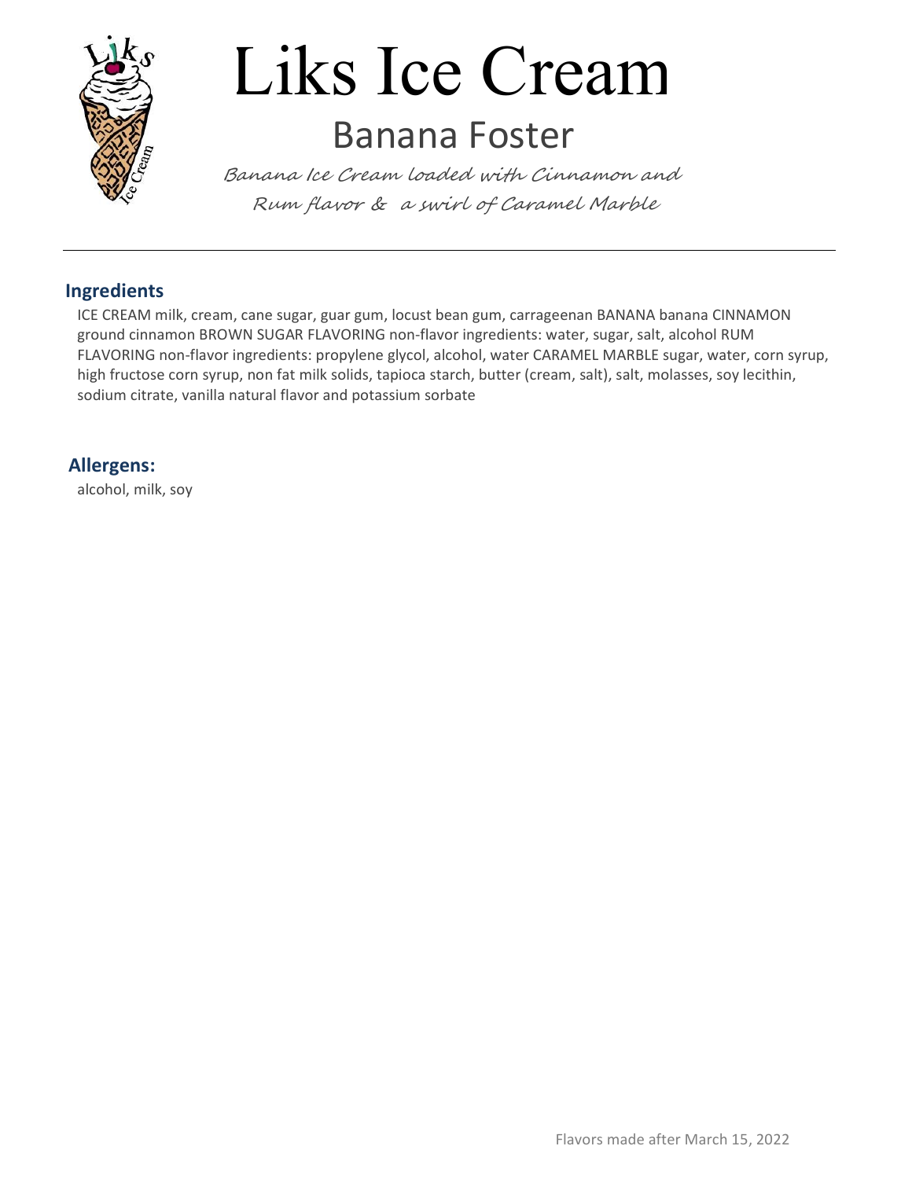# Liks Ice Cream

## Banana Foster

*Banana Ice Cream loaded with Cinnamon and Rum flavor & a swirl of Caramel Marble*

---

### Ingredients

ICE CREAM milk, cream, cane sugar, guar gum, locust bean gum, carrageenan BANANA banana CINNAMON ground cinnamon BROWN SUGAR FLAVORING non-flavor ingredients: water, sugar, salt, alcohol RUM FLAVORING non-flavor ingredients: propylene glycol, alcohol, water CARAMEL MARBLE sugar, water, corn syrup, high fructose corn syrup, non fat milk solids, tapioca starch, butter (cream, salt), salt, molasses, soy lecithin, sodium citrate, vanilla natural flavor and potassium sorbate

### Allergens:

alcohol, milk, soy

Flavors made after March 15, 2022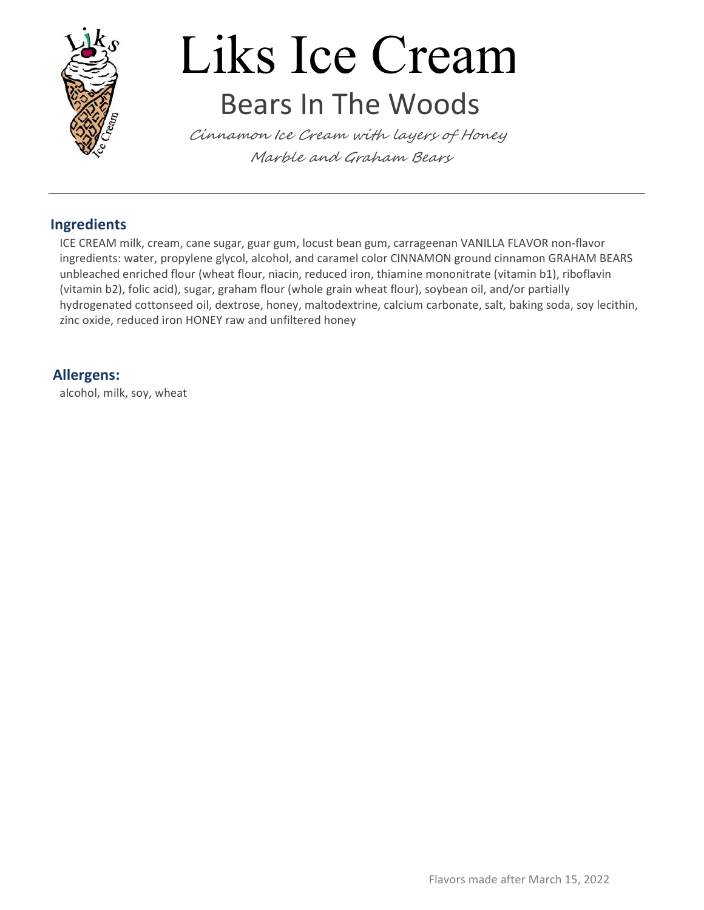# Liks Ice Cream

## Bears In The Woods

*Cinnamon Ice Cream with layers of Honey Marble and Graham Bears*

---

### Ingredients

ICE CREAM milk, cream, cane sugar, guar gum, locust bean gum, carrageenan VANILLA FLAVOR non-flavor ingredients: water, propylene glycol, alcohol, and caramel color CINNAMON ground cinnamon GRAHAM BEARS unbleached enriched flour (wheat flour, niacin, reduced iron, thiamine mononitrate (vitamin b1), riboflavin (vitamin b2), folic acid), sugar, graham flour (whole grain wheat flour), soybean oil, and/or partially hydrogenated cottonseed oil, dextrose, honey, maltodextrine, calcium carbonate, salt, baking soda, soy lecithin, zinc oxide, reduced iron HONEY raw and unfiltered honey

### Allergens:

alcohol, milk, soy, wheat

Flavors made after March 15, 2022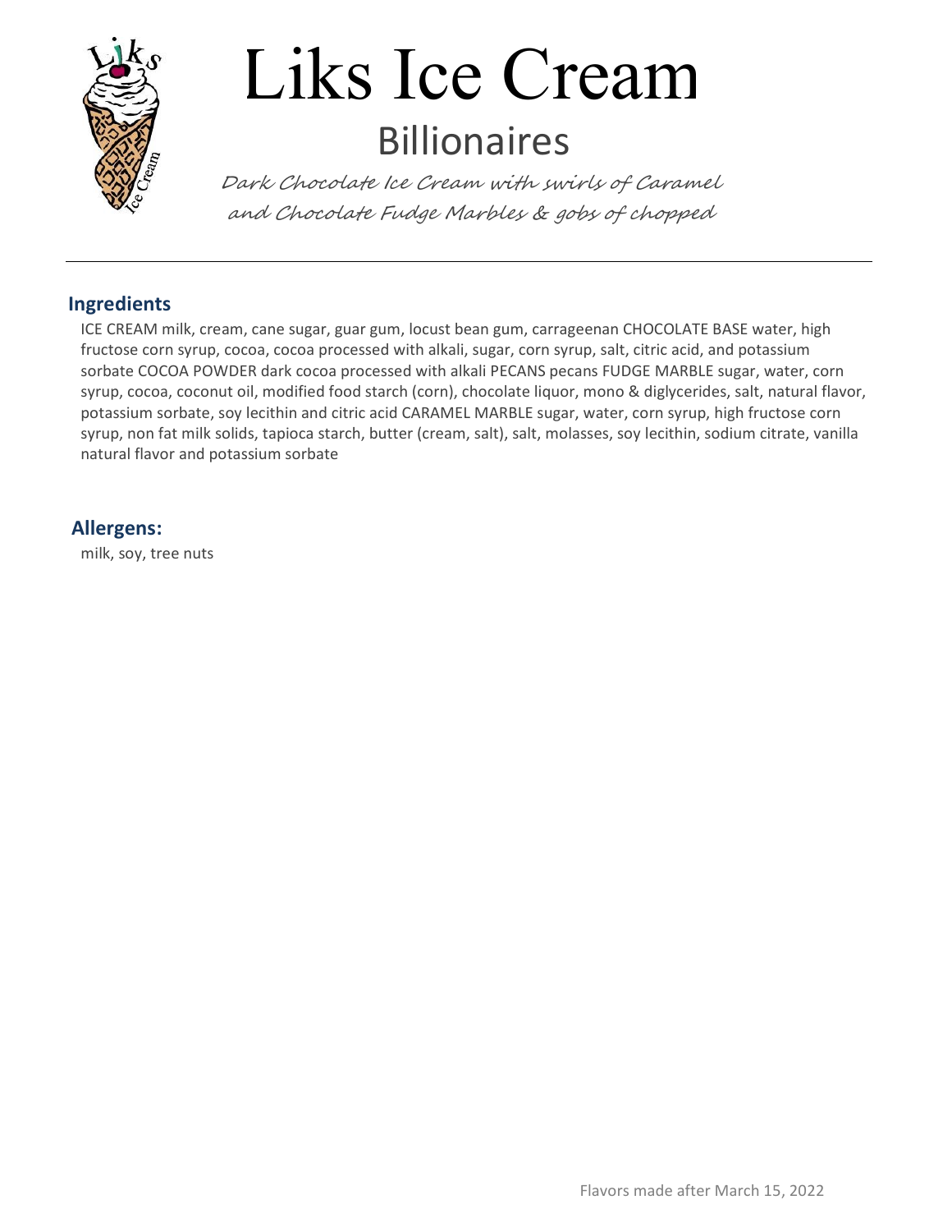# Liks Ice Cream

## Billionaires

*Dark Chocolate Ice Cream with swirls of Caramel and Chocolate Fudge Marbles & gobs of chopped*

---

### Ingredients

ICE CREAM milk, cream, cane sugar, guar gum, locust bean gum, carrageenan CHOCOLATE BASE water, high fructose corn syrup, cocoa, cocoa processed with alkali, sugar, corn syrup, salt, citric acid, and potassium sorbate COCOA POWDER dark cocoa processed with alkali PECANS pecans FUDGE MARBLE sugar, water, corn syrup, cocoa, coconut oil, modified food starch (corn), chocolate liquor, mono & diglycerides, salt, natural flavor, potassium sorbate, soy lecithin and citric acid CARAMEL MARBLE sugar, water, corn syrup, high fructose corn syrup, non fat milk solids, tapioca starch, butter (cream, salt), salt, molasses, soy lecithin, sodium citrate, vanilla natural flavor and potassium sorbate

### Allergens:

milk, soy, tree nuts

Flavors made after March 15, 2022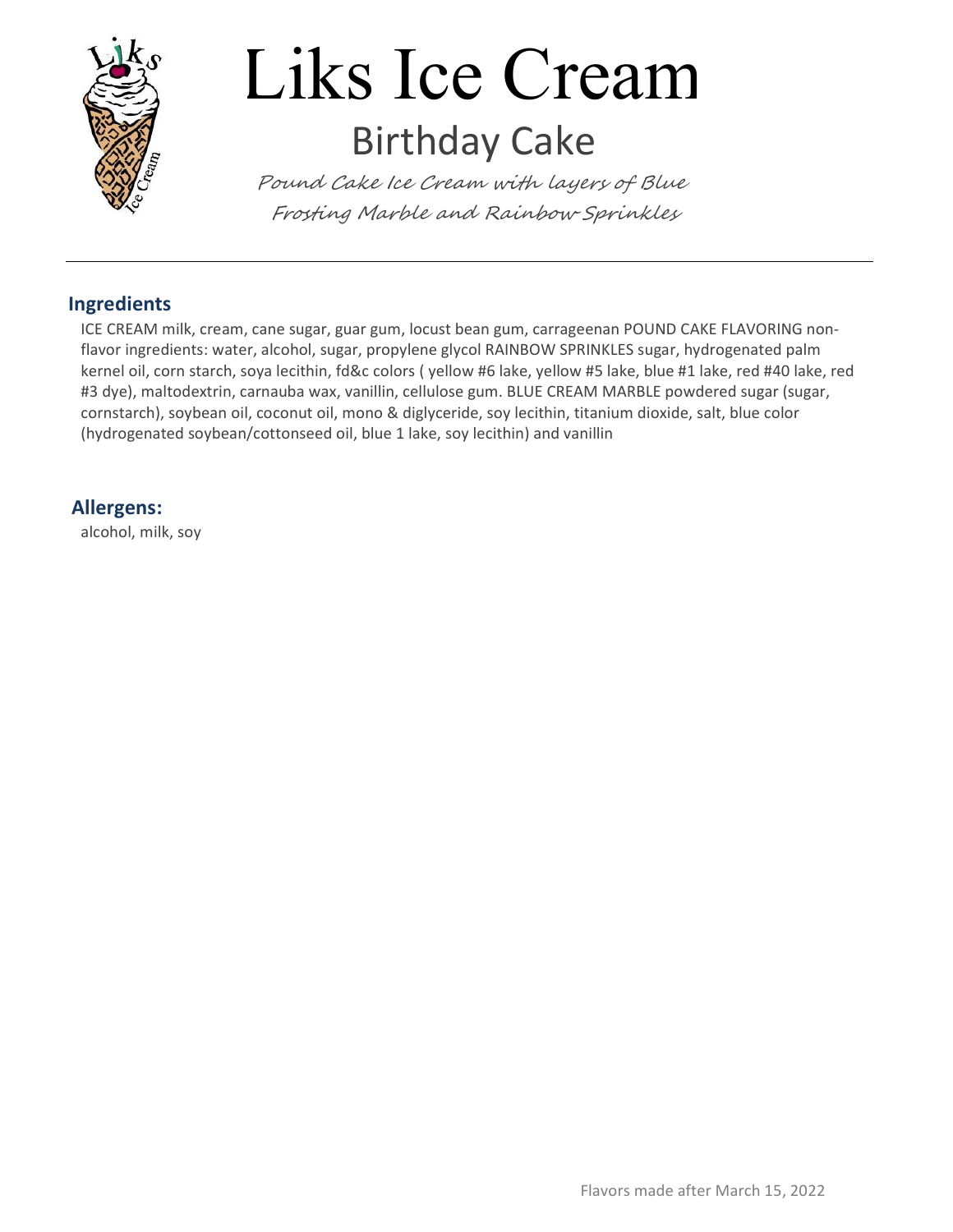# Liks Ice Cream

## Birthday Cake

*Pound Cake Ice Cream with layers of Blue Frosting Marble and Rainbow Sprinkles*

---

### Ingredients

ICE CREAM milk, cream, cane sugar, guar gum, locust bean gum, carrageenan POUND CAKE FLAVORING non-flavor ingredients: water, alcohol, sugar, propylene glycol RAINBOW SPRINKLES sugar, hydrogenated palm kernel oil, corn starch, soya lecithin, fd&c colors ( yellow #6 lake, yellow #5 lake, blue #1 lake, red #40 lake, red #3 dye), maltodextrin, carnauba wax, vanillin, cellulose gum. BLUE CREAM MARBLE powdered sugar (sugar, cornstarch), soybean oil, coconut oil, mono & diglyceride, soy lecithin, titanium dioxide, salt, blue color (hydrogenated soybean/cottonseed oil, blue 1 lake, soy lecithin) and vanillin

### Allergens:

alcohol, milk, soy

Flavors made after March 15, 2022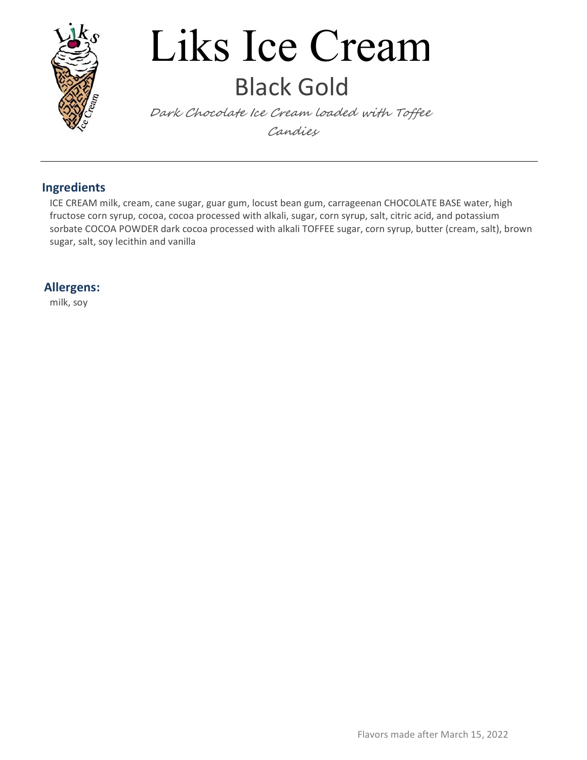# Liks Ice Cream

## Black Gold

*Dark Chocolate Ice Cream loaded with Toffee Candies*

---

### Ingredients

ICE CREAM milk, cream, cane sugar, guar gum, locust bean gum, carrageenan CHOCOLATE BASE water, high fructose corn syrup, cocoa, cocoa processed with alkali, sugar, corn syrup, salt, citric acid, and potassium sorbate COCOA POWDER dark cocoa processed with alkali TOFFEE sugar, corn syrup, butter (cream, salt), brown sugar, salt, soy lecithin and vanilla

### Allergens:

milk, soy

Flavors made after March 15, 2022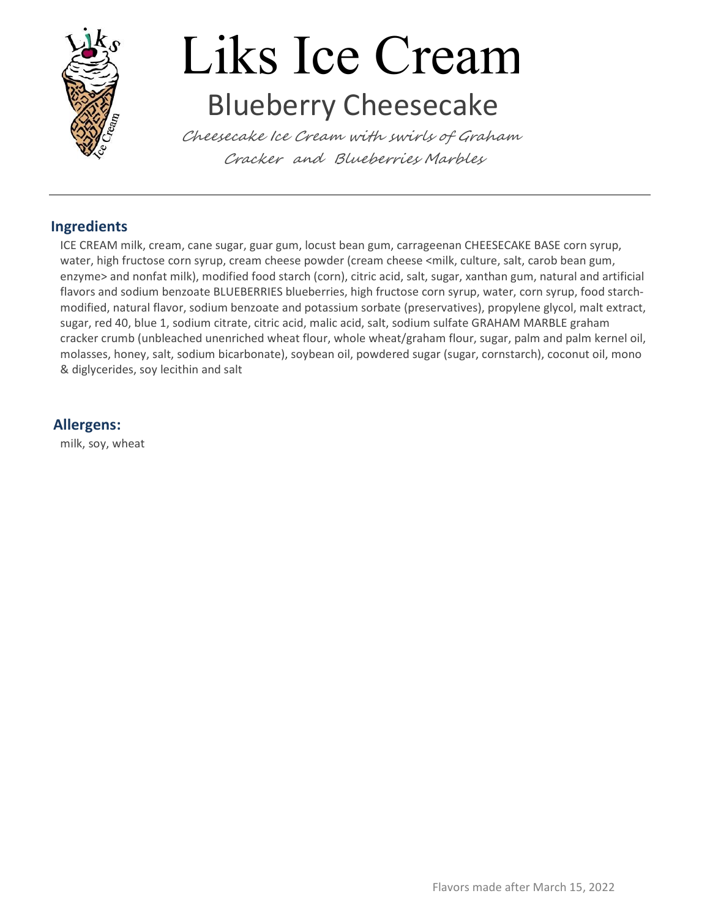# Liks Ice Cream

## Blueberry Cheesecake

*Cheesecake Ice Cream with swirls of Graham Cracker and Blueberries Marbles*

---

### Ingredients

ICE CREAM milk, cream, cane sugar, guar gum, locust bean gum, carrageenan CHEESECAKE BASE corn syrup, water, high fructose corn syrup, cream cheese powder (cream cheese <milk, culture, salt, carob bean gum, enzyme> and nonfat milk), modified food starch (corn), citric acid, salt, sugar, xanthan gum, natural and artificial flavors and sodium benzoate BLUEBERRIES blueberries, high fructose corn syrup, water, corn syrup, food starch-modified, natural flavor, sodium benzoate and potassium sorbate (preservatives), propylene glycol, malt extract, sugar, red 40, blue 1, sodium citrate, citric acid, malic acid, salt, sodium sulfate GRAHAM MARBLE graham cracker crumb (unbleached unenriched wheat flour, whole wheat/graham flour, sugar, palm and palm kernel oil, molasses, honey, salt, sodium bicarbonate), soybean oil, powdered sugar (sugar, cornstarch), coconut oil, mono & diglycerides, soy lecithin and salt

### Allergens:

milk, soy, wheat

Flavors made after March 15, 2022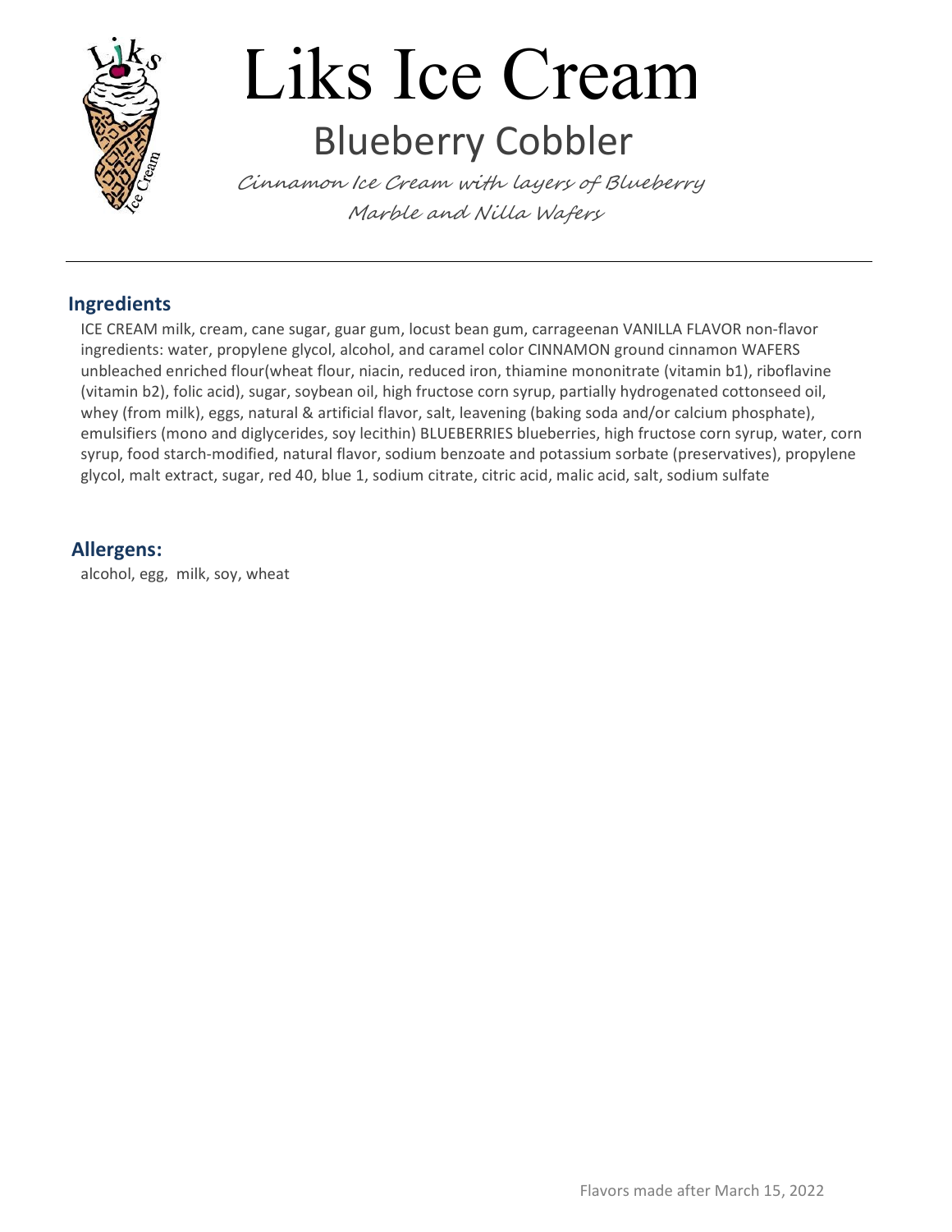# Liks Ice Cream

## Blueberry Cobbler

*Cinnamon Ice Cream with layers of Blueberry Marble and Nilla Wafers*

---

### Ingredients

ICE CREAM milk, cream, cane sugar, guar gum, locust bean gum, carrageenan VANILLA FLAVOR non-flavor ingredients: water, propylene glycol, alcohol, and caramel color CINNAMON ground cinnamon WAFERS unbleached enriched flour(wheat flour, niacin, reduced iron, thiamine mononitrate (vitamin b1), riboflavine (vitamin b2), folic acid), sugar, soybean oil, high fructose corn syrup, partially hydrogenated cottonseed oil, whey (from milk), eggs, natural & artificial flavor, salt, leavening (baking soda and/or calcium phosphate), emulsifiers (mono and diglycerides, soy lecithin) BLUEBERRIES blueberries, high fructose corn syrup, water, corn syrup, food starch-modified, natural flavor, sodium benzoate and potassium sorbate (preservatives), propylene glycol, malt extract, sugar, red 40, blue 1, sodium citrate, citric acid, malic acid, salt, sodium sulfate

### Allergens:

alcohol, egg, milk, soy, wheat

Flavors made after March 15, 2022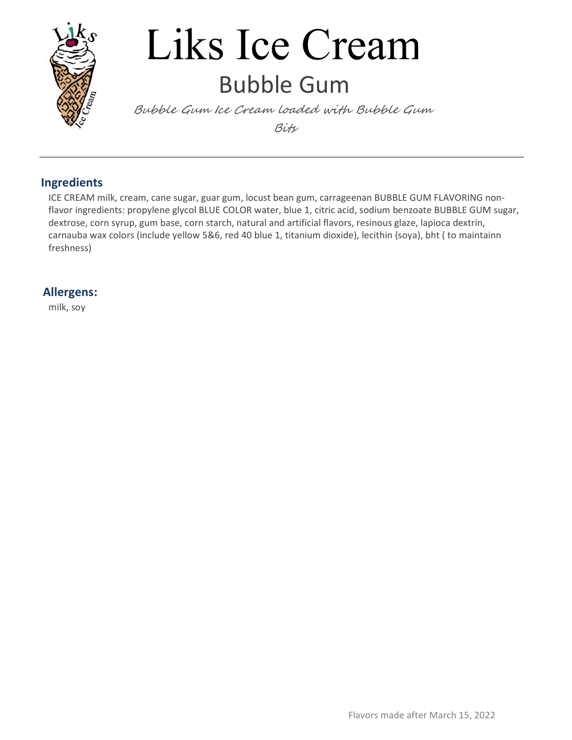# Liks Ice Cream

## Bubble Gum

*Bubble Gum Ice Cream loaded with Bubble Gum Bits*

---

### Ingredients

ICE CREAM milk, cream, cane sugar, guar gum, locust bean gum, carrageenan BUBBLE GUM FLAVORING non-flavor ingredients: propylene glycol BLUE COLOR water, blue 1, citric acid, sodium benzoate BUBBLE GUM sugar, dextrose, corn syrup, gum base, corn starch, natural and artificial flavors, resinous glaze, lapioca dextrin, carnauba wax colors (include yellow 5&6, red 40 blue 1, titanium dioxide), lecithin (soya), bht ( to maintainn freshness)

### Allergens:

milk, soy

Flavors made after March 15, 2022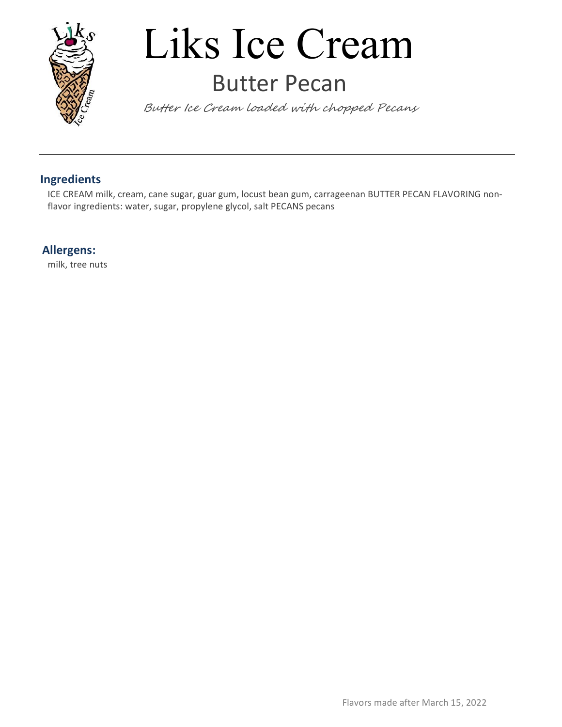# Liks Ice Cream

## Butter Pecan

*Butter Ice Cream loaded with chopped Pecans*

---

### Ingredients

ICE CREAM milk, cream, cane sugar, guar gum, locust bean gum, carrageenan BUTTER PECAN FLAVORING non-flavor ingredients: water, sugar, propylene glycol, salt PECANS pecans

### Allergens:

milk, tree nuts

Flavors made after March 15, 2022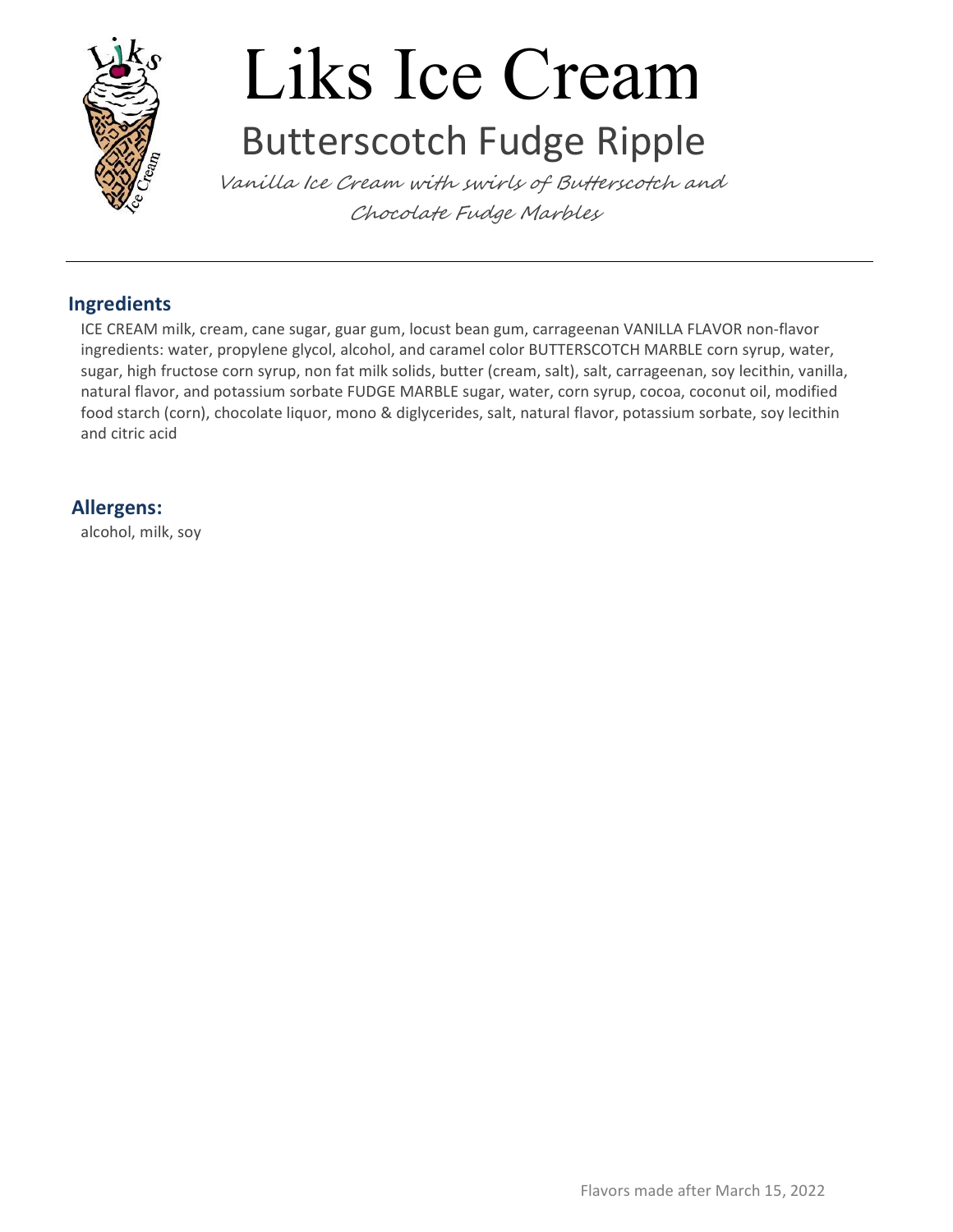# Liks Ice Cream

## Butterscotch Fudge Ripple

*Vanilla Ice Cream with swirls of Butterscotch and Chocolate Fudge Marbles*

---

### Ingredients

ICE CREAM milk, cream, cane sugar, guar gum, locust bean gum, carrageenan VANILLA FLAVOR non-flavor ingredients: water, propylene glycol, alcohol, and caramel color BUTTERSCOTCH MARBLE corn syrup, water, sugar, high fructose corn syrup, non fat milk solids, butter (cream, salt), salt, carrageenan, soy lecithin, vanilla, natural flavor, and potassium sorbate FUDGE MARBLE sugar, water, corn syrup, cocoa, coconut oil, modified food starch (corn), chocolate liquor, mono & diglycerides, salt, natural flavor, potassium sorbate, soy lecithin and citric acid

### Allergens:

alcohol, milk, soy

Flavors made after March 15, 2022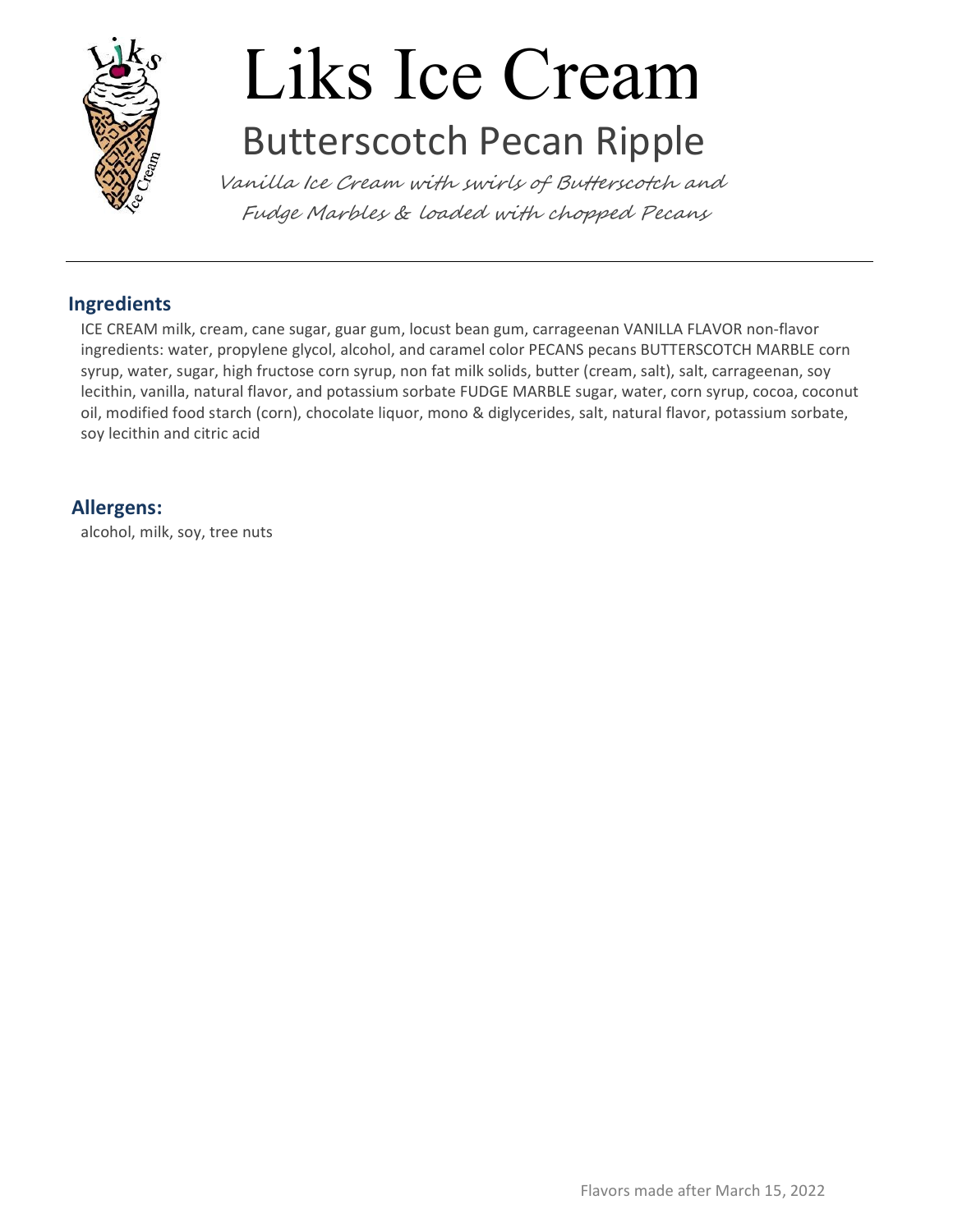# Liks Ice Cream

## Butterscotch Pecan Ripple

*Vanilla Ice Cream with swirls of Butterscotch and Fudge Marbles & loaded with chopped Pecans*

---

### Ingredients

ICE CREAM milk, cream, cane sugar, guar gum, locust bean gum, carrageenan VANILLA FLAVOR non-flavor ingredients: water, propylene glycol, alcohol, and caramel color PECANS pecans BUTTERSCOTCH MARBLE corn syrup, water, sugar, high fructose corn syrup, non fat milk solids, butter (cream, salt), salt, carrageenan, soy lecithin, vanilla, natural flavor, and potassium sorbate FUDGE MARBLE sugar, water, corn syrup, cocoa, coconut oil, modified food starch (corn), chocolate liquor, mono & diglycerides, salt, natural flavor, potassium sorbate, soy lecithin and citric acid

### Allergens:

alcohol, milk, soy, tree nuts

Flavors made after March 15, 2022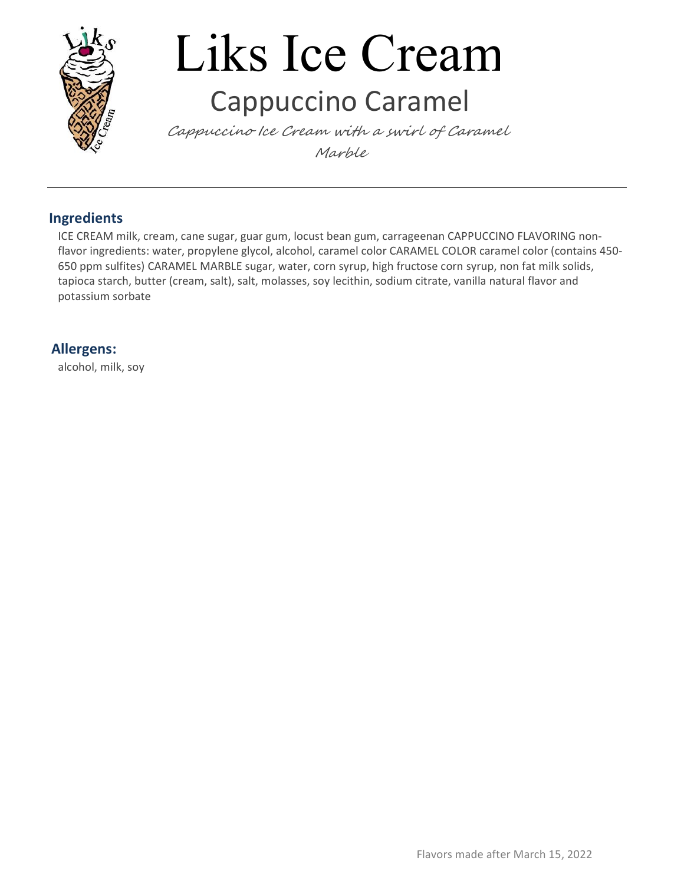# Liks Ice Cream

## Cappuccino Caramel

*Cappuccino Ice Cream with a swirl of Caramel Marble*

---

### Ingredients

ICE CREAM milk, cream, cane sugar, guar gum, locust bean gum, carrageenan CAPPUCCINO FLAVORING non-flavor ingredients: water, propylene glycol, alcohol, caramel color CARAMEL COLOR caramel color (contains 450-650 ppm sulfites) CARAMEL MARBLE sugar, water, corn syrup, high fructose corn syrup, non fat milk solids, tapioca starch, butter (cream, salt), salt, molasses, soy lecithin, sodium citrate, vanilla natural flavor and potassium sorbate

### Allergens:

alcohol, milk, soy

Flavors made after March 15, 2022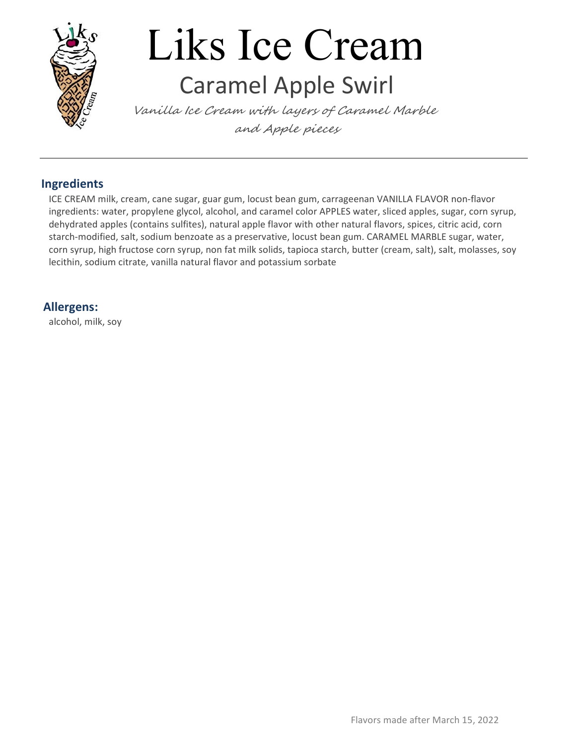# Liks Ice Cream

## Caramel Apple Swirl

*Vanilla Ice Cream with layers of Caramel Marble and Apple pieces*

---

### Ingredients

ICE CREAM milk, cream, cane sugar, guar gum, locust bean gum, carrageenan VANILLA FLAVOR non-flavor ingredients: water, propylene glycol, alcohol, and caramel color APPLES water, sliced apples, sugar, corn syrup, dehydrated apples (contains sulfites), natural apple flavor with other natural flavors, spices, citric acid, corn starch-modified, salt, sodium benzoate as a preservative, locust bean gum. CARAMEL MARBLE sugar, water, corn syrup, high fructose corn syrup, non fat milk solids, tapioca starch, butter (cream, salt), salt, molasses, soy lecithin, sodium citrate, vanilla natural flavor and potassium sorbate

### Allergens:

alcohol, milk, soy

Flavors made after March 15, 2022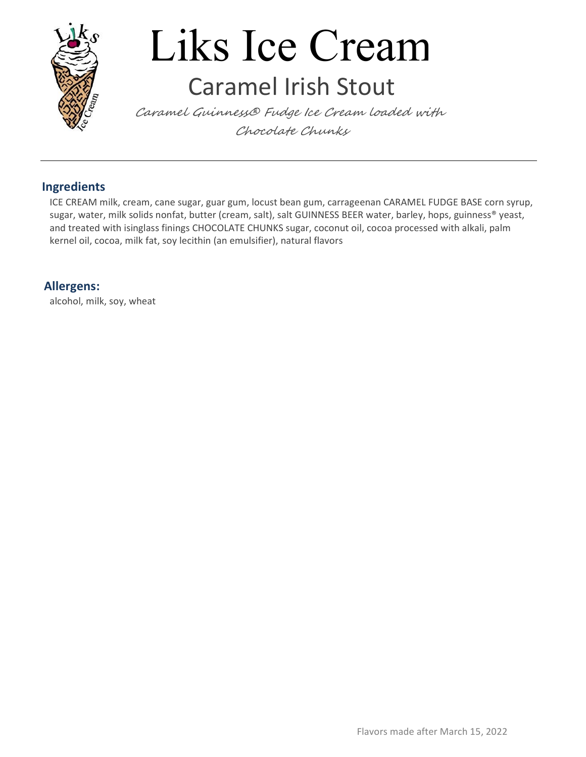# Liks Ice Cream

## Caramel Irish Stout

*Caramel Guinness® Fudge Ice Cream loaded with Chocolate Chunks*

---

### Ingredients

ICE CREAM milk, cream, cane sugar, guar gum, locust bean gum, carrageenan CARAMEL FUDGE BASE corn syrup, sugar, water, milk solids nonfat, butter (cream, salt), salt GUINNESS BEER water, barley, hops, guinness® yeast, and treated with isinglass finings CHOCOLATE CHUNKS sugar, coconut oil, cocoa processed with alkali, palm kernel oil, cocoa, milk fat, soy lecithin (an emulsifier), natural flavors

### Allergens:

alcohol, milk, soy, wheat

Flavors made after March 15, 2022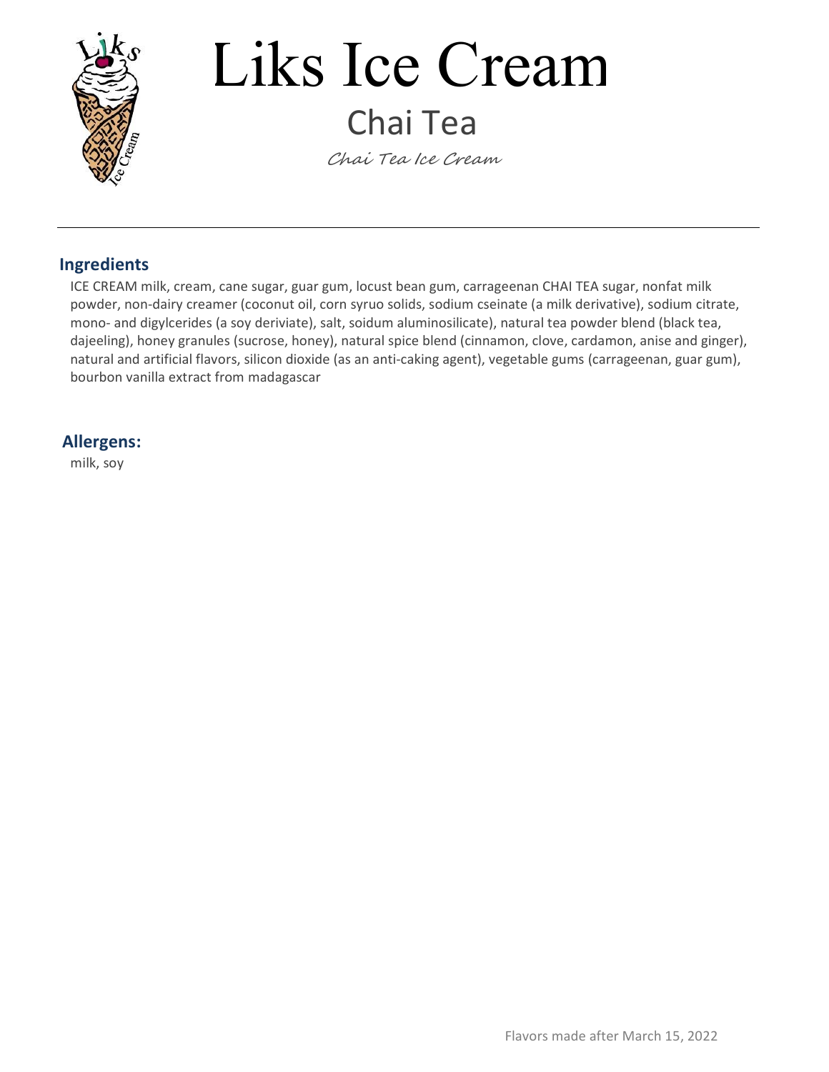# Liks Ice Cream

## Chai Tea

*Chai Tea Ice Cream*

---

### Ingredients

ICE CREAM milk, cream, cane sugar, guar gum, locust bean gum, carrageenan CHAI TEA sugar, nonfat milk powder, non-dairy creamer (coconut oil, corn syruo solids, sodium cseinate (a milk derivative), sodium citrate, mono- and digylcerides (a soy deriviate), salt, soidum aluminosilicate), natural tea powder blend (black tea, dajeeling), honey granules (sucrose, honey), natural spice blend (cinnamon, clove, cardamon, anise and ginger), natural and artificial flavors, silicon dioxide (as an anti-caking agent), vegetable gums (carrageenan, guar gum), bourbon vanilla extract from madagascar

### Allergens:

milk, soy

Flavors made after March 15, 2022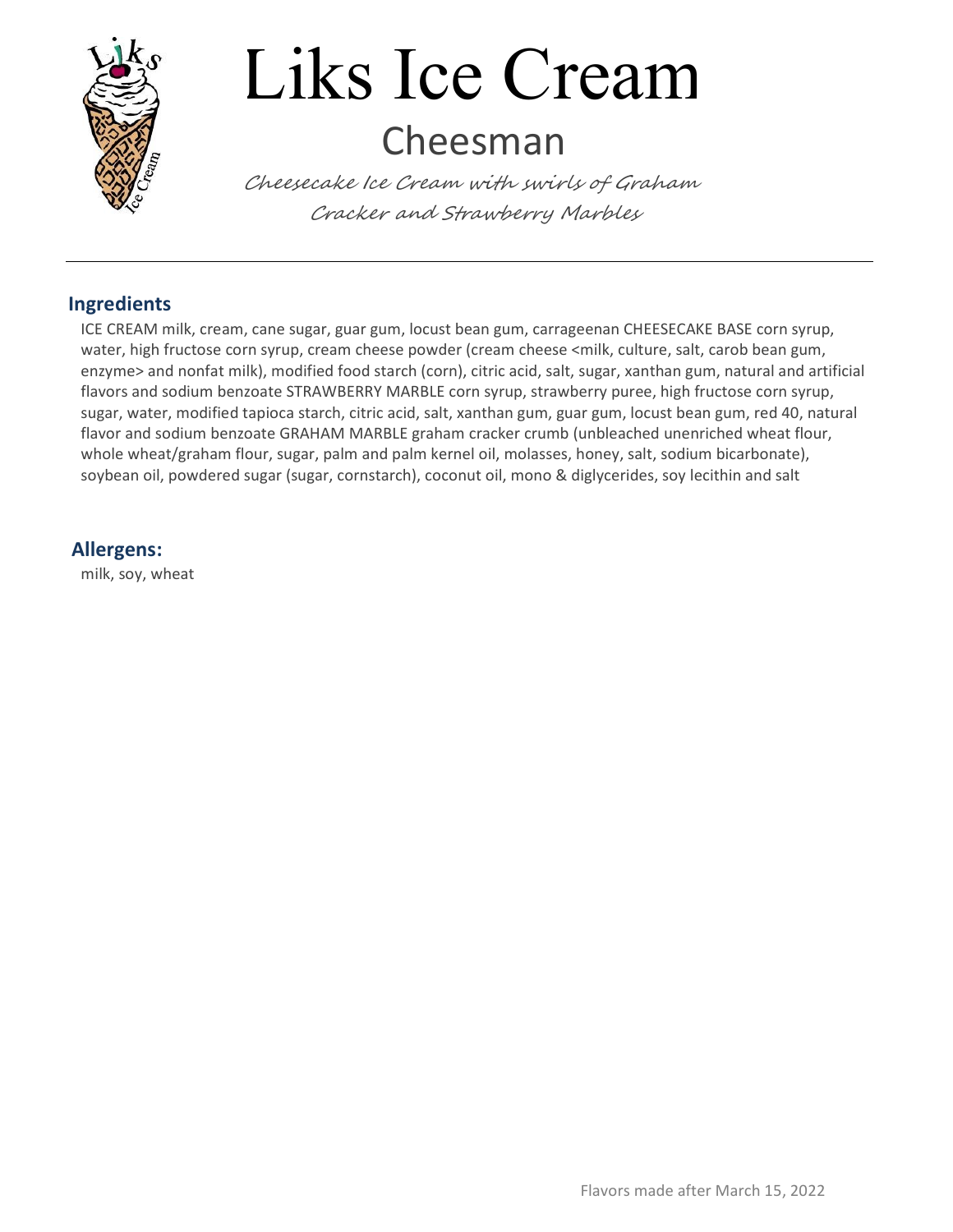# Liks Ice Cream

## Cheesman

*Cheesecake Ice Cream with swirls of Graham Cracker and Strawberry Marbles*

---

### Ingredients

ICE CREAM milk, cream, cane sugar, guar gum, locust bean gum, carrageenan CHEESECAKE BASE corn syrup, water, high fructose corn syrup, cream cheese powder (cream cheese <milk, culture, salt, carob bean gum, enzyme> and nonfat milk), modified food starch (corn), citric acid, salt, sugar, xanthan gum, natural and artificial flavors and sodium benzoate STRAWBERRY MARBLE corn syrup, strawberry puree, high fructose corn syrup, sugar, water, modified tapioca starch, citric acid, salt, xanthan gum, guar gum, locust bean gum, red 40, natural flavor and sodium benzoate GRAHAM MARBLE graham cracker crumb (unbleached unenriched wheat flour, whole wheat/graham flour, sugar, palm and palm kernel oil, molasses, honey, salt, sodium bicarbonate), soybean oil, powdered sugar (sugar, cornstarch), coconut oil, mono & diglycerides, soy lecithin and salt

### Allergens:

milk, soy, wheat

Flavors made after March 15, 2022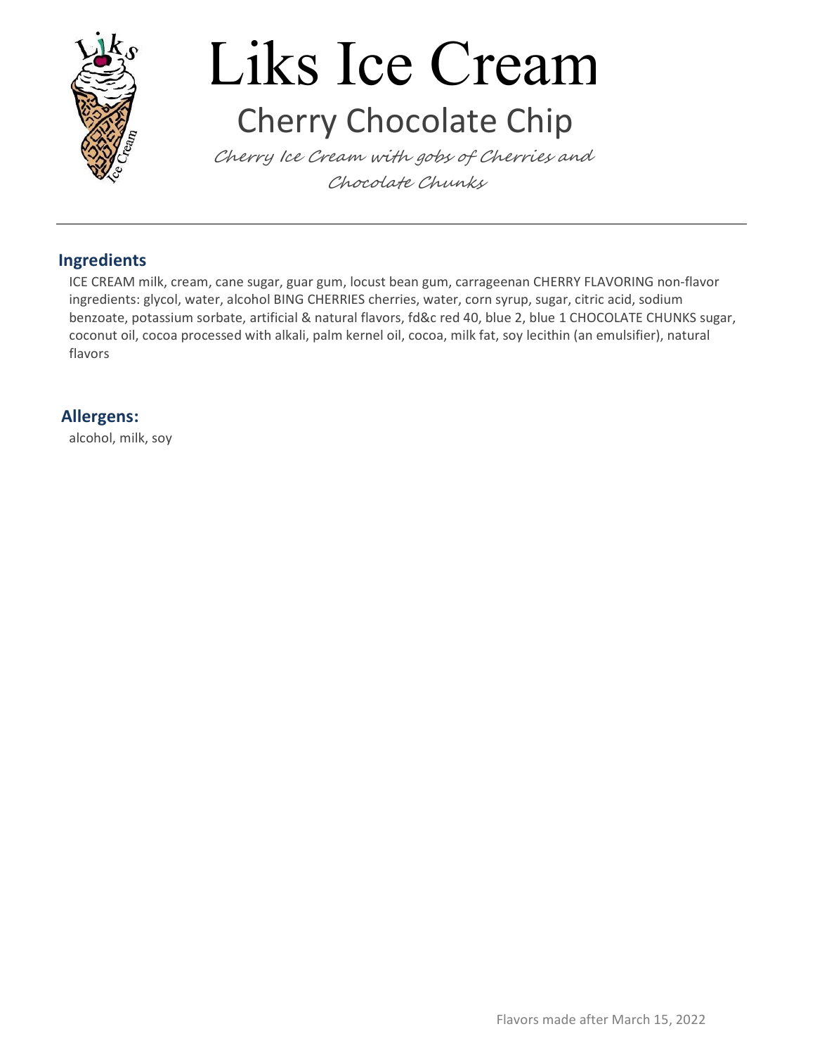# Liks Ice Cream

## Cherry Chocolate Chip

*Cherry Ice Cream with gobs of Cherries and Chocolate Chunks*

---

### Ingredients

ICE CREAM milk, cream, cane sugar, guar gum, locust bean gum, carrageenan CHERRY FLAVORING non-flavor ingredients: glycol, water, alcohol BING CHERRIES cherries, water, corn syrup, sugar, citric acid, sodium benzoate, potassium sorbate, artificial & natural flavors, fd&c red 40, blue 2, blue 1 CHOCOLATE CHUNKS sugar, coconut oil, cocoa processed with alkali, palm kernel oil, cocoa, milk fat, soy lecithin (an emulsifier), natural flavors

### Allergens:

alcohol, milk, soy

Flavors made after March 15, 2022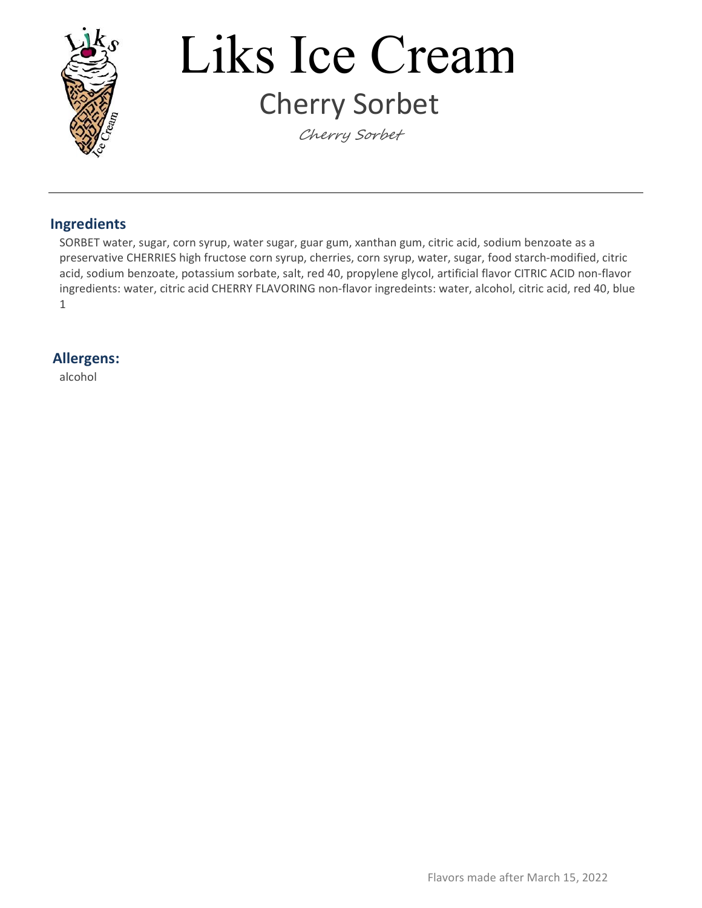# Liks Ice Cream

## Cherry Sorbet

*Cherry Sorbet*

---

### Ingredients

SORBET water, sugar, corn syrup, water sugar, guar gum, xanthan gum, citric acid, sodium benzoate as a preservative CHERRIES high fructose corn syrup, cherries, corn syrup, water, sugar, food starch-modified, citric acid, sodium benzoate, potassium sorbate, salt, red 40, propylene glycol, artificial flavor CITRIC ACID non-flavor ingredients: water, citric acid CHERRY FLAVORING non-flavor ingredeints: water, alcohol, citric acid, red 40, blue 1

### Allergens:

alcohol

Flavors made after March 15, 2022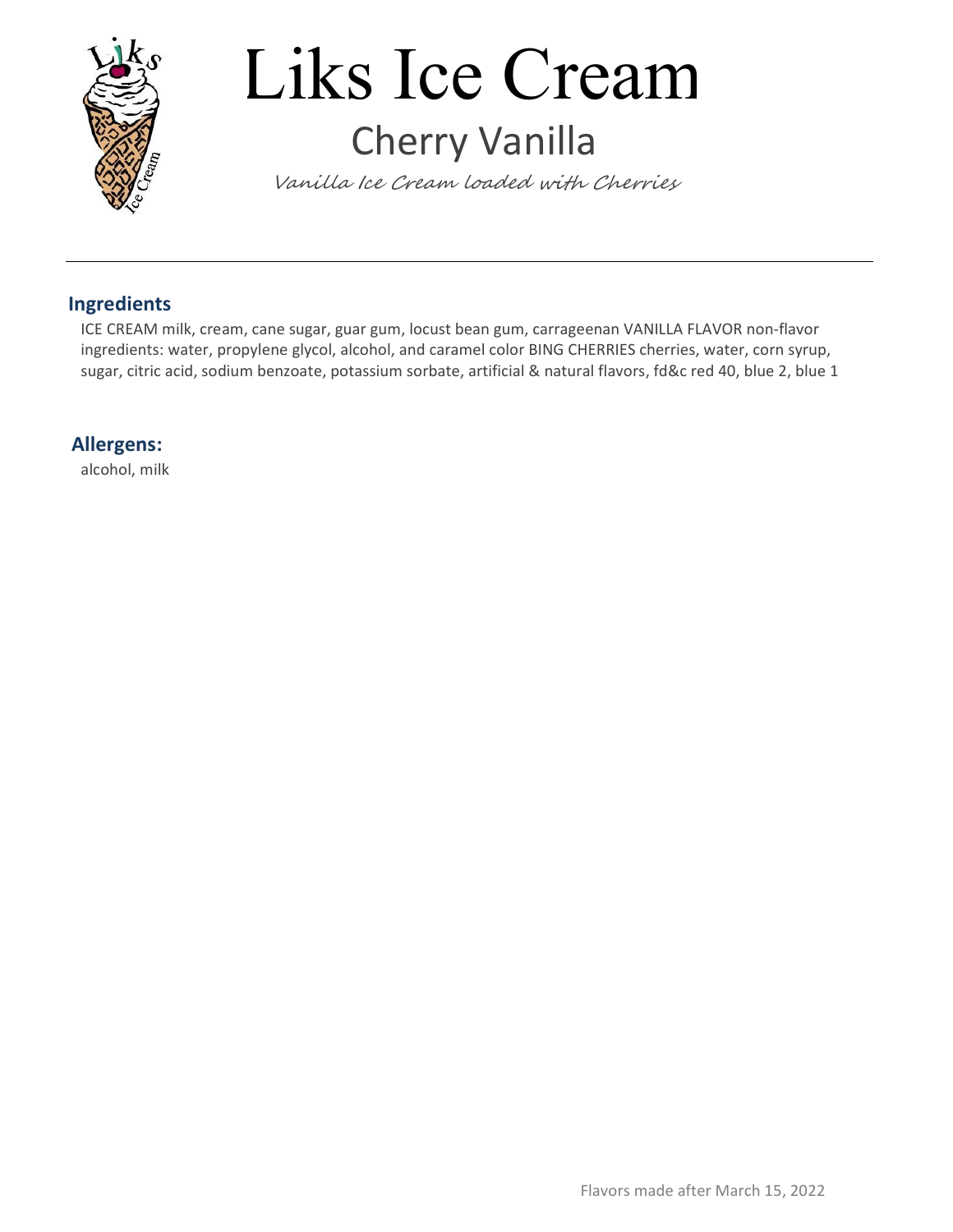# Liks Ice Cream

## Cherry Vanilla

*Vanilla Ice Cream loaded with Cherries*

---

### Ingredients

ICE CREAM milk, cream, cane sugar, guar gum, locust bean gum, carrageenan VANILLA FLAVOR non-flavor ingredients: water, propylene glycol, alcohol, and caramel color BING CHERRIES cherries, water, corn syrup, sugar, citric acid, sodium benzoate, potassium sorbate, artificial & natural flavors, fd&c red 40, blue 2, blue 1

### Allergens:

alcohol, milk

Flavors made after March 15, 2022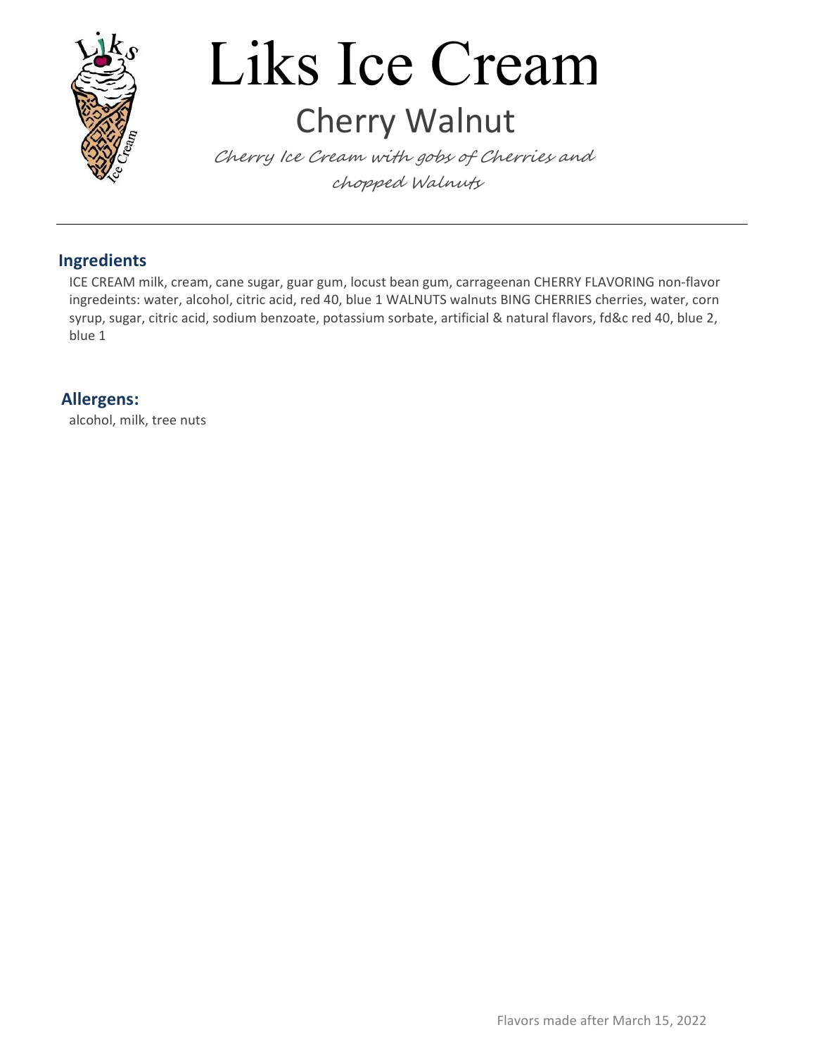# Liks Ice Cream

## Cherry Walnut

*Cherry Ice Cream with gobs of Cherries and chopped Walnuts*

---

### Ingredients

ICE CREAM milk, cream, cane sugar, guar gum, locust bean gum, carrageenan CHERRY FLAVORING non-flavor ingredeints: water, alcohol, citric acid, red 40, blue 1 WALNUTS walnuts BING CHERRIES cherries, water, corn syrup, sugar, citric acid, sodium benzoate, potassium sorbate, artificial & natural flavors, fd&c red 40, blue 2, blue 1

### Allergens:

alcohol, milk, tree nuts

Flavors made after March 15, 2022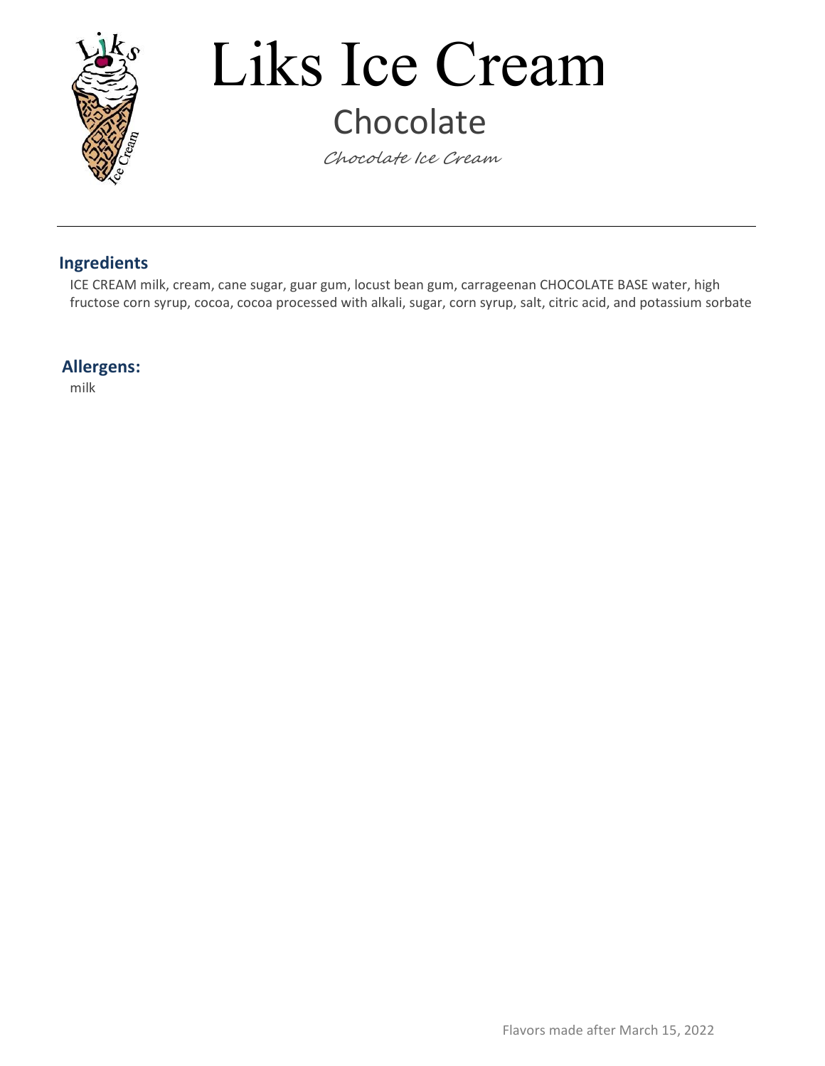# Liks Ice Cream

## Chocolate

*Chocolate Ice Cream*

---

### Ingredients

ICE CREAM milk, cream, cane sugar, guar gum, locust bean gum, carrageenan CHOCOLATE BASE water, high fructose corn syrup, cocoa, cocoa processed with alkali, sugar, corn syrup, salt, citric acid, and potassium sorbate

### Allergens:

milk

Flavors made after March 15, 2022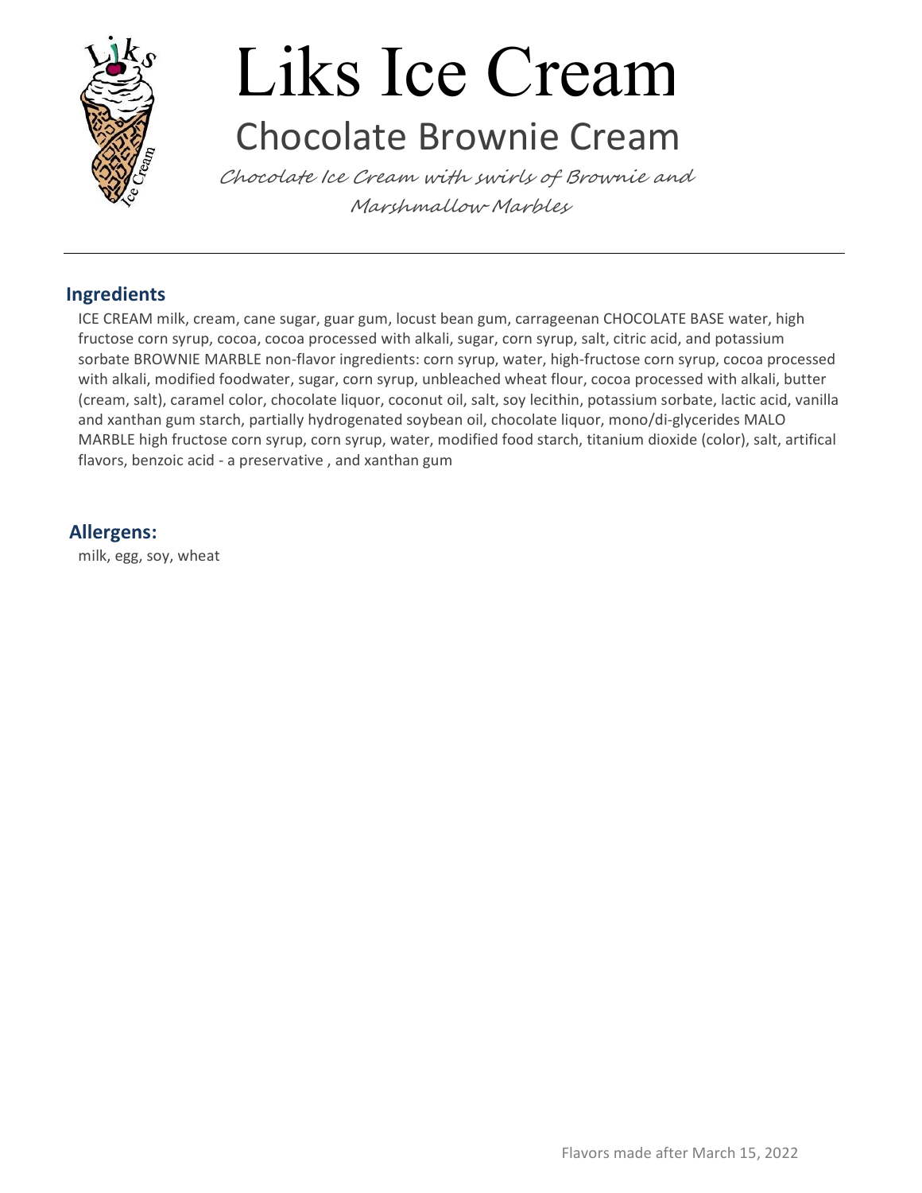# Liks Ice Cream

## Chocolate Brownie Cream

*Chocolate Ice Cream with swirls of Brownie and Marshmallow Marbles*

---

### Ingredients

ICE CREAM milk, cream, cane sugar, guar gum, locust bean gum, carrageenan CHOCOLATE BASE water, high fructose corn syrup, cocoa, cocoa processed with alkali, sugar, corn syrup, salt, citric acid, and potassium sorbate BROWNIE MARBLE non-flavor ingredients: corn syrup, water, high-fructose corn syrup, cocoa processed with alkali, modified foodwater, sugar, corn syrup, unbleached wheat flour, cocoa processed with alkali, butter (cream, salt), caramel color, chocolate liquor, coconut oil, salt, soy lecithin, potassium sorbate, lactic acid, vanilla and xanthan gum starch, partially hydrogenated soybean oil, chocolate liquor, mono/di-glycerides MALO MARBLE high fructose corn syrup, corn syrup, water, modified food starch, titanium dioxide (color), salt, artifical flavors, benzoic acid - a preservative , and xanthan gum

### Allergens:

milk, egg, soy, wheat

Flavors made after March 15, 2022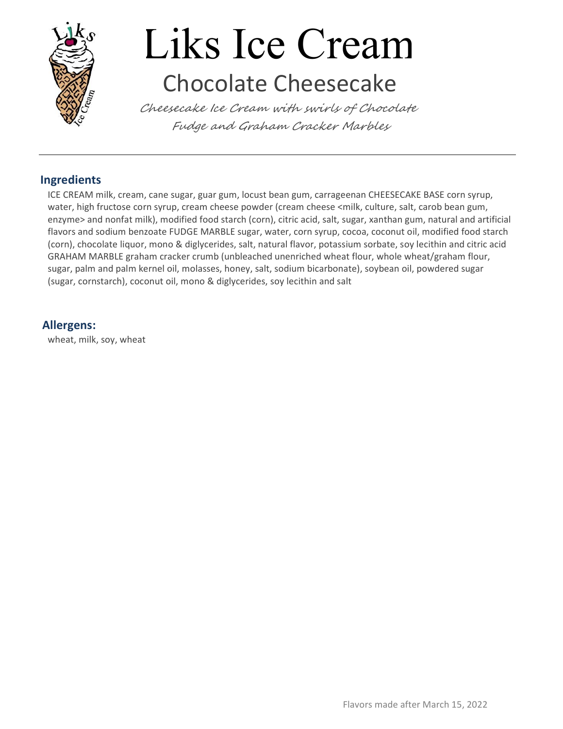# Liks Ice Cream

## Chocolate Cheesecake

*Cheesecake Ice Cream with swirls of Chocolate Fudge and Graham Cracker Marbles*

### Ingredients

ICE CREAM milk, cream, cane sugar, guar gum, locust bean gum, carrageenan CHEESECAKE BASE corn syrup, water, high fructose corn syrup, cream cheese powder (cream cheese <milk, culture, salt, carob bean gum, enzyme> and nonfat milk), modified food starch (corn), citric acid, salt, sugar, xanthan gum, natural and artificial flavors and sodium benzoate FUDGE MARBLE sugar, water, corn syrup, cocoa, coconut oil, modified food starch (corn), chocolate liquor, mono & diglycerides, salt, natural flavor, potassium sorbate, soy lecithin and citric acid GRAHAM MARBLE graham cracker crumb (unbleached unenriched wheat flour, whole wheat/graham flour, sugar, palm and palm kernel oil, molasses, honey, salt, sodium bicarbonate), soybean oil, powdered sugar (sugar, cornstarch), coconut oil, mono & diglycerides, soy lecithin and salt

### Allergens:

wheat, milk, soy, wheat

Flavors made after March 15, 2022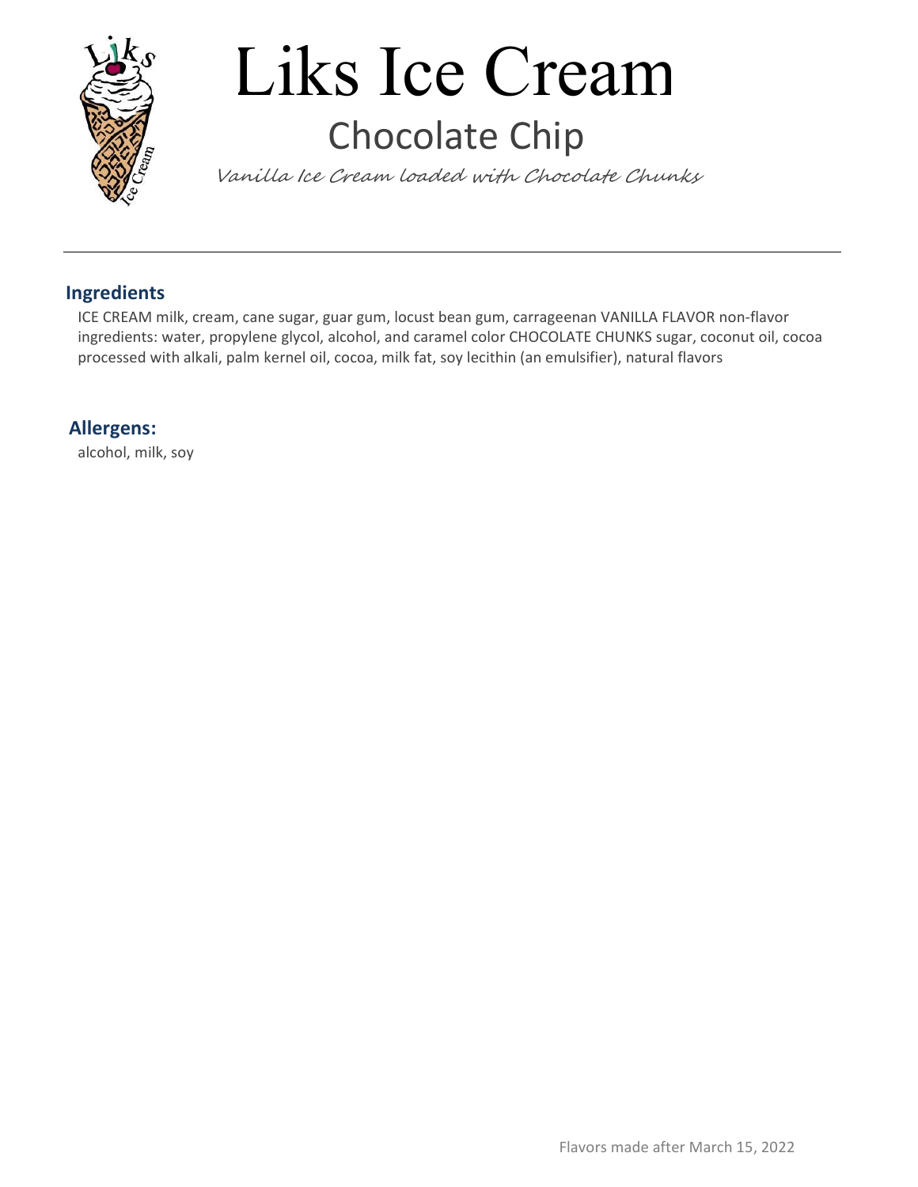# Liks Ice Cream

## Chocolate Chip

*Vanilla Ice Cream loaded with Chocolate Chunks*

---

### Ingredients

ICE CREAM milk, cream, cane sugar, guar gum, locust bean gum, carrageenan VANILLA FLAVOR non-flavor ingredients: water, propylene glycol, alcohol, and caramel color CHOCOLATE CHUNKS sugar, coconut oil, cocoa processed with alkali, palm kernel oil, cocoa, milk fat, soy lecithin (an emulsifier), natural flavors

### Allergens:

alcohol, milk, soy

Flavors made after March 15, 2022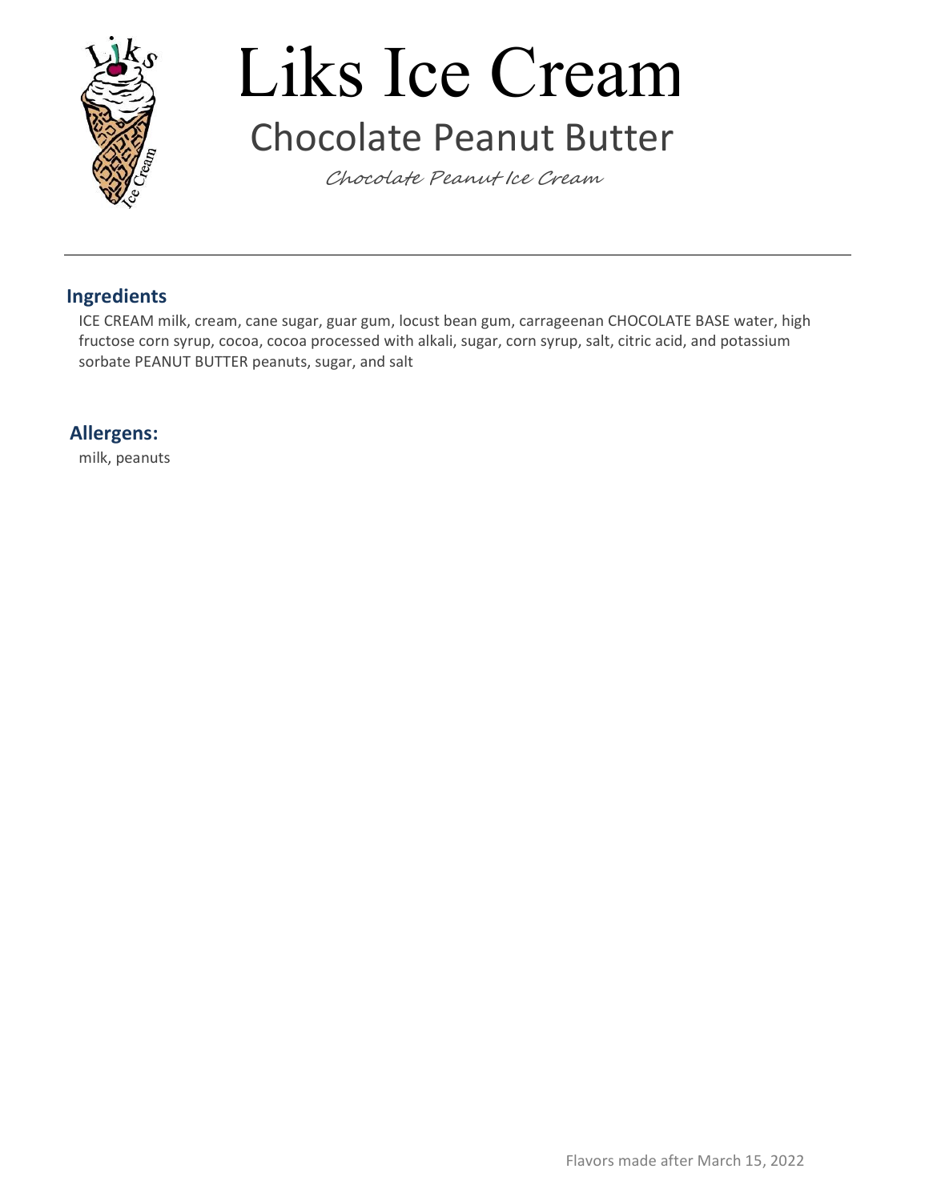# Liks Ice Cream

## Chocolate Peanut Butter

*Chocolate Peanut Ice Cream*

---

### Ingredients

ICE CREAM milk, cream, cane sugar, guar gum, locust bean gum, carrageenan CHOCOLATE BASE water, high fructose corn syrup, cocoa, cocoa processed with alkali, sugar, corn syrup, salt, citric acid, and potassium sorbate PEANUT BUTTER peanuts, sugar, and salt

### Allergens:

milk, peanuts

Flavors made after March 15, 2022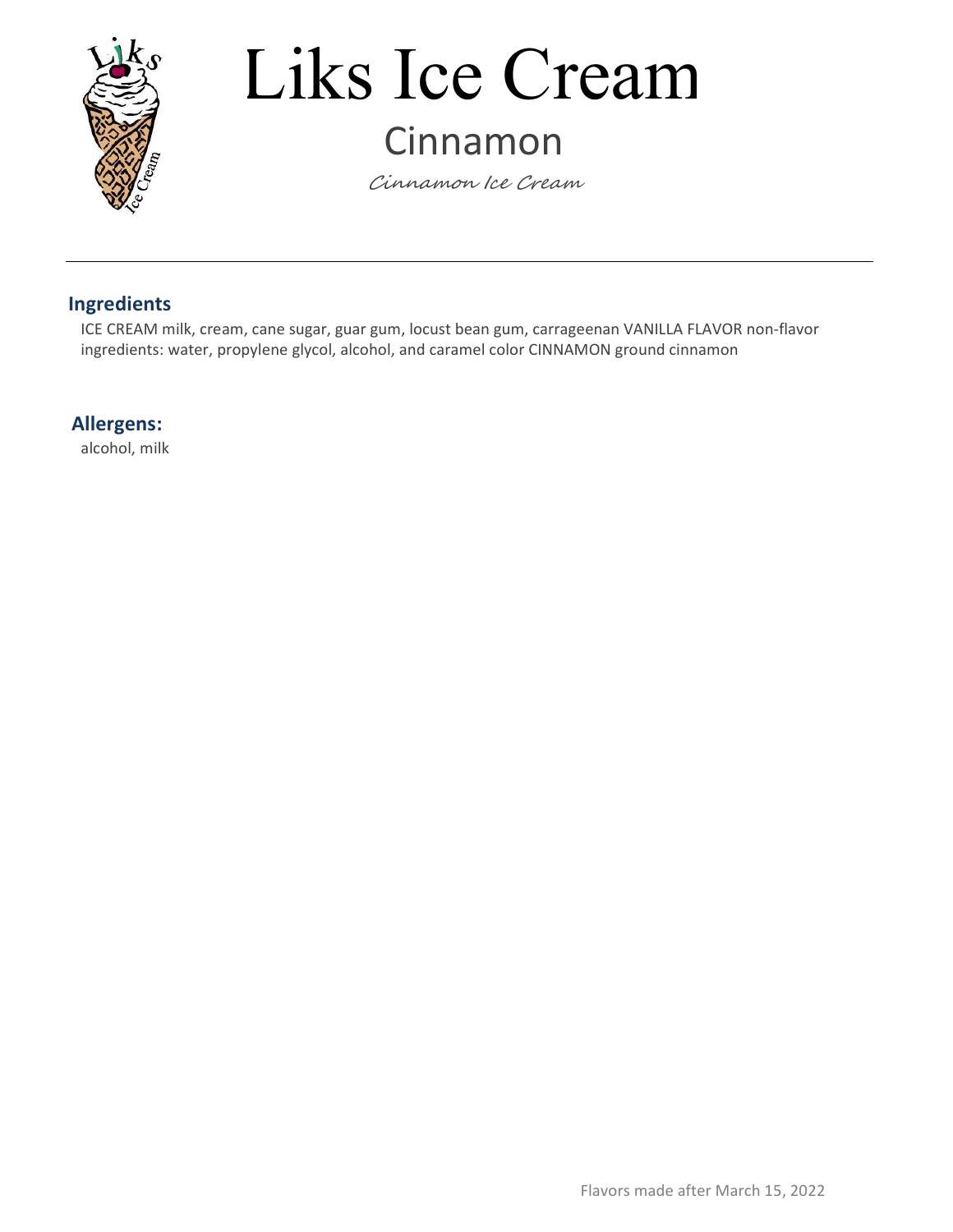# Liks Ice Cream

## Cinnamon

*Cinnamon Ice Cream*

---

### Ingredients

ICE CREAM milk, cream, cane sugar, guar gum, locust bean gum, carrageenan VANILLA FLAVOR non-flavor ingredients: water, propylene glycol, alcohol, and caramel color CINNAMON ground cinnamon

### Allergens:

alcohol, milk

Flavors made after March 15, 2022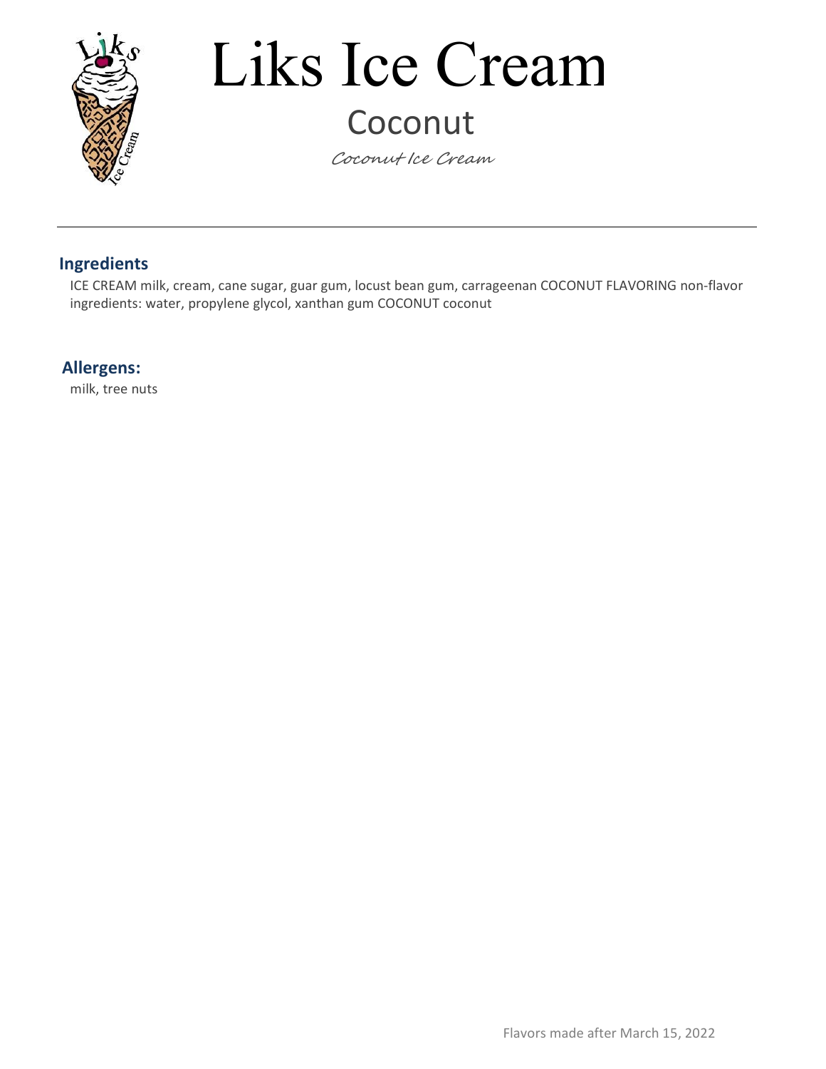# Liks Ice Cream

## Coconut

*Coconut Ice Cream*

---

### Ingredients

ICE CREAM milk, cream, cane sugar, guar gum, locust bean gum, carrageenan COCONUT FLAVORING non-flavor ingredients: water, propylene glycol, xanthan gum COCONUT coconut

### Allergens:

milk, tree nuts

Flavors made after March 15, 2022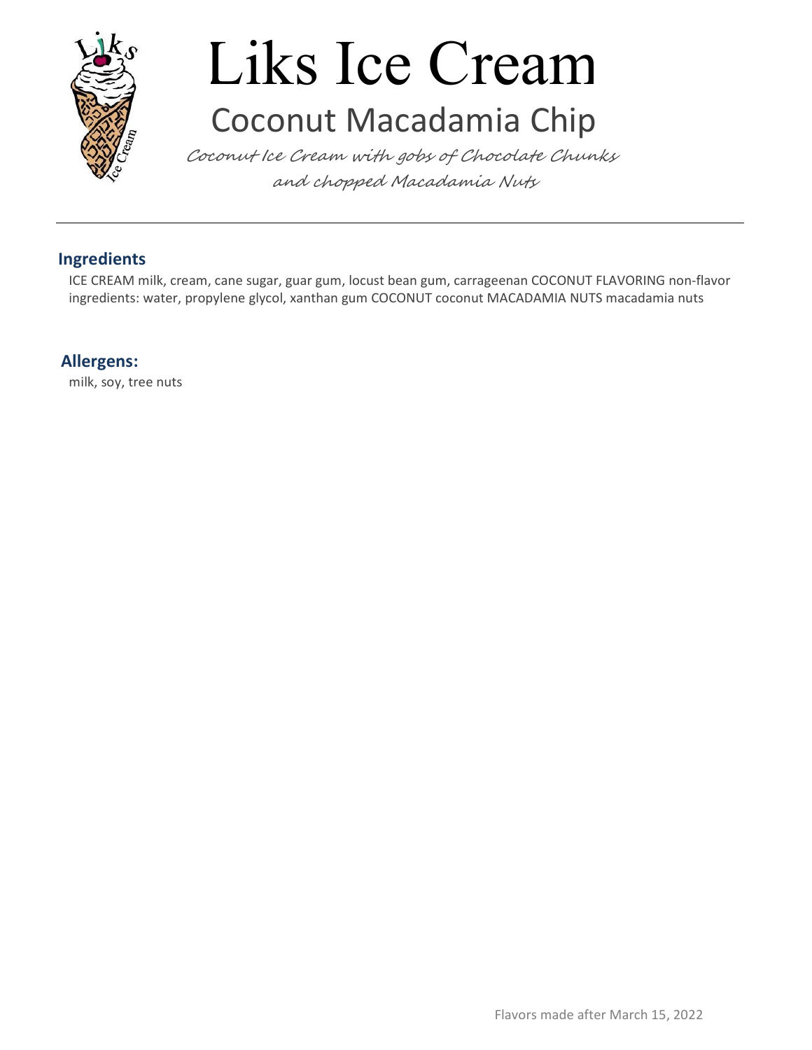# Liks Ice Cream

## Coconut Macadamia Chip

*Coconut Ice Cream with gobs of Chocolate Chunks and chopped Macadamia Nuts*

---

### Ingredients

ICE CREAM milk, cream, cane sugar, guar gum, locust bean gum, carrageenan COCONUT FLAVORING non-flavor ingredients: water, propylene glycol, xanthan gum COCONUT coconut MACADAMIA NUTS macadamia nuts

### Allergens:

milk, soy, tree nuts

Flavors made after March 15, 2022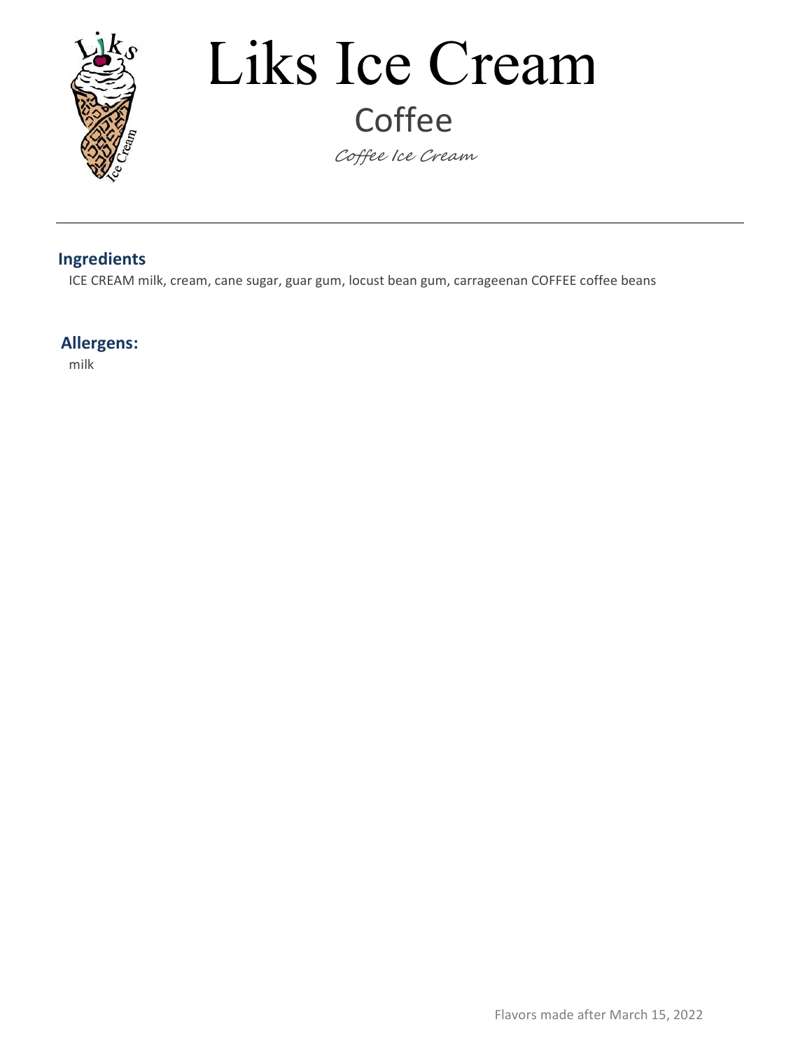# Liks Ice Cream

## Coffee

*Coffee Ice Cream*

---

### Ingredients

ICE CREAM milk, cream, cane sugar, guar gum, locust bean gum, carrageenan COFFEE coffee beans

### Allergens:

milk

Flavors made after March 15, 2022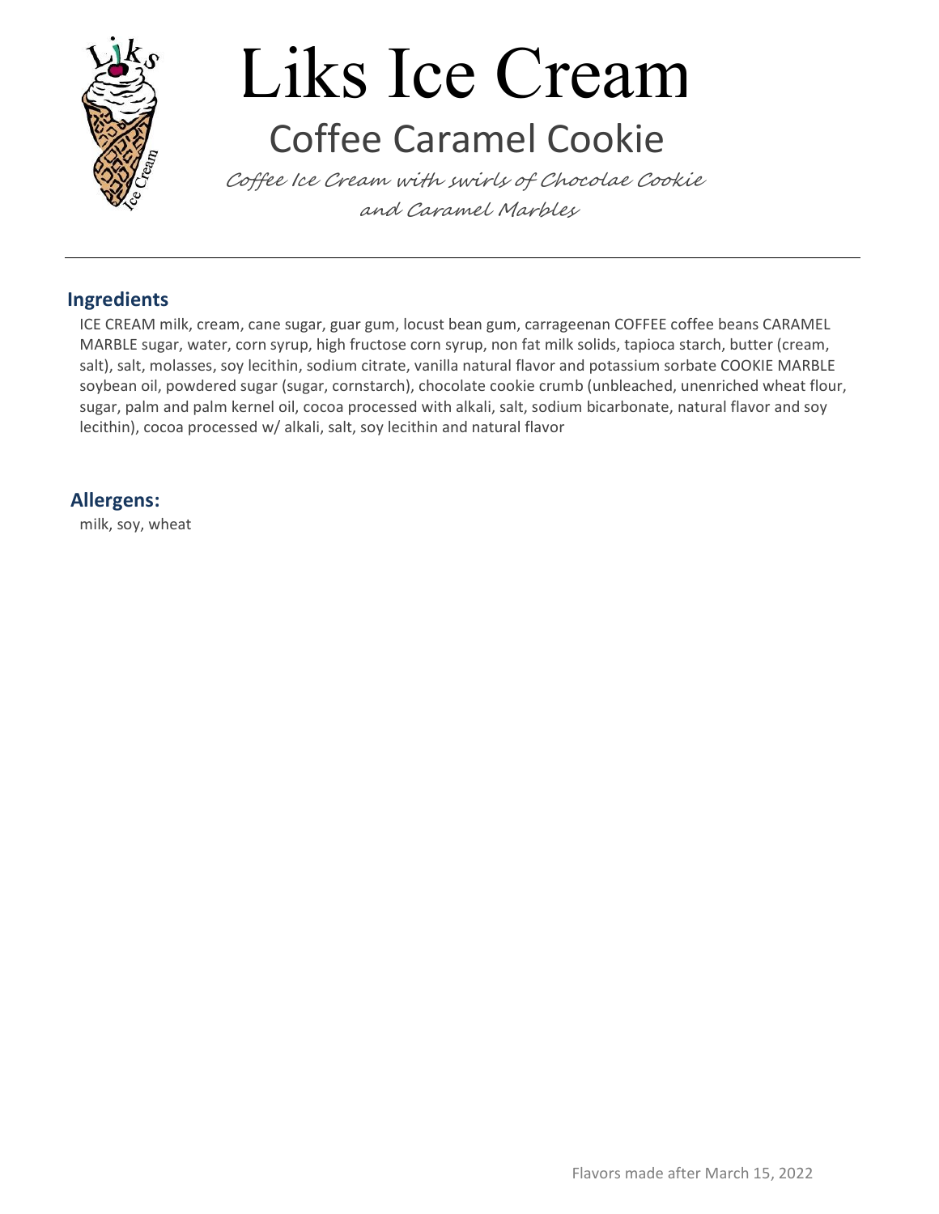# Liks Ice Cream

## Coffee Caramel Cookie

*Coffee Ice Cream with swirls of Chocolae Cookie and Caramel Marbles*

---

### Ingredients

ICE CREAM milk, cream, cane sugar, guar gum, locust bean gum, carrageenan COFFEE coffee beans CARAMEL MARBLE sugar, water, corn syrup, high fructose corn syrup, non fat milk solids, tapioca starch, butter (cream, salt), salt, molasses, soy lecithin, sodium citrate, vanilla natural flavor and potassium sorbate COOKIE MARBLE soybean oil, powdered sugar (sugar, cornstarch), chocolate cookie crumb (unbleached, unenriched wheat flour, sugar, palm and palm kernel oil, cocoa processed with alkali, salt, sodium bicarbonate, natural flavor and soy lecithin), cocoa processed w/ alkali, salt, soy lecithin and natural flavor

### Allergens:

milk, soy, wheat

Flavors made after March 15, 2022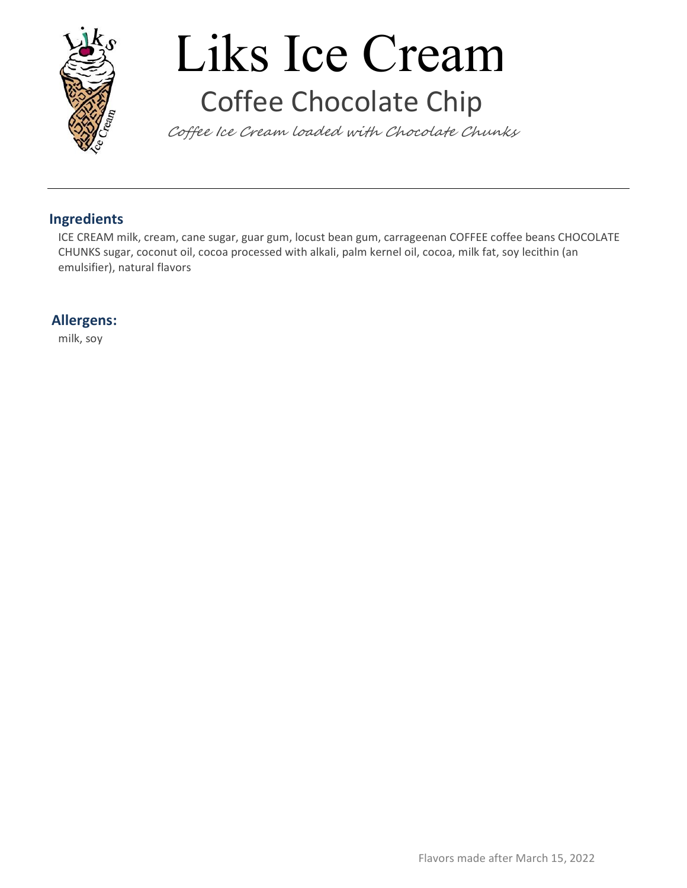# Liks Ice Cream

## Coffee Chocolate Chip

*Coffee Ice Cream loaded with Chocolate Chunks*

---

### Ingredients

ICE CREAM milk, cream, cane sugar, guar gum, locust bean gum, carrageenan COFFEE coffee beans CHOCOLATE CHUNKS sugar, coconut oil, cocoa processed with alkali, palm kernel oil, cocoa, milk fat, soy lecithin (an emulsifier), natural flavors

### Allergens:

milk, soy

Flavors made after March 15, 2022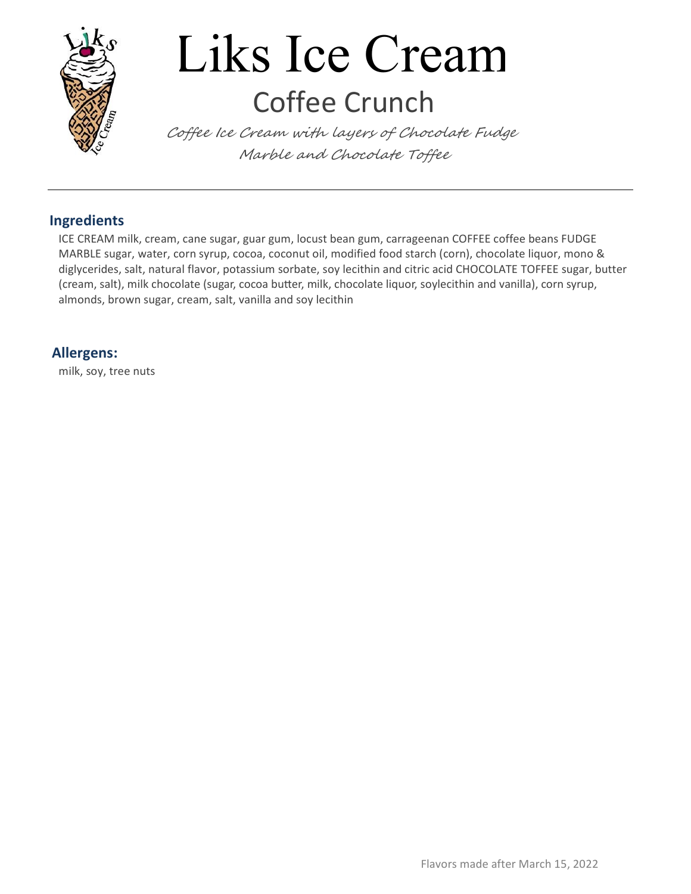# Liks Ice Cream

## Coffee Crunch

*Coffee Ice Cream with layers of Chocolate Fudge Marble and Chocolate Toffee*

---

### Ingredients

ICE CREAM milk, cream, cane sugar, guar gum, locust bean gum, carrageenan COFFEE coffee beans FUDGE MARBLE sugar, water, corn syrup, cocoa, coconut oil, modified food starch (corn), chocolate liquor, mono & diglycerides, salt, natural flavor, potassium sorbate, soy lecithin and citric acid CHOCOLATE TOFFEE sugar, butter (cream, salt), milk chocolate (sugar, cocoa butter, milk, chocolate liquor, soylecithin and vanilla), corn syrup, almonds, brown sugar, cream, salt, vanilla and soy lecithin

### Allergens:

milk, soy, tree nuts

Flavors made after March 15, 2022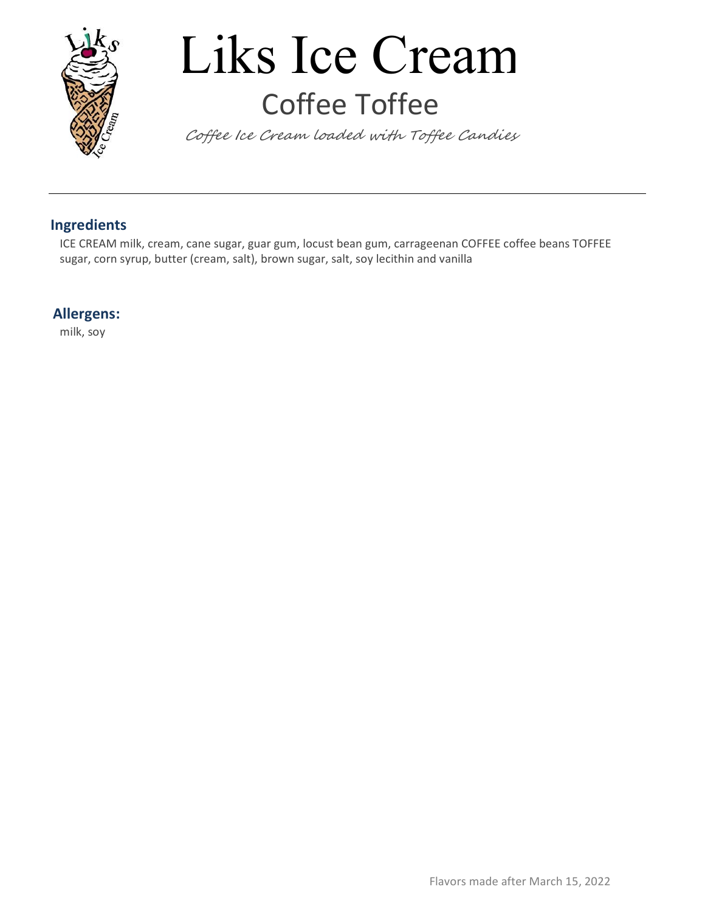# Liks Ice Cream

## Coffee Toffee

*Coffee Ice Cream loaded with Toffee Candies*

---

### Ingredients

ICE CREAM milk, cream, cane sugar, guar gum, locust bean gum, carrageenan COFFEE coffee beans TOFFEE sugar, corn syrup, butter (cream, salt), brown sugar, salt, soy lecithin and vanilla

### Allergens:

milk, soy

Flavors made after March 15, 2022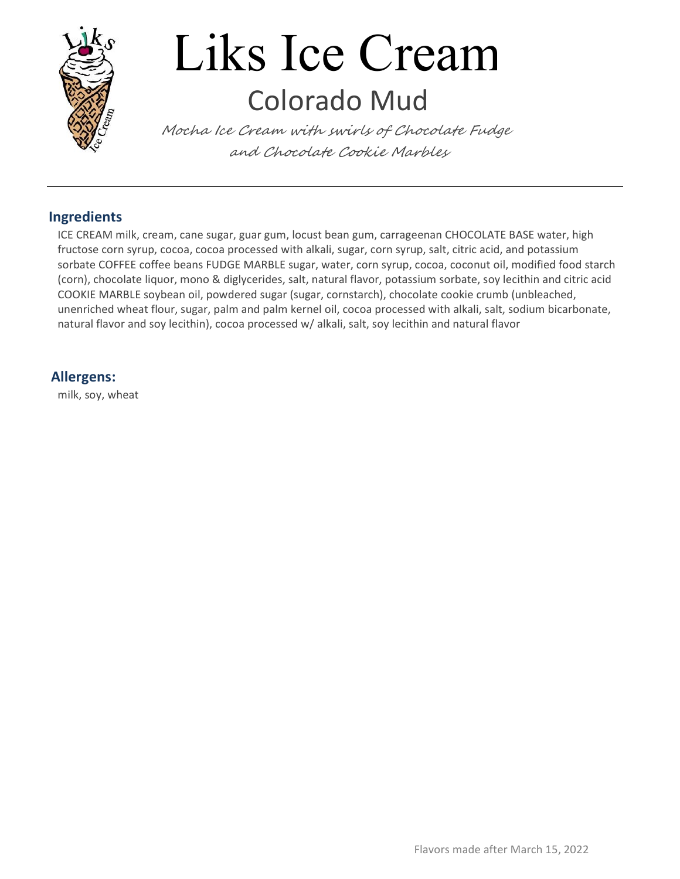# Liks Ice Cream

## Colorado Mud

*Mocha Ice Cream with swirls of Chocolate Fudge and Chocolate Cookie Marbles*

---

### Ingredients

ICE CREAM milk, cream, cane sugar, guar gum, locust bean gum, carrageenan CHOCOLATE BASE water, high fructose corn syrup, cocoa, cocoa processed with alkali, sugar, corn syrup, salt, citric acid, and potassium sorbate COFFEE coffee beans FUDGE MARBLE sugar, water, corn syrup, cocoa, coconut oil, modified food starch (corn), chocolate liquor, mono & diglycerides, salt, natural flavor, potassium sorbate, soy lecithin and citric acid COOKIE MARBLE soybean oil, powdered sugar (sugar, cornstarch), chocolate cookie crumb (unbleached, unenriched wheat flour, sugar, palm and palm kernel oil, cocoa processed with alkali, salt, sodium bicarbonate, natural flavor and soy lecithin), cocoa processed w/ alkali, salt, soy lecithin and natural flavor

### Allergens:

milk, soy, wheat

Flavors made after March 15, 2022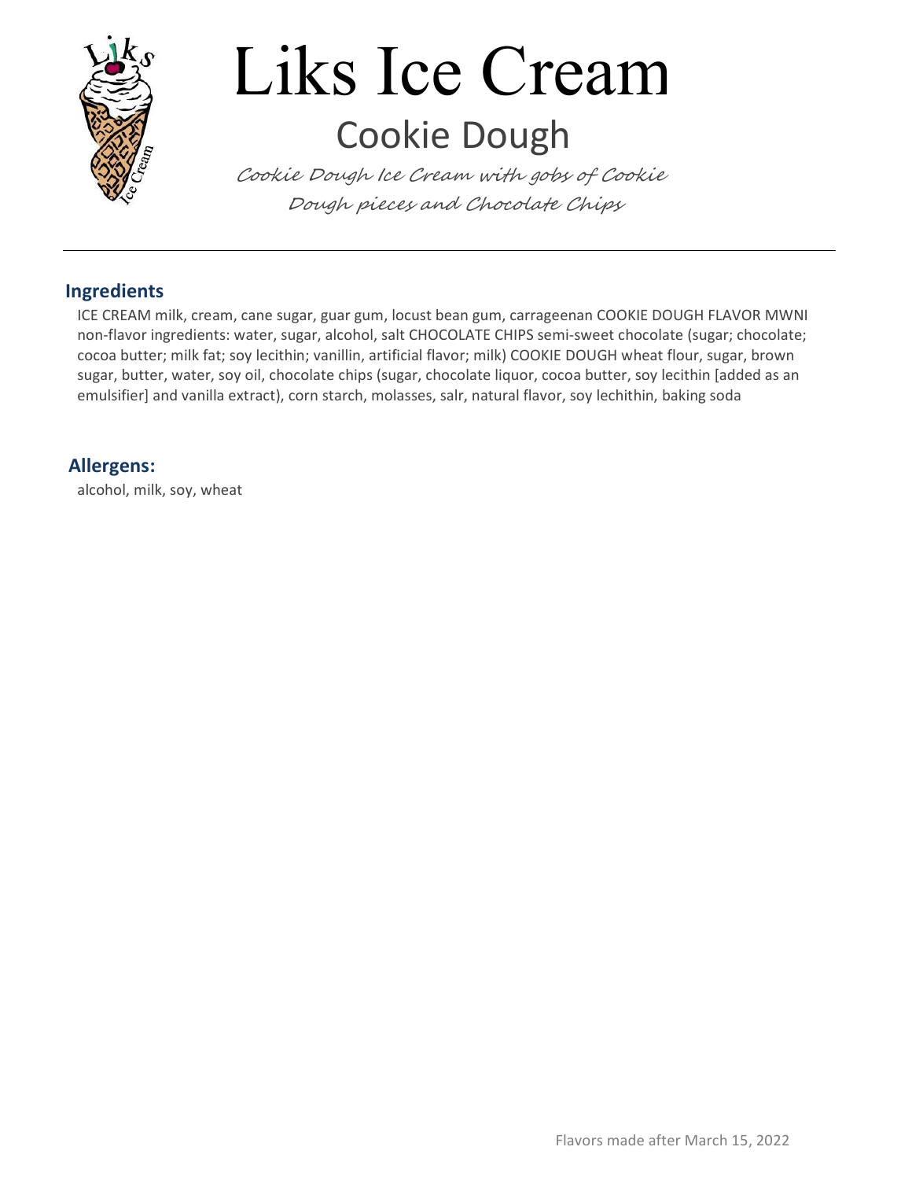# Liks Ice Cream

## Cookie Dough

*Cookie Dough Ice Cream with gobs of Cookie Dough pieces and Chocolate Chips*

---

### Ingredients

ICE CREAM milk, cream, cane sugar, guar gum, locust bean gum, carrageenan COOKIE DOUGH FLAVOR MWNI non-flavor ingredients: water, sugar, alcohol, salt CHOCOLATE CHIPS semi-sweet chocolate (sugar; chocolate; cocoa butter; milk fat; soy lecithin; vanillin, artificial flavor; milk) COOKIE DOUGH wheat flour, sugar, brown sugar, butter, water, soy oil, chocolate chips (sugar, chocolate liquor, cocoa butter, soy lecithin [added as an emulsifier] and vanilla extract), corn starch, molasses, salr, natural flavor, soy lechithin, baking soda

### Allergens:

alcohol, milk, soy, wheat

Flavors made after March 15, 2022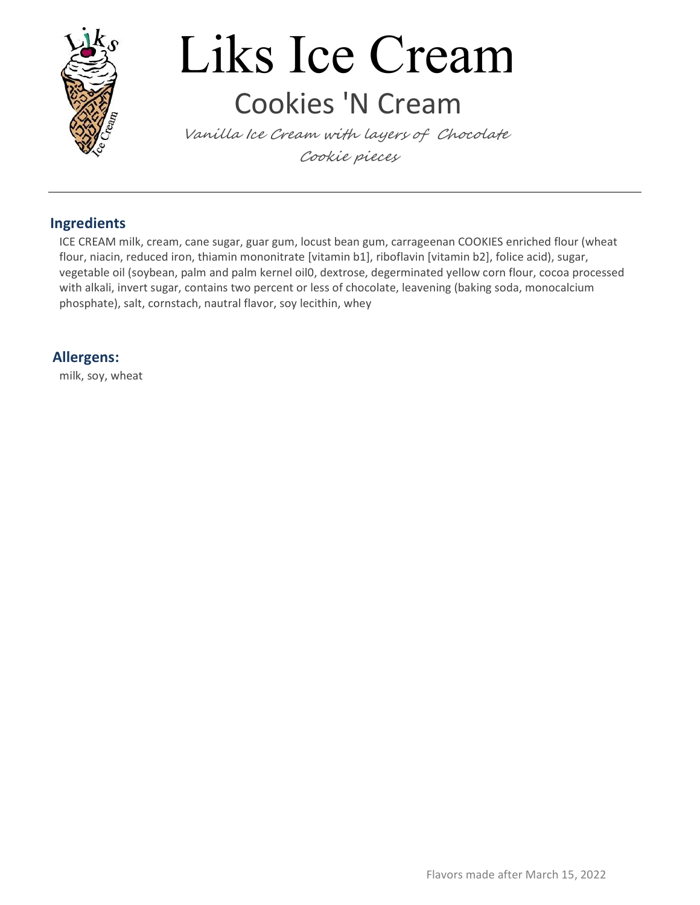# Liks Ice Cream

## Cookies 'N Cream

*Vanilla Ice Cream with layers of Chocolate Cookie pieces*

---

### Ingredients

ICE CREAM milk, cream, cane sugar, guar gum, locust bean gum, carrageenan COOKIES enriched flour (wheat flour, niacin, reduced iron, thiamin mononitrate [vitamin b1], riboflavin [vitamin b2], folice acid), sugar, vegetable oil (soybean, palm and palm kernel oil0, dextrose, degerminated yellow corn flour, cocoa processed with alkali, invert sugar, contains two percent or less of chocolate, leavening (baking soda, monocalcium phosphate), salt, cornstach, nautral flavor, soy lecithin, whey

### Allergens:

milk, soy, wheat

Flavors made after March 15, 2022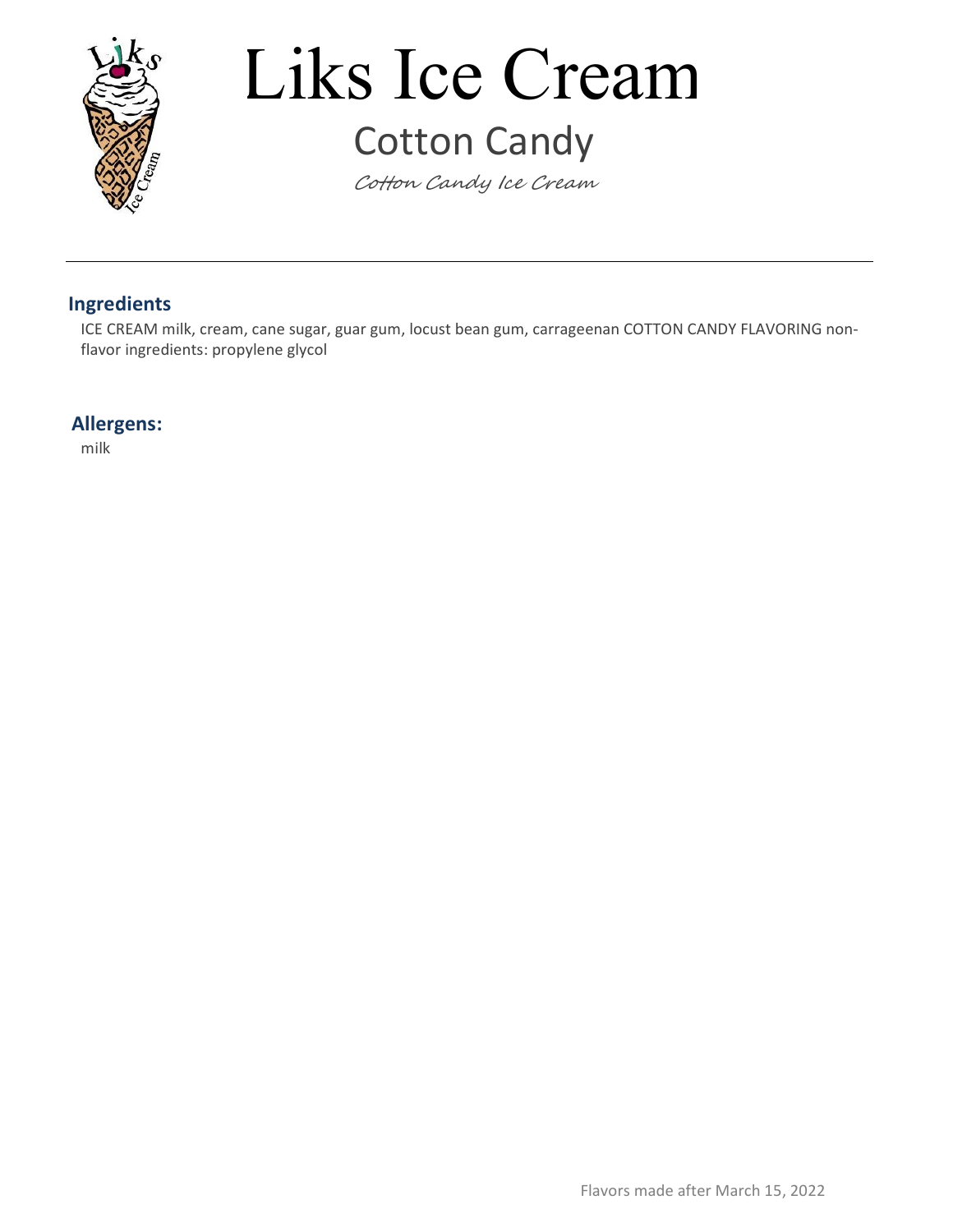# Liks Ice Cream

## Cotton Candy

*Cotton Candy Ice Cream*

---

### Ingredients

ICE CREAM milk, cream, cane sugar, guar gum, locust bean gum, carrageenan COTTON CANDY FLAVORING non-flavor ingredients: propylene glycol

### Allergens:

milk

Flavors made after March 15, 2022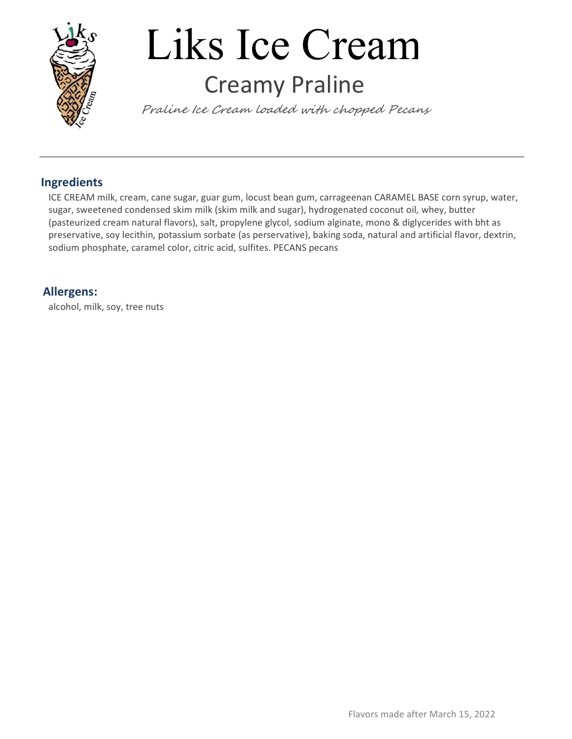# Liks Ice Cream

## Creamy Praline

*Praline Ice Cream loaded with chopped Pecans*

---

### Ingredients

ICE CREAM milk, cream, cane sugar, guar gum, locust bean gum, carrageenan CARAMEL BASE corn syrup, water, sugar, sweetened condensed skim milk (skim milk and sugar), hydrogenated coconut oil, whey, butter (pasteurized cream natural flavors), salt, propylene glycol, sodium alginate, mono & diglycerides with bht as preservative, soy lecithin, potassium sorbate (as perservative), baking soda, natural and artificial flavor, dextrin, sodium phosphate, caramel color, citric acid, sulfites. PECANS pecans

### Allergens:

alcohol, milk, soy, tree nuts

Flavors made after March 15, 2022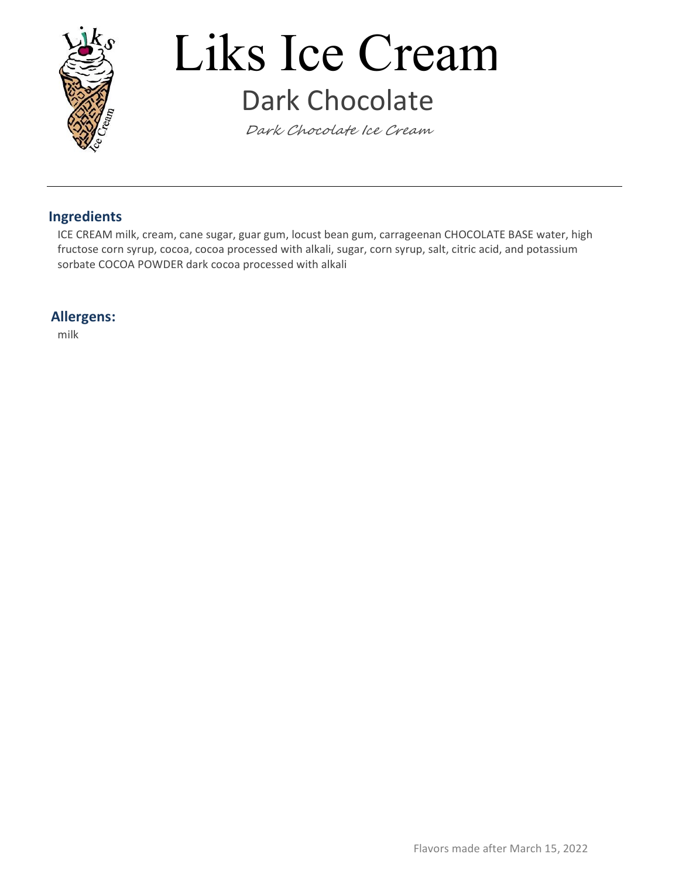# Liks Ice Cream

## Dark Chocolate

*Dark Chocolate Ice Cream*

---

### Ingredients

ICE CREAM milk, cream, cane sugar, guar gum, locust bean gum, carrageenan CHOCOLATE BASE water, high fructose corn syrup, cocoa, cocoa processed with alkali, sugar, corn syrup, salt, citric acid, and potassium sorbate COCOA POWDER dark cocoa processed with alkali

### Allergens:

milk

Flavors made after March 15, 2022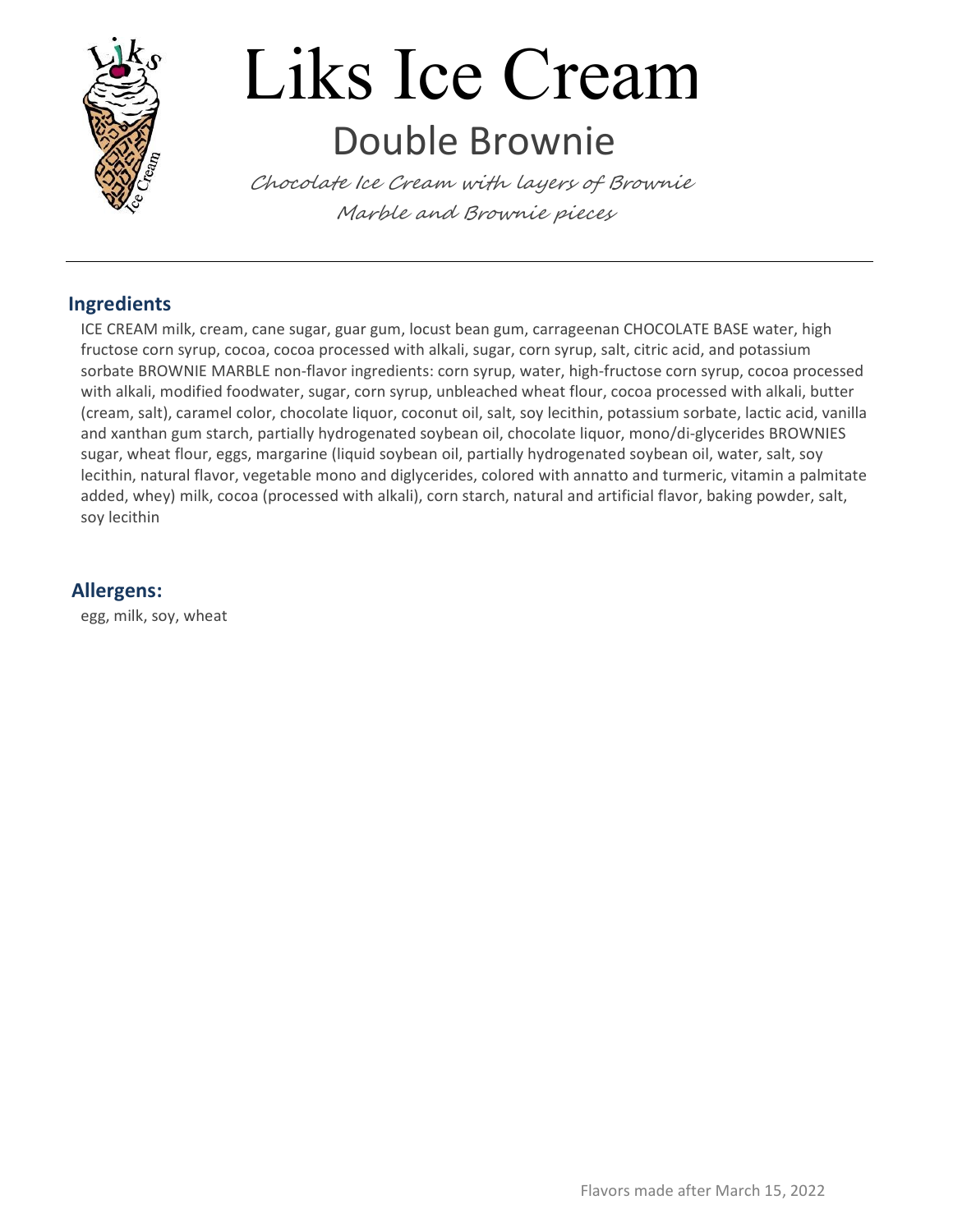# Liks Ice Cream

## Double Brownie

*Chocolate Ice Cream with layers of Brownie Marble and Brownie pieces*

---

### Ingredients

ICE CREAM milk, cream, cane sugar, guar gum, locust bean gum, carrageenan CHOCOLATE BASE water, high fructose corn syrup, cocoa, cocoa processed with alkali, sugar, corn syrup, salt, citric acid, and potassium sorbate BROWNIE MARBLE non-flavor ingredients: corn syrup, water, high-fructose corn syrup, cocoa processed with alkali, modified foodwater, sugar, corn syrup, unbleached wheat flour, cocoa processed with alkali, butter (cream, salt), caramel color, chocolate liquor, coconut oil, salt, soy lecithin, potassium sorbate, lactic acid, vanilla and xanthan gum starch, partially hydrogenated soybean oil, chocolate liquor, mono/di-glycerides BROWNIES sugar, wheat flour, eggs, margarine (liquid soybean oil, partially hydrogenated soybean oil, water, salt, soy lecithin, natural flavor, vegetable mono and diglycerides, colored with annatto and turmeric, vitamin a palmitate added, whey) milk, cocoa (processed with alkali), corn starch, natural and artificial flavor, baking powder, salt, soy lecithin

### Allergens:

egg, milk, soy, wheat

Flavors made after March 15, 2022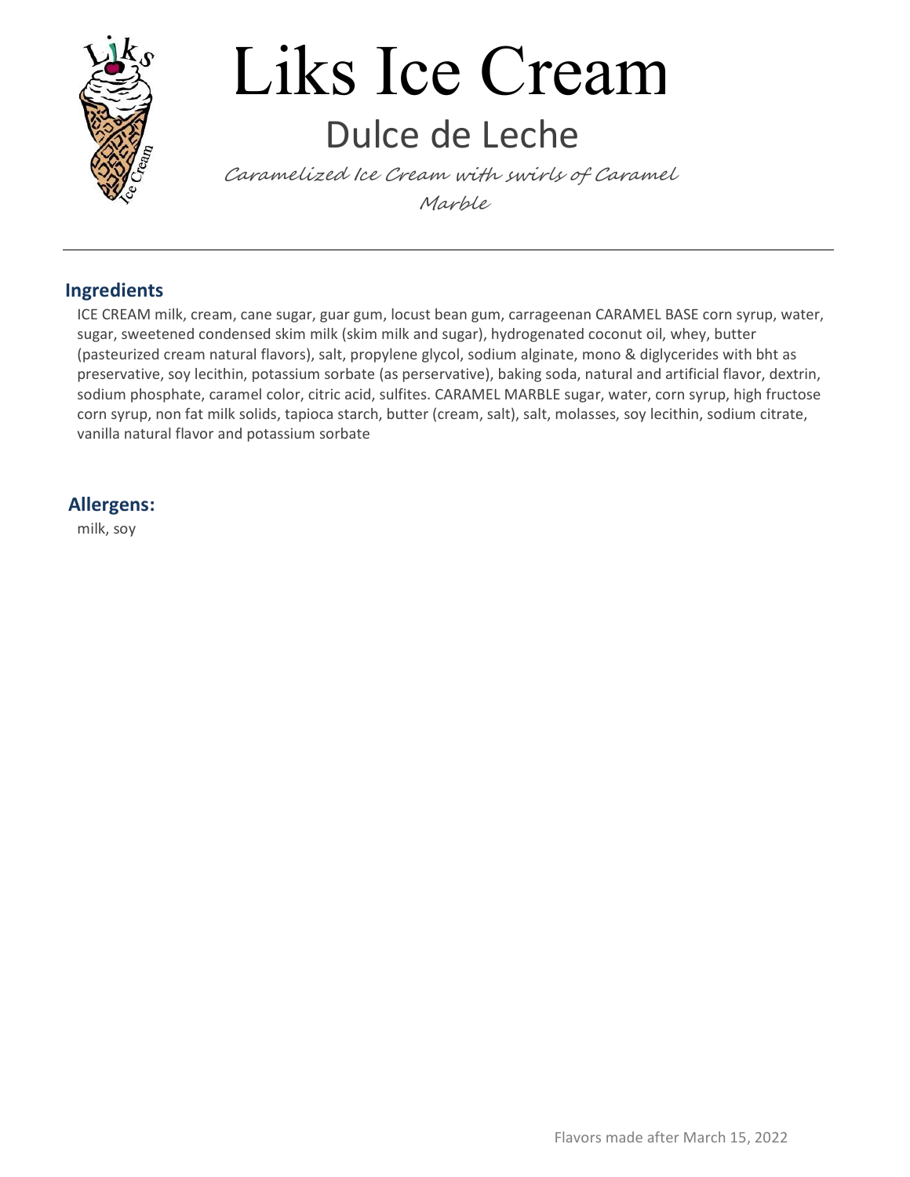# Liks Ice Cream

## Dulce de Leche

*Caramelized Ice Cream with swirls of Caramel Marble*

---

### Ingredients

ICE CREAM milk, cream, cane sugar, guar gum, locust bean gum, carrageenan CARAMEL BASE corn syrup, water, sugar, sweetened condensed skim milk (skim milk and sugar), hydrogenated coconut oil, whey, butter (pasteurized cream natural flavors), salt, propylene glycol, sodium alginate, mono & diglycerides with bht as preservative, soy lecithin, potassium sorbate (as perservative), baking soda, natural and artificial flavor, dextrin, sodium phosphate, caramel color, citric acid, sulfites. CARAMEL MARBLE sugar, water, corn syrup, high fructose corn syrup, non fat milk solids, tapioca starch, butter (cream, salt), salt, molasses, soy lecithin, sodium citrate, vanilla natural flavor and potassium sorbate

### Allergens:

milk, soy

Flavors made after March 15, 2022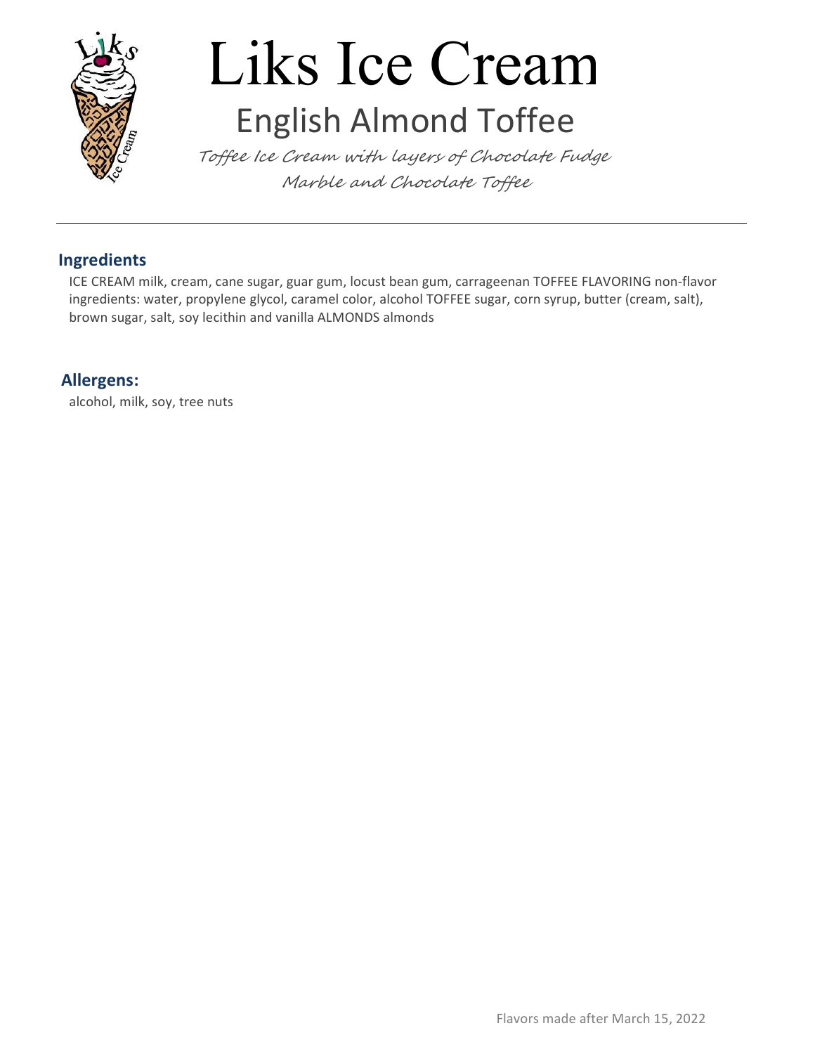# Liks Ice Cream

## English Almond Toffee

*Toffee Ice Cream with layers of Chocolate Fudge Marble and Chocolate Toffee*

---

### Ingredients

ICE CREAM milk, cream, cane sugar, guar gum, locust bean gum, carrageenan TOFFEE FLAVORING non-flavor ingredients: water, propylene glycol, caramel color, alcohol TOFFEE sugar, corn syrup, butter (cream, salt), brown sugar, salt, soy lecithin and vanilla ALMONDS almonds

### Allergens:

alcohol, milk, soy, tree nuts

Flavors made after March 15, 2022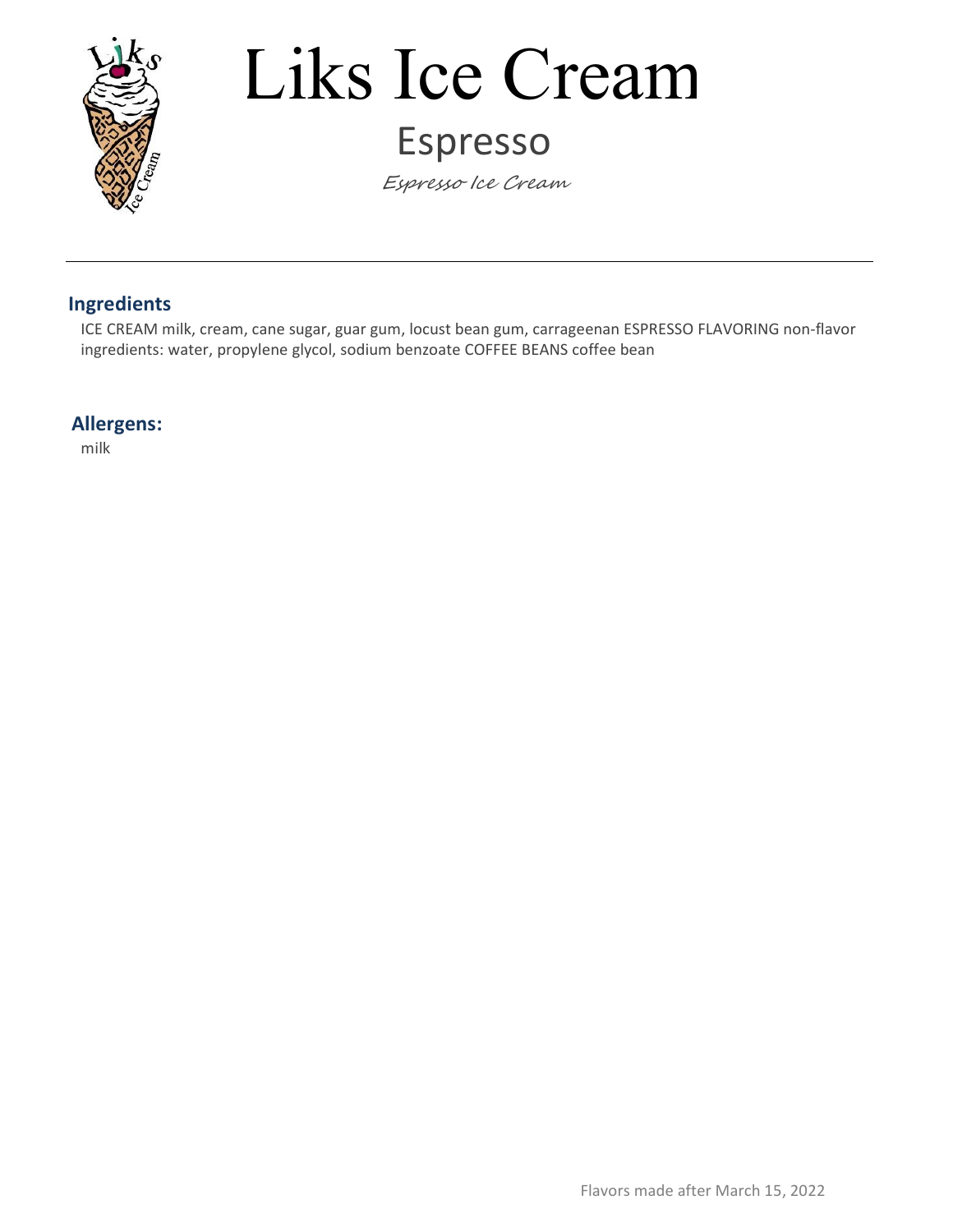# Liks Ice Cream

## Espresso

*Espresso Ice Cream*

---

### Ingredients

ICE CREAM milk, cream, cane sugar, guar gum, locust bean gum, carrageenan ESPRESSO FLAVORING non-flavor ingredients: water, propylene glycol, sodium benzoate COFFEE BEANS coffee bean

### Allergens:

milk

Flavors made after March 15, 2022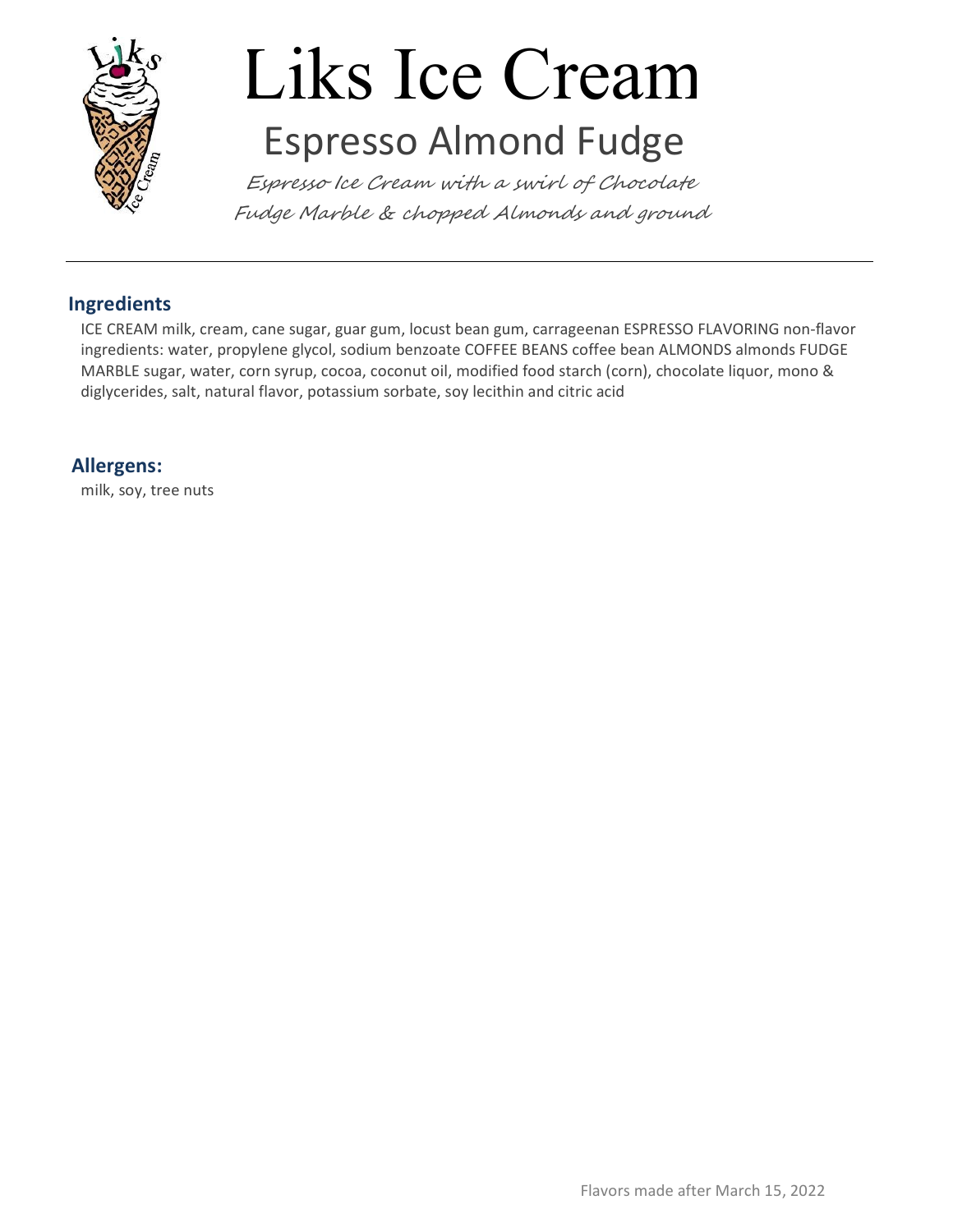# Liks Ice Cream

## Espresso Almond Fudge

*Espresso Ice Cream with a swirl of Chocolate Fudge Marble & chopped Almonds and ground*

---

### Ingredients

ICE CREAM milk, cream, cane sugar, guar gum, locust bean gum, carrageenan ESPRESSO FLAVORING non-flavor ingredients: water, propylene glycol, sodium benzoate COFFEE BEANS coffee bean ALMONDS almonds FUDGE MARBLE sugar, water, corn syrup, cocoa, coconut oil, modified food starch (corn), chocolate liquor, mono & diglycerides, salt, natural flavor, potassium sorbate, soy lecithin and citric acid

### Allergens:

milk, soy, tree nuts

Flavors made after March 15, 2022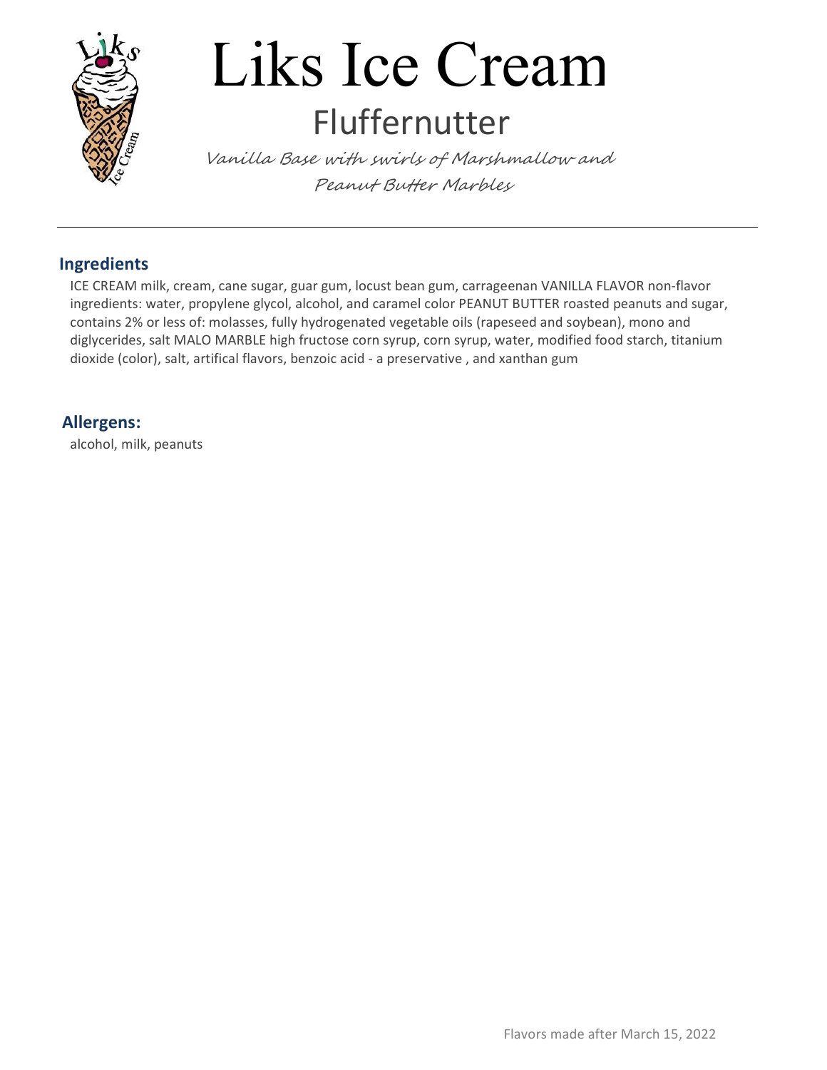# Liks Ice Cream

## Fluffernutter

*Vanilla Base with swirls of Marshmallow and Peanut Butter Marbles*

---

### Ingredients

ICE CREAM milk, cream, cane sugar, guar gum, locust bean gum, carrageenan VANILLA FLAVOR non-flavor ingredients: water, propylene glycol, alcohol, and caramel color PEANUT BUTTER roasted peanuts and sugar, contains 2% or less of: molasses, fully hydrogenated vegetable oils (rapeseed and soybean), mono and diglycerides, salt MALO MARBLE high fructose corn syrup, corn syrup, water, modified food starch, titanium dioxide (color), salt, artifical flavors, benzoic acid - a preservative , and xanthan gum

### Allergens:

alcohol, milk, peanuts

Flavors made after March 15, 2022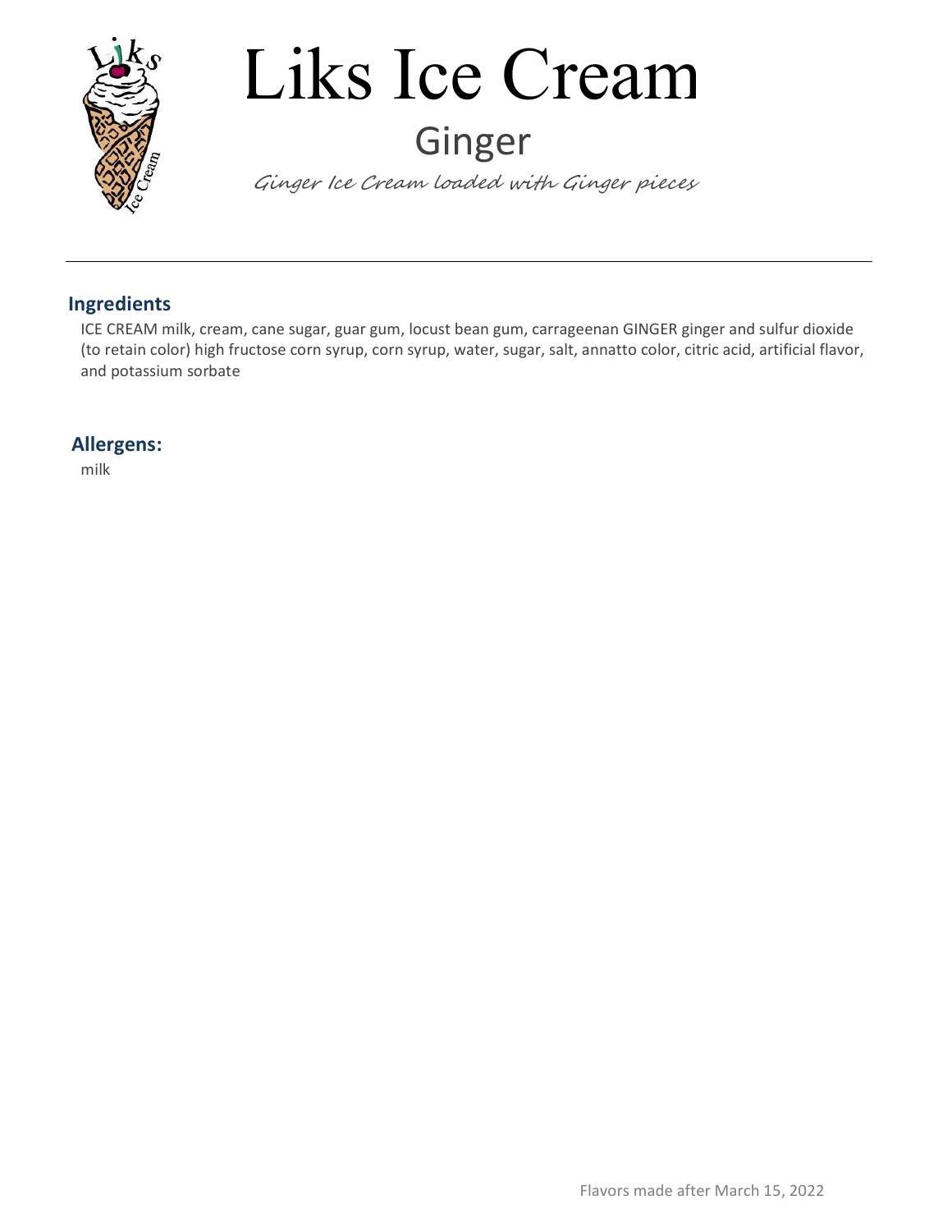# Liks Ice Cream

## Ginger

*Ginger Ice Cream loaded with Ginger pieces*

---

### Ingredients

ICE CREAM milk, cream, cane sugar, guar gum, locust bean gum, carrageenan GINGER ginger and sulfur dioxide (to retain color) high fructose corn syrup, corn syrup, water, sugar, salt, annatto color, citric acid, artificial flavor, and potassium sorbate

### Allergens:

milk

Flavors made after March 15, 2022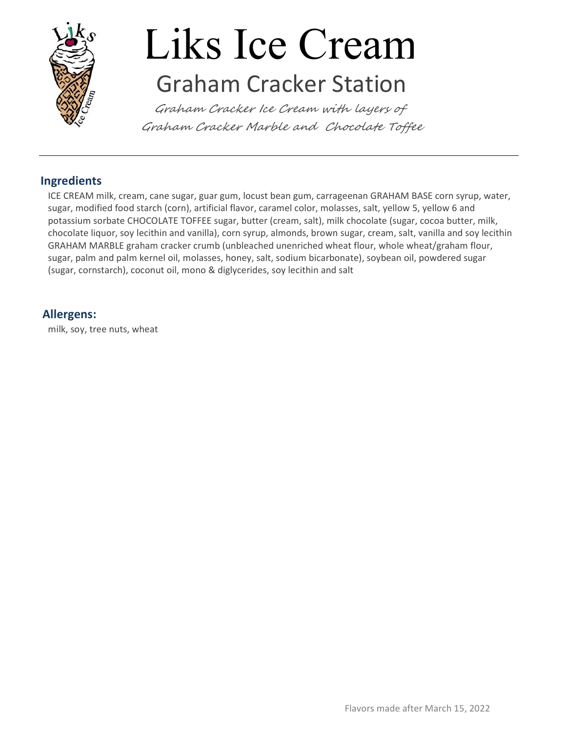# Liks Ice Cream

## Graham Cracker Station

*Graham Cracker Ice Cream with layers of Graham Cracker Marble and Chocolate Toffee*

---

### Ingredients

ICE CREAM milk, cream, cane sugar, guar gum, locust bean gum, carrageenan GRAHAM BASE corn syrup, water, sugar, modified food starch (corn), artificial flavor, caramel color, molasses, salt, yellow 5, yellow 6 and potassium sorbate CHOCOLATE TOFFEE sugar, butter (cream, salt), milk chocolate (sugar, cocoa butter, milk, chocolate liquor, soy lecithin and vanilla), corn syrup, almonds, brown sugar, cream, salt, vanilla and soy lecithin GRAHAM MARBLE graham cracker crumb (unbleached unenriched wheat flour, whole wheat/graham flour, sugar, palm and palm kernel oil, molasses, honey, salt, sodium bicarbonate), soybean oil, powdered sugar (sugar, cornstarch), coconut oil, mono & diglycerides, soy lecithin and salt

### Allergens:

milk, soy, tree nuts, wheat

Flavors made after March 15, 2022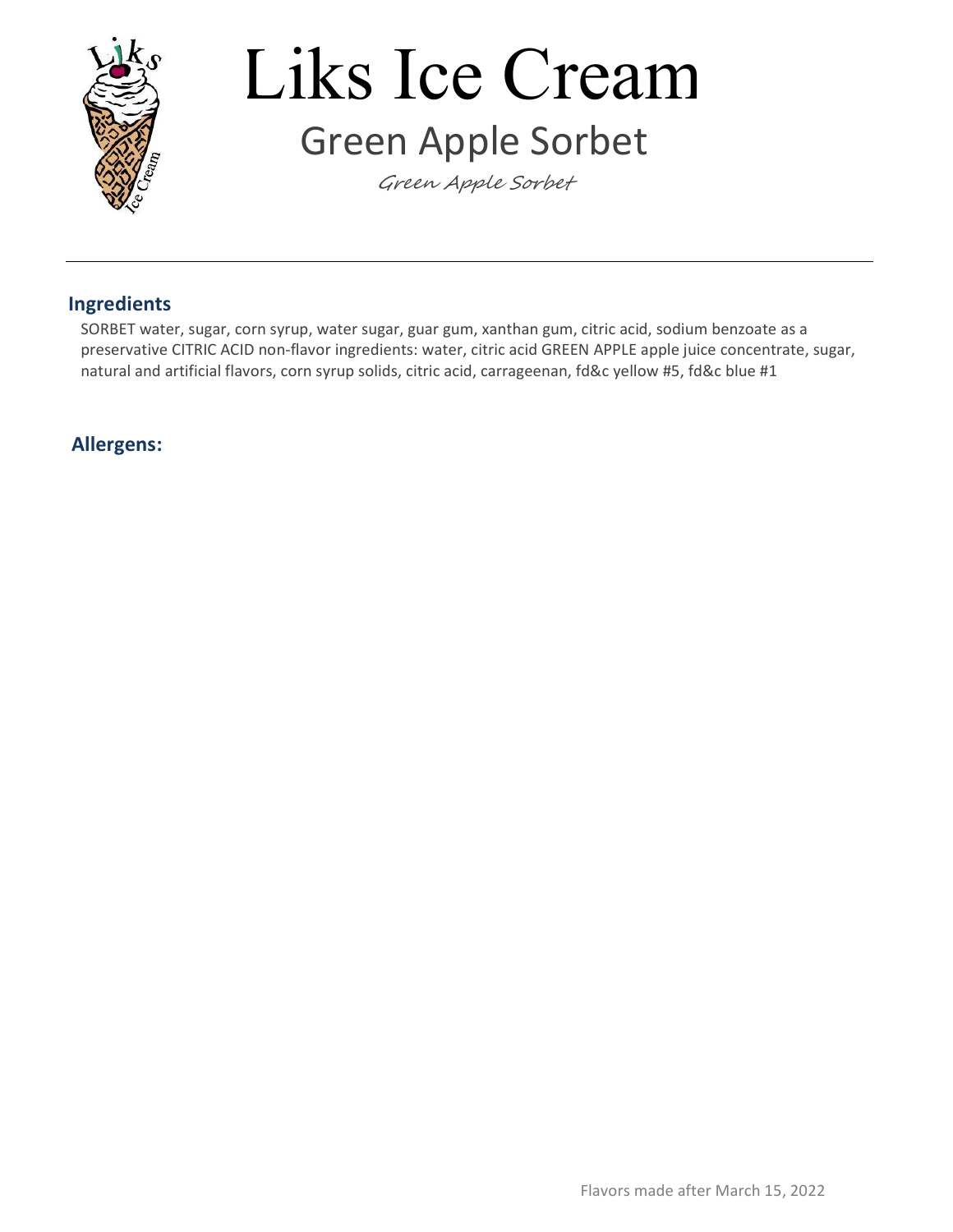# Liks Ice Cream

## Green Apple Sorbet

*Green Apple Sorbet*

---

### Ingredients

SORBET water, sugar, corn syrup, water sugar, guar gum, xanthan gum, citric acid, sodium benzoate as a preservative CITRIC ACID non-flavor ingredients: water, citric acid GREEN APPLE apple juice concentrate, sugar, natural and artificial flavors, corn syrup solids, citric acid, carrageenan, fd&c yellow #5, fd&c blue #1

### Allergens:

Flavors made after March 15, 2022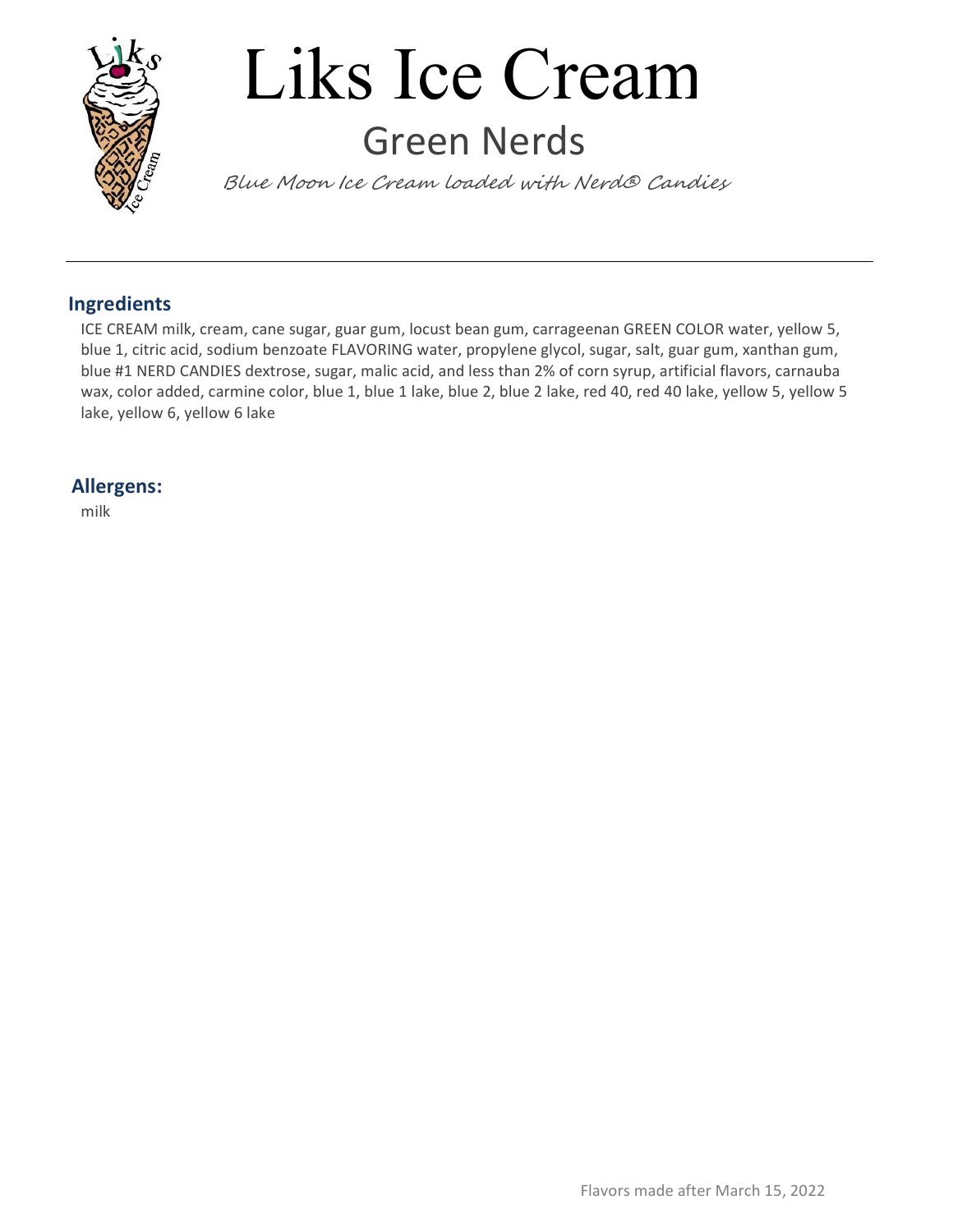# Liks Ice Cream

## Green Nerds

*Blue Moon Ice Cream loaded with Nerd® Candies*

---

### Ingredients

ICE CREAM milk, cream, cane sugar, guar gum, locust bean gum, carrageenan GREEN COLOR water, yellow 5, blue 1, citric acid, sodium benzoate FLAVORING water, propylene glycol, sugar, salt, guar gum, xanthan gum, blue #1 NERD CANDIES dextrose, sugar, malic acid, and less than 2% of corn syrup, artificial flavors, carnauba wax, color added, carmine color, blue 1, blue 1 lake, blue 2, blue 2 lake, red 40, red 40 lake, yellow 5, yellow 5 lake, yellow 6, yellow 6 lake

### Allergens:

milk

Flavors made after March 15, 2022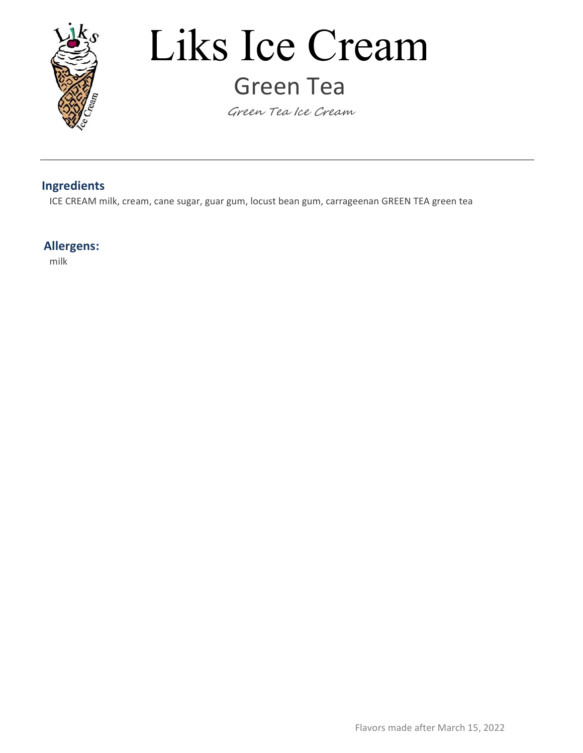# Liks Ice Cream

## Green Tea

*Green Tea Ice Cream*

---

### Ingredients

ICE CREAM milk, cream, cane sugar, guar gum, locust bean gum, carrageenan GREEN TEA green tea

### Allergens:

milk

Flavors made after March 15, 2022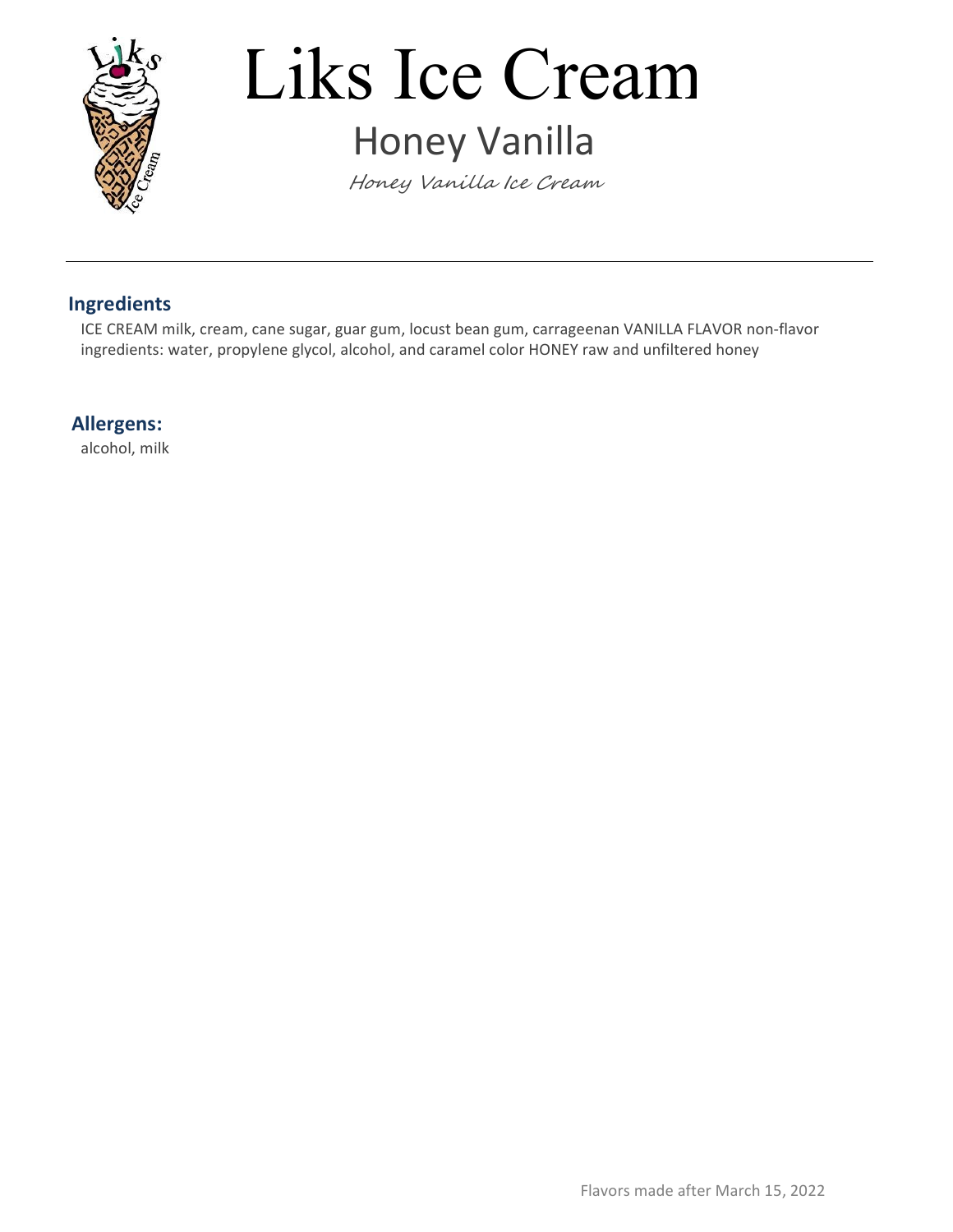# Liks Ice Cream

## Honey Vanilla

*Honey Vanilla Ice Cream*

---

### Ingredients

ICE CREAM milk, cream, cane sugar, guar gum, locust bean gum, carrageenan VANILLA FLAVOR non-flavor ingredients: water, propylene glycol, alcohol, and caramel color HONEY raw and unfiltered honey

### Allergens:

alcohol, milk

Flavors made after March 15, 2022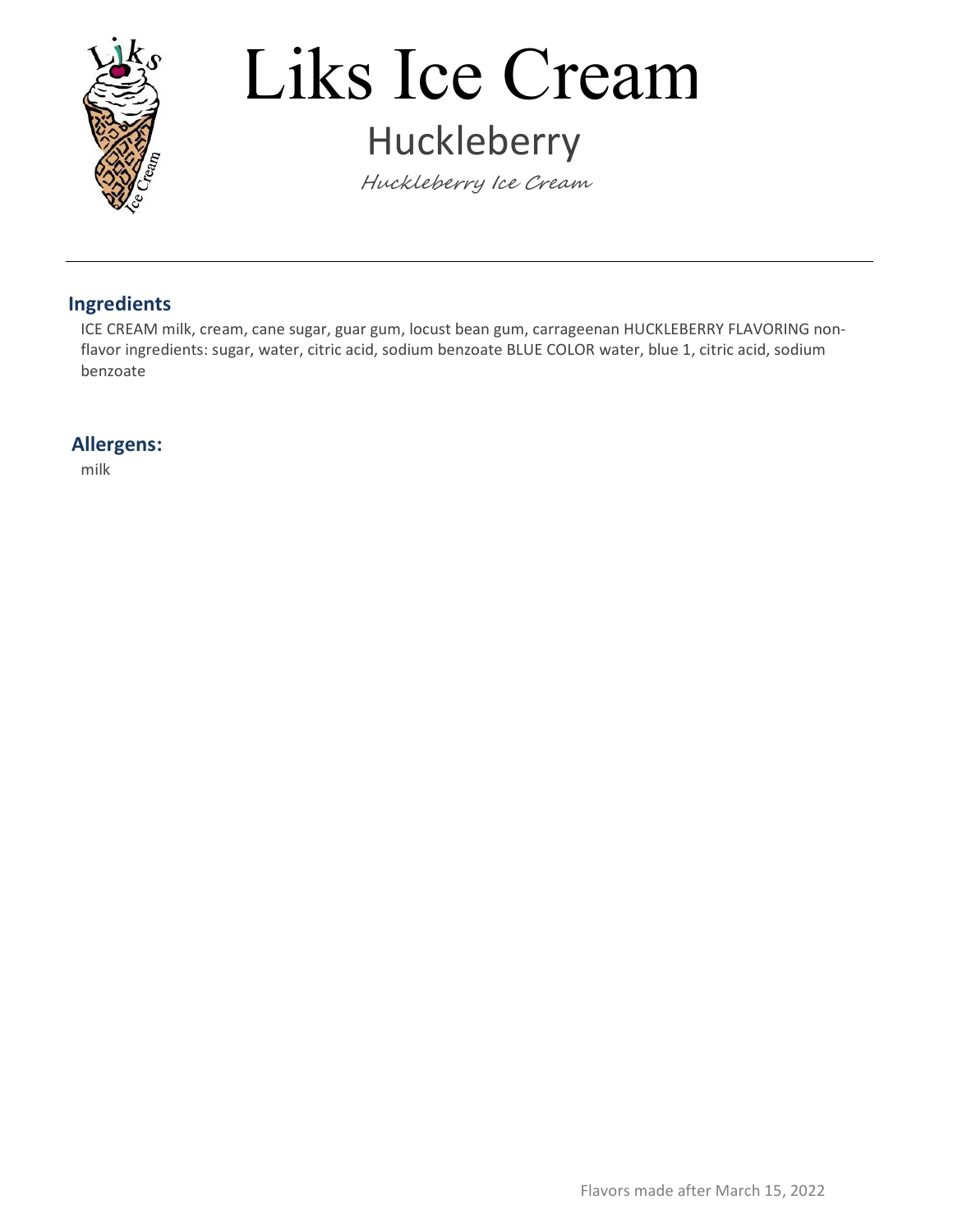# Liks Ice Cream

## Huckleberry

*Huckleberry Ice Cream*

---

### Ingredients

ICE CREAM milk, cream, cane sugar, guar gum, locust bean gum, carrageenan HUCKLEBERRY FLAVORING non-flavor ingredients: sugar, water, citric acid, sodium benzoate BLUE COLOR water, blue 1, citric acid, sodium benzoate

### Allergens:

milk

Flavors made after March 15, 2022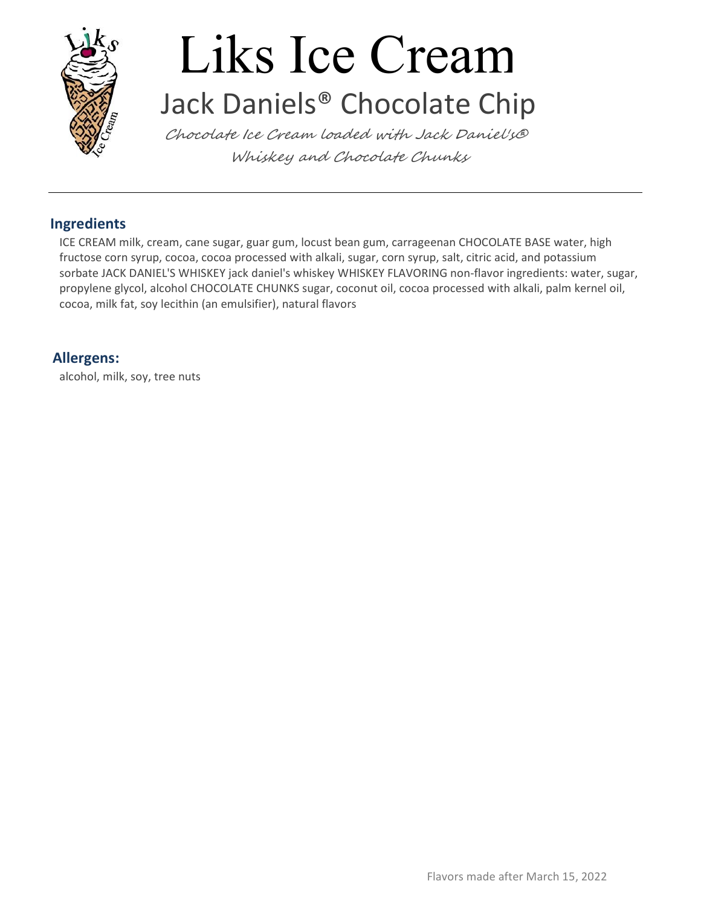# Liks Ice Cream

## Jack Daniels® Chocolate Chip

*Chocolate Ice Cream loaded with Jack Daniel's® Whiskey and Chocolate Chunks*

---

### Ingredients

ICE CREAM milk, cream, cane sugar, guar gum, locust bean gum, carrageenan CHOCOLATE BASE water, high fructose corn syrup, cocoa, cocoa processed with alkali, sugar, corn syrup, salt, citric acid, and potassium sorbate JACK DANIEL'S WHISKEY jack daniel's whiskey WHISKEY FLAVORING non-flavor ingredients: water, sugar, propylene glycol, alcohol CHOCOLATE CHUNKS sugar, coconut oil, cocoa processed with alkali, palm kernel oil, cocoa, milk fat, soy lecithin (an emulsifier), natural flavors

### Allergens:

alcohol, milk, soy, tree nuts

Flavors made after March 15, 2022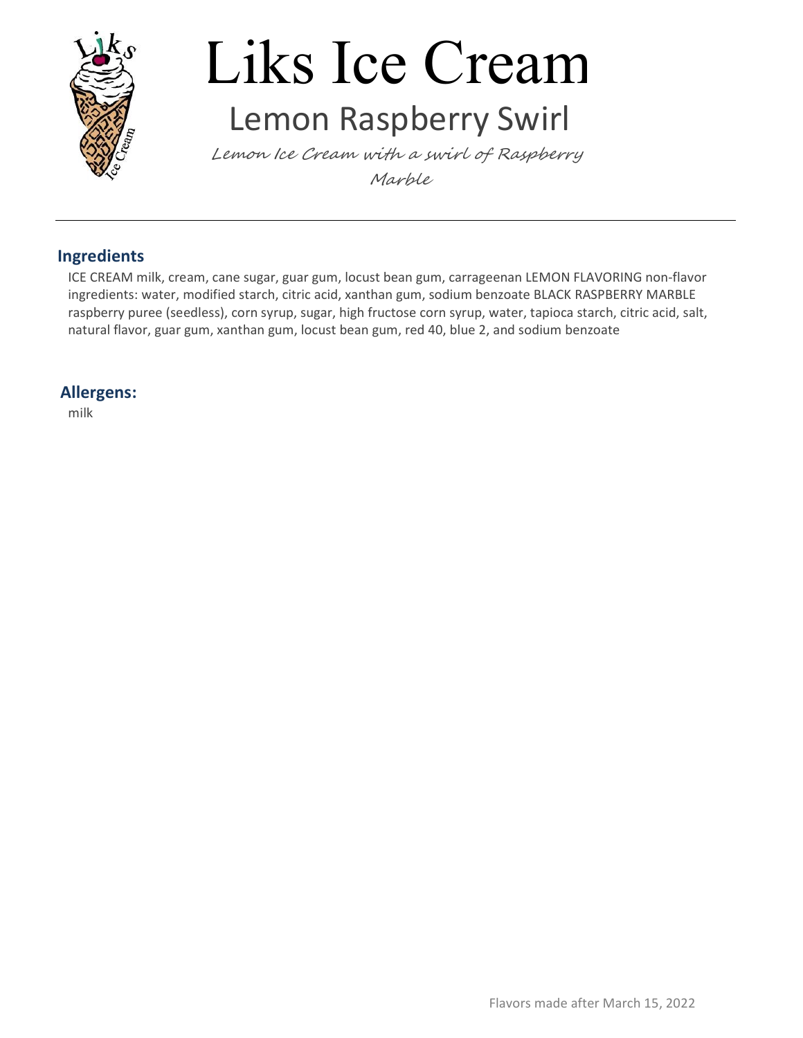# Liks Ice Cream

## Lemon Raspberry Swirl

*Lemon Ice Cream with a swirl of Raspberry Marble*

---

### Ingredients

ICE CREAM milk, cream, cane sugar, guar gum, locust bean gum, carrageenan LEMON FLAVORING non-flavor ingredients: water, modified starch, citric acid, xanthan gum, sodium benzoate BLACK RASPBERRY MARBLE raspberry puree (seedless), corn syrup, sugar, high fructose corn syrup, water, tapioca starch, citric acid, salt, natural flavor, guar gum, xanthan gum, locust bean gum, red 40, blue 2, and sodium benzoate

### Allergens:

milk

Flavors made after March 15, 2022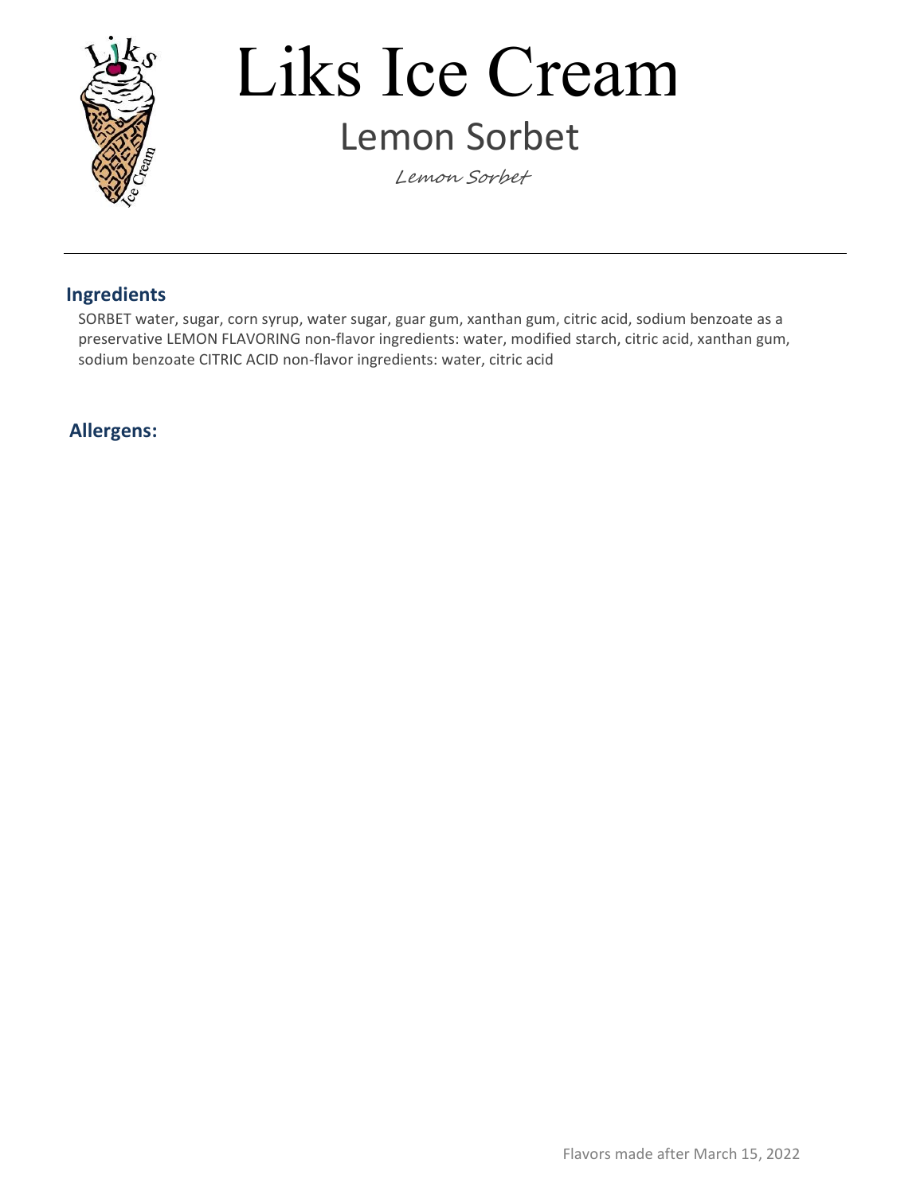# Liks Ice Cream

## Lemon Sorbet

*Lemon Sorbet*

---

### Ingredients

SORBET water, sugar, corn syrup, water sugar, guar gum, xanthan gum, citric acid, sodium benzoate as a preservative LEMON FLAVORING non-flavor ingredients: water, modified starch, citric acid, xanthan gum, sodium benzoate CITRIC ACID non-flavor ingredients: water, citric acid

### Allergens:

Flavors made after March 15, 2022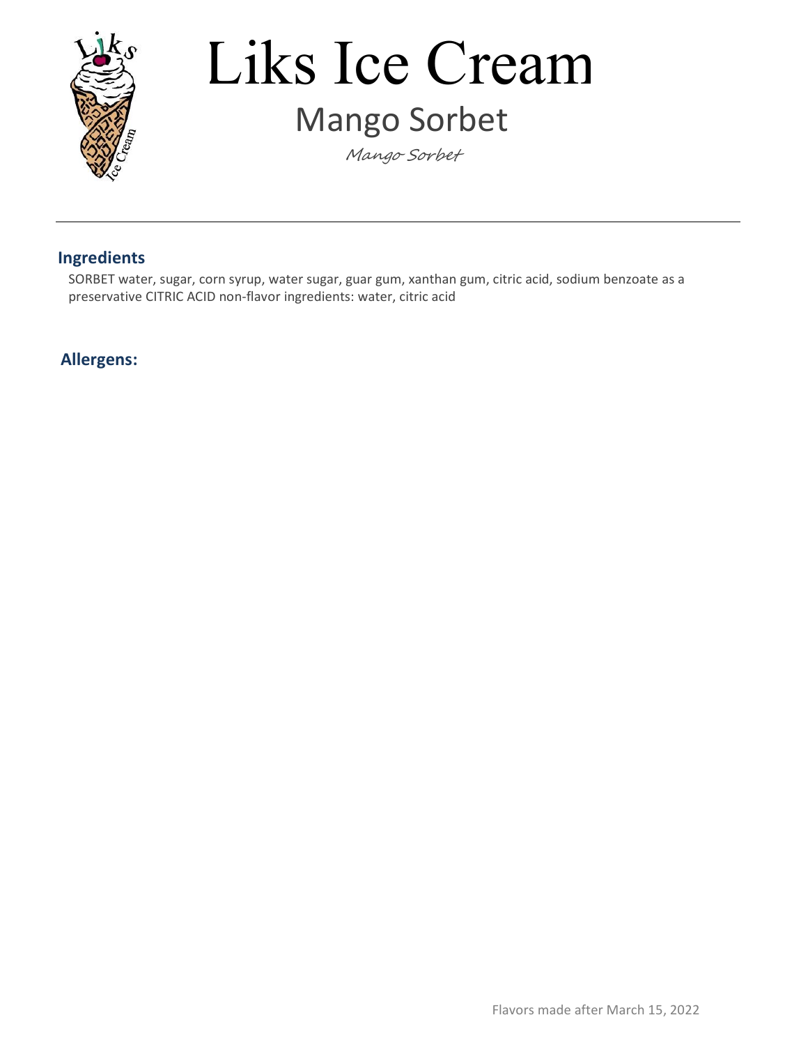# Liks Ice Cream

## Mango Sorbet

*Mango Sorbet*

---

### Ingredients

SORBET water, sugar, corn syrup, water sugar, guar gum, xanthan gum, citric acid, sodium benzoate as a preservative CITRIC ACID non-flavor ingredients: water, citric acid

### Allergens:

Flavors made after March 15, 2022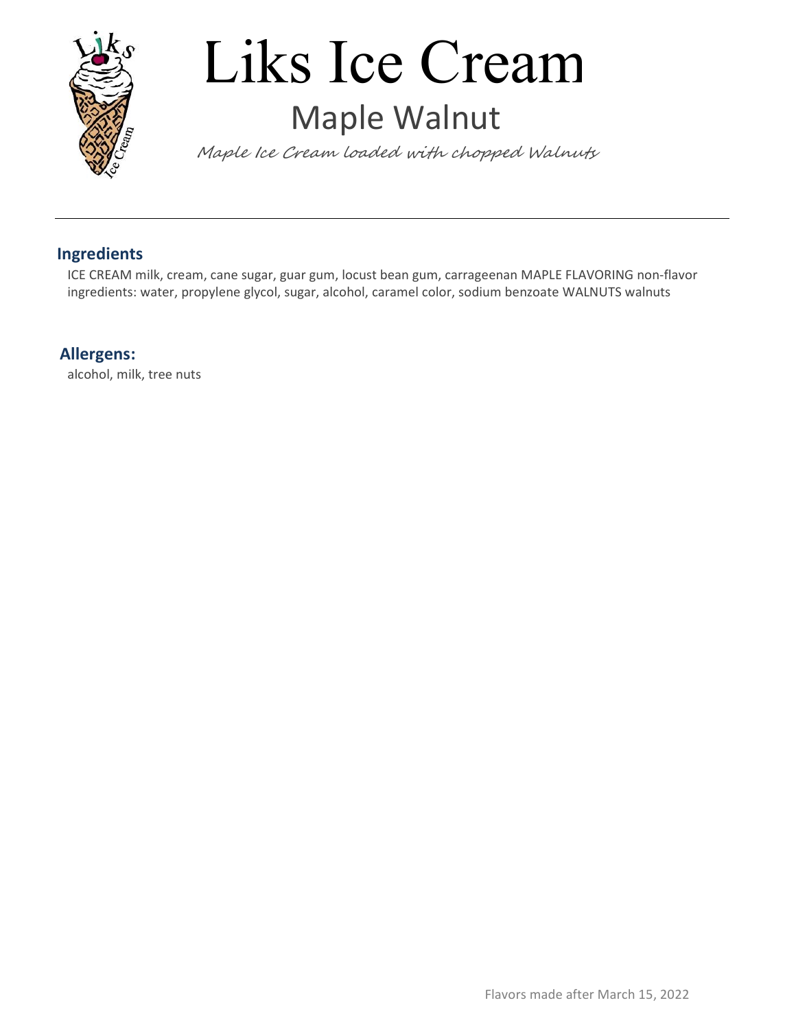# Liks Ice Cream

## Maple Walnut

*Maple Ice Cream loaded with chopped Walnuts*

---

### Ingredients

ICE CREAM milk, cream, cane sugar, guar gum, locust bean gum, carrageenan MAPLE FLAVORING non-flavor ingredients: water, propylene glycol, sugar, alcohol, caramel color, sodium benzoate WALNUTS walnuts

### Allergens:

alcohol, milk, tree nuts

Flavors made after March 15, 2022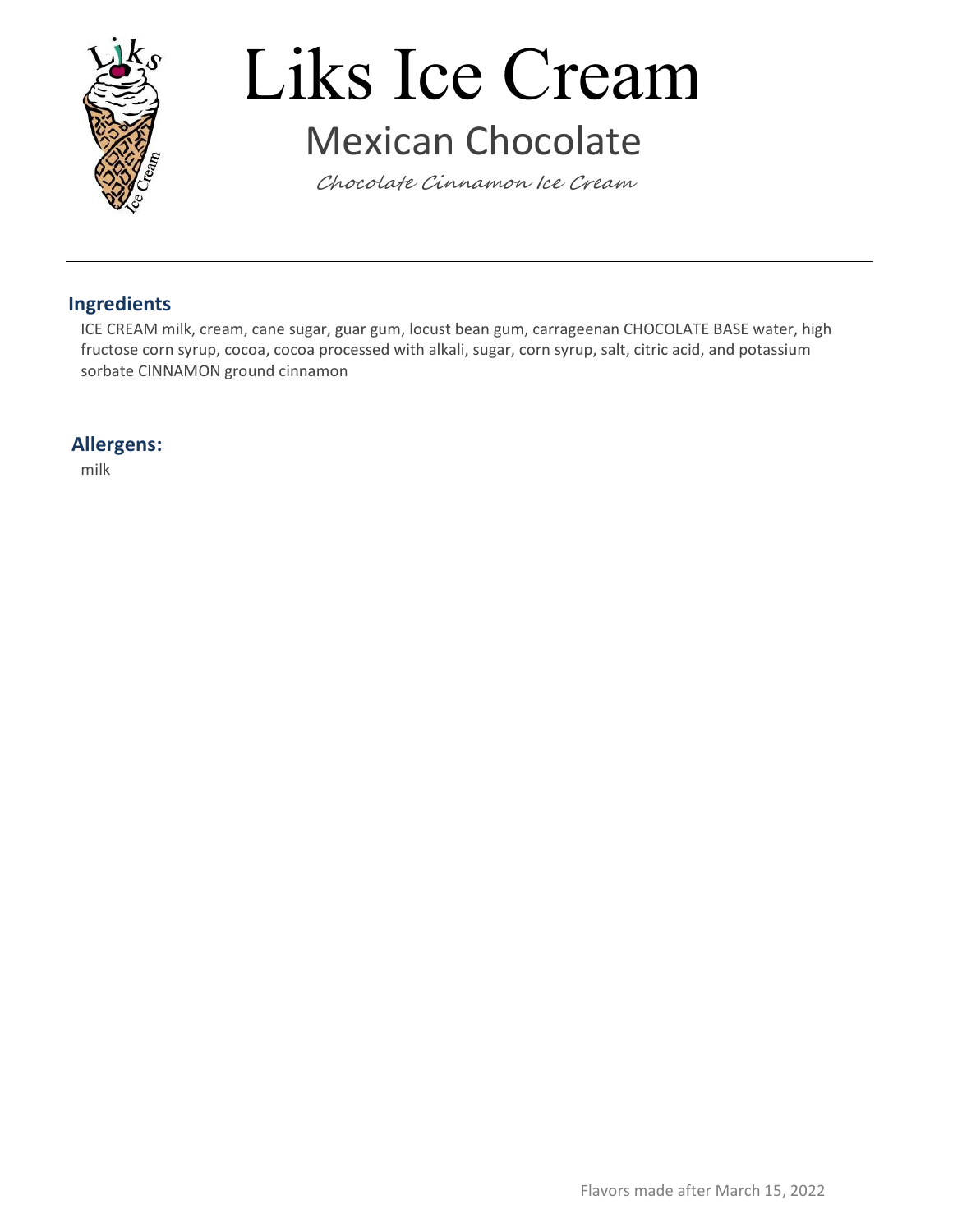# Liks Ice Cream

## Mexican Chocolate

*Chocolate Cinnamon Ice Cream*

---

### Ingredients

ICE CREAM milk, cream, cane sugar, guar gum, locust bean gum, carrageenan CHOCOLATE BASE water, high fructose corn syrup, cocoa, cocoa processed with alkali, sugar, corn syrup, salt, citric acid, and potassium sorbate CINNAMON ground cinnamon

### Allergens:

milk

Flavors made after March 15, 2022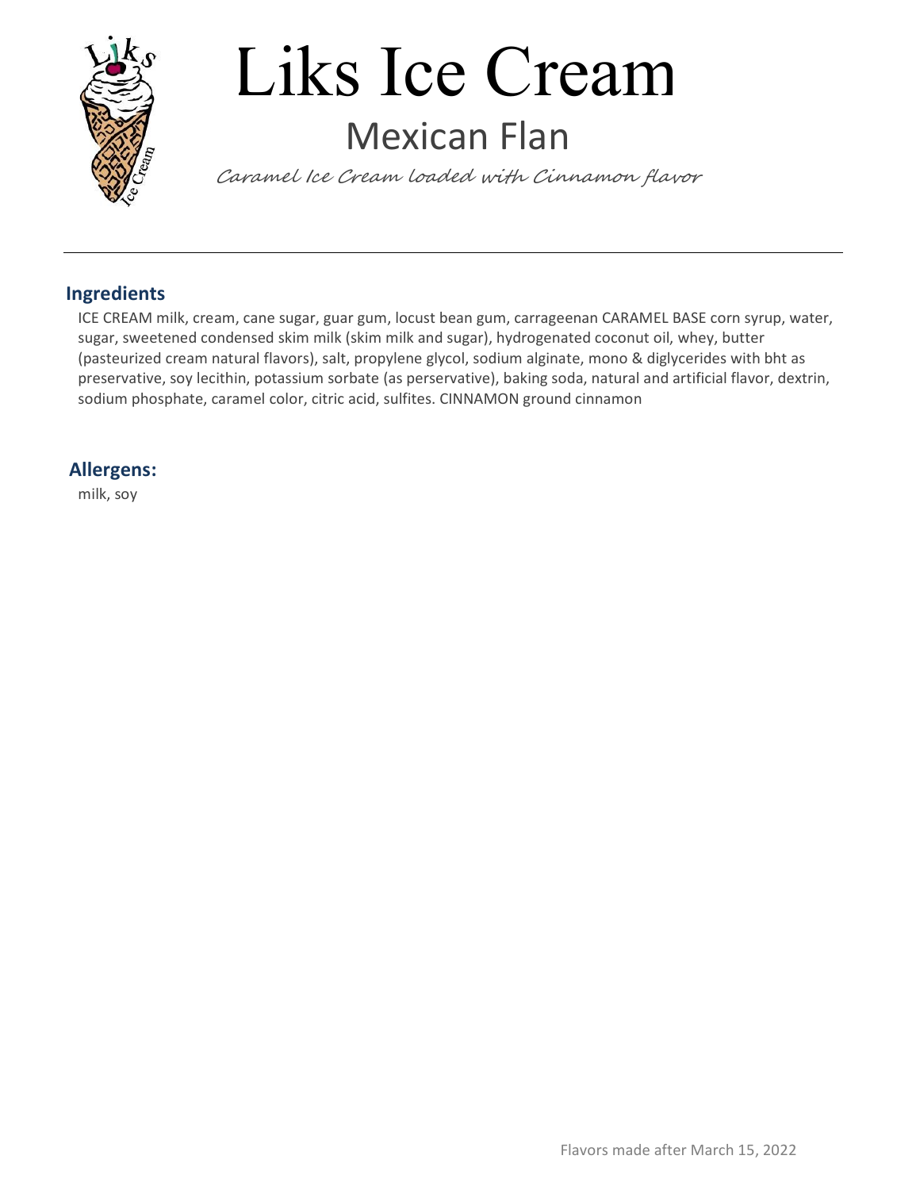# Liks Ice Cream

## Mexican Flan

*Caramel Ice Cream loaded with Cinnamon flavor*

---

### Ingredients

ICE CREAM milk, cream, cane sugar, guar gum, locust bean gum, carrageenan CARAMEL BASE corn syrup, water, sugar, sweetened condensed skim milk (skim milk and sugar), hydrogenated coconut oil, whey, butter (pasteurized cream natural flavors), salt, propylene glycol, sodium alginate, mono & diglycerides with bht as preservative, soy lecithin, potassium sorbate (as perservative), baking soda, natural and artificial flavor, dextrin, sodium phosphate, caramel color, citric acid, sulfites. CINNAMON ground cinnamon

### Allergens:

milk, soy

Flavors made after March 15, 2022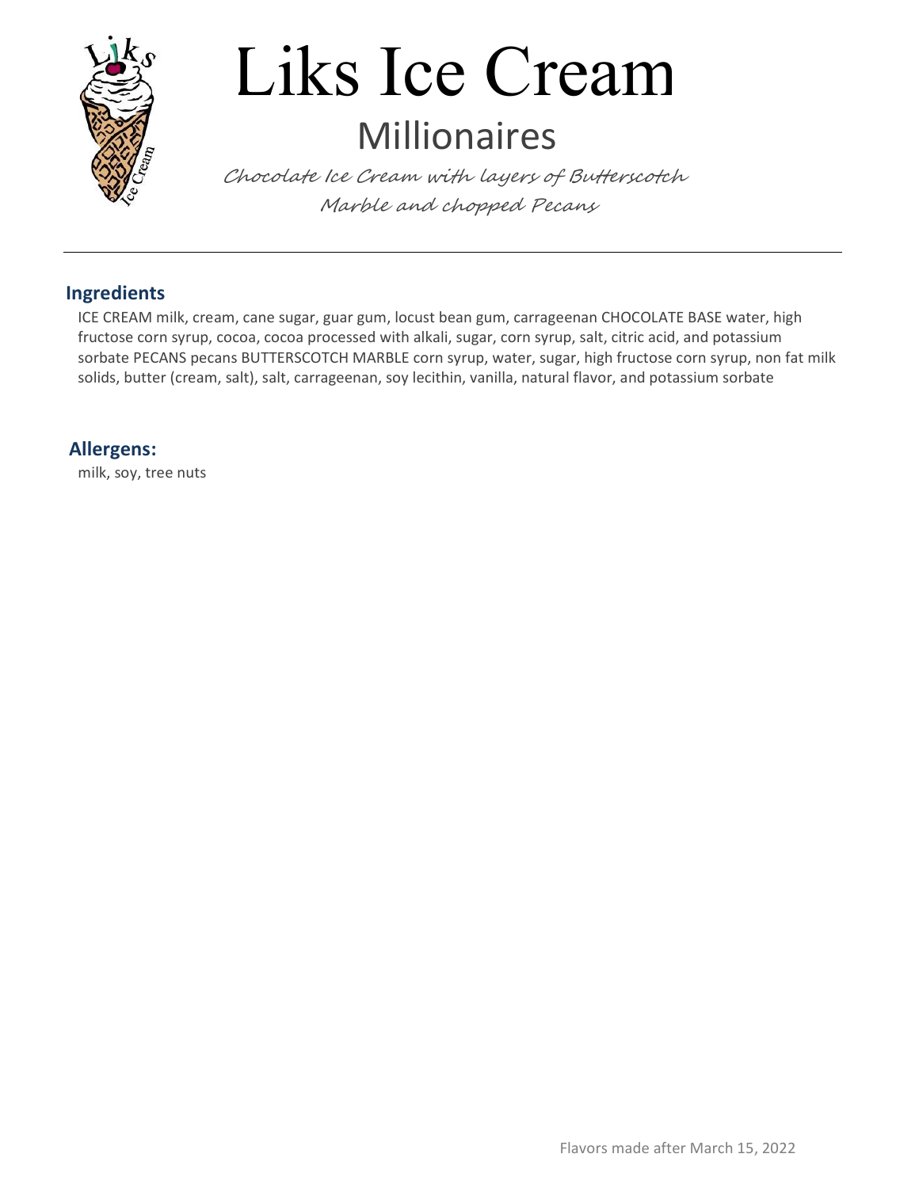# Liks Ice Cream

## Millionaires

*Chocolate Ice Cream with layers of Butterscotch Marble and chopped Pecans*

---

### Ingredients

ICE CREAM milk, cream, cane sugar, guar gum, locust bean gum, carrageenan CHOCOLATE BASE water, high fructose corn syrup, cocoa, cocoa processed with alkali, sugar, corn syrup, salt, citric acid, and potassium sorbate PECANS pecans BUTTERSCOTCH MARBLE corn syrup, water, sugar, high fructose corn syrup, non fat milk solids, butter (cream, salt), salt, carrageenan, soy lecithin, vanilla, natural flavor, and potassium sorbate

### Allergens:

milk, soy, tree nuts

Flavors made after March 15, 2022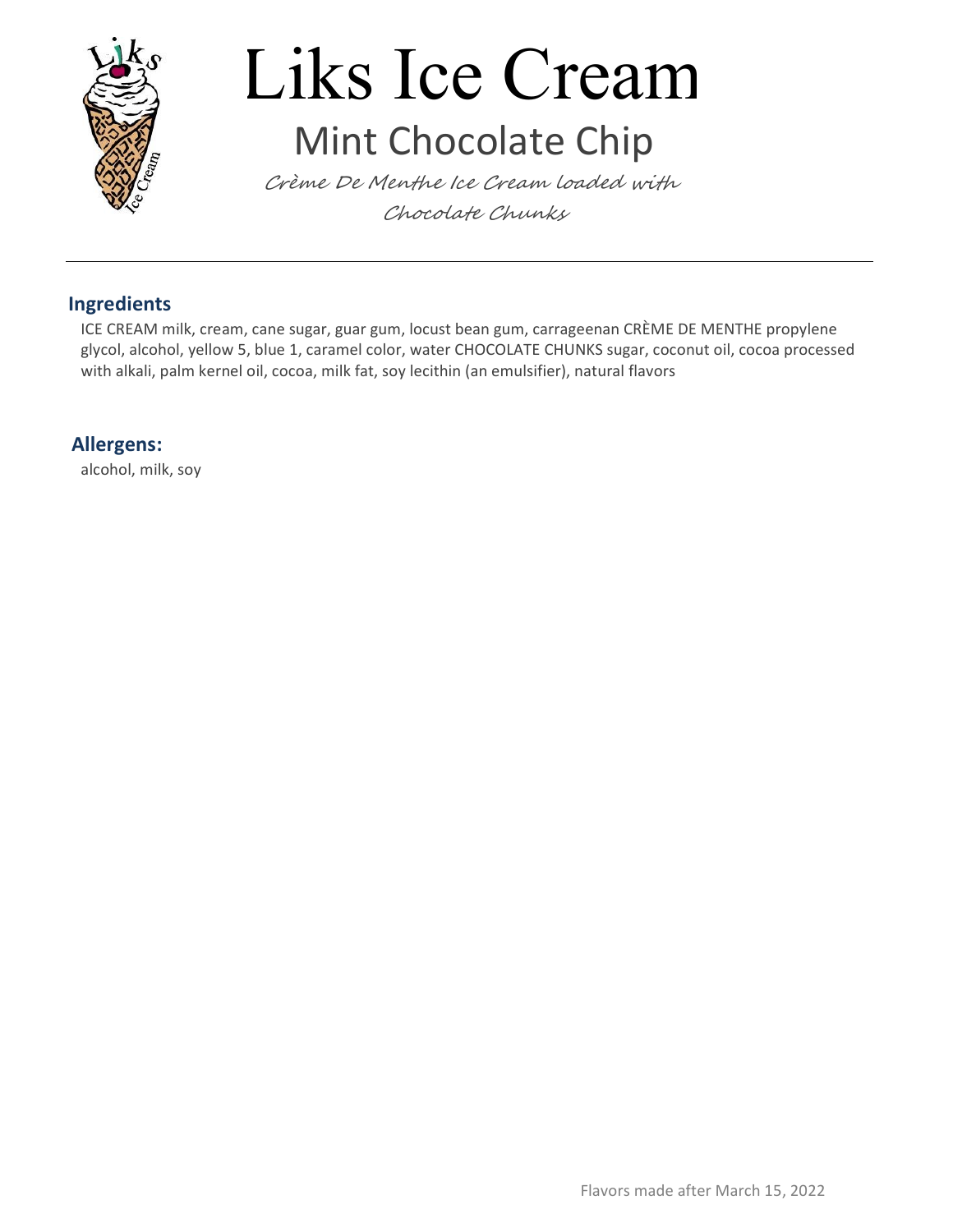# Liks Ice Cream

## Mint Chocolate Chip

*Crème De Menthe Ice Cream loaded with Chocolate Chunks*

---

### Ingredients

ICE CREAM milk, cream, cane sugar, guar gum, locust bean gum, carrageenan CRÈME DE MENTHE propylene glycol, alcohol, yellow 5, blue 1, caramel color, water CHOCOLATE CHUNKS sugar, coconut oil, cocoa processed with alkali, palm kernel oil, cocoa, milk fat, soy lecithin (an emulsifier), natural flavors

### Allergens:

alcohol, milk, soy

Flavors made after March 15, 2022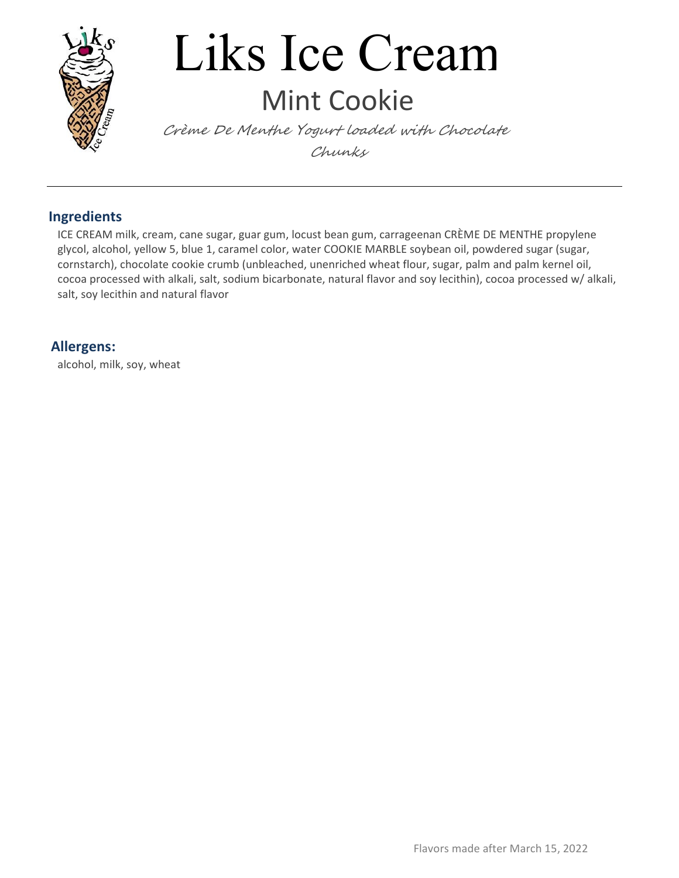# Liks Ice Cream

## Mint Cookie

*Crème De Menthe Yogurt loaded with Chocolate Chunks*

---

### Ingredients

ICE CREAM milk, cream, cane sugar, guar gum, locust bean gum, carrageenan CRÈME DE MENTHE propylene glycol, alcohol, yellow 5, blue 1, caramel color, water COOKIE MARBLE soybean oil, powdered sugar (sugar, cornstarch), chocolate cookie crumb (unbleached, unenriched wheat flour, sugar, palm and palm kernel oil, cocoa processed with alkali, salt, sodium bicarbonate, natural flavor and soy lecithin), cocoa processed w/ alkali, salt, soy lecithin and natural flavor

### Allergens:

alcohol, milk, soy, wheat

Flavors made after March 15, 2022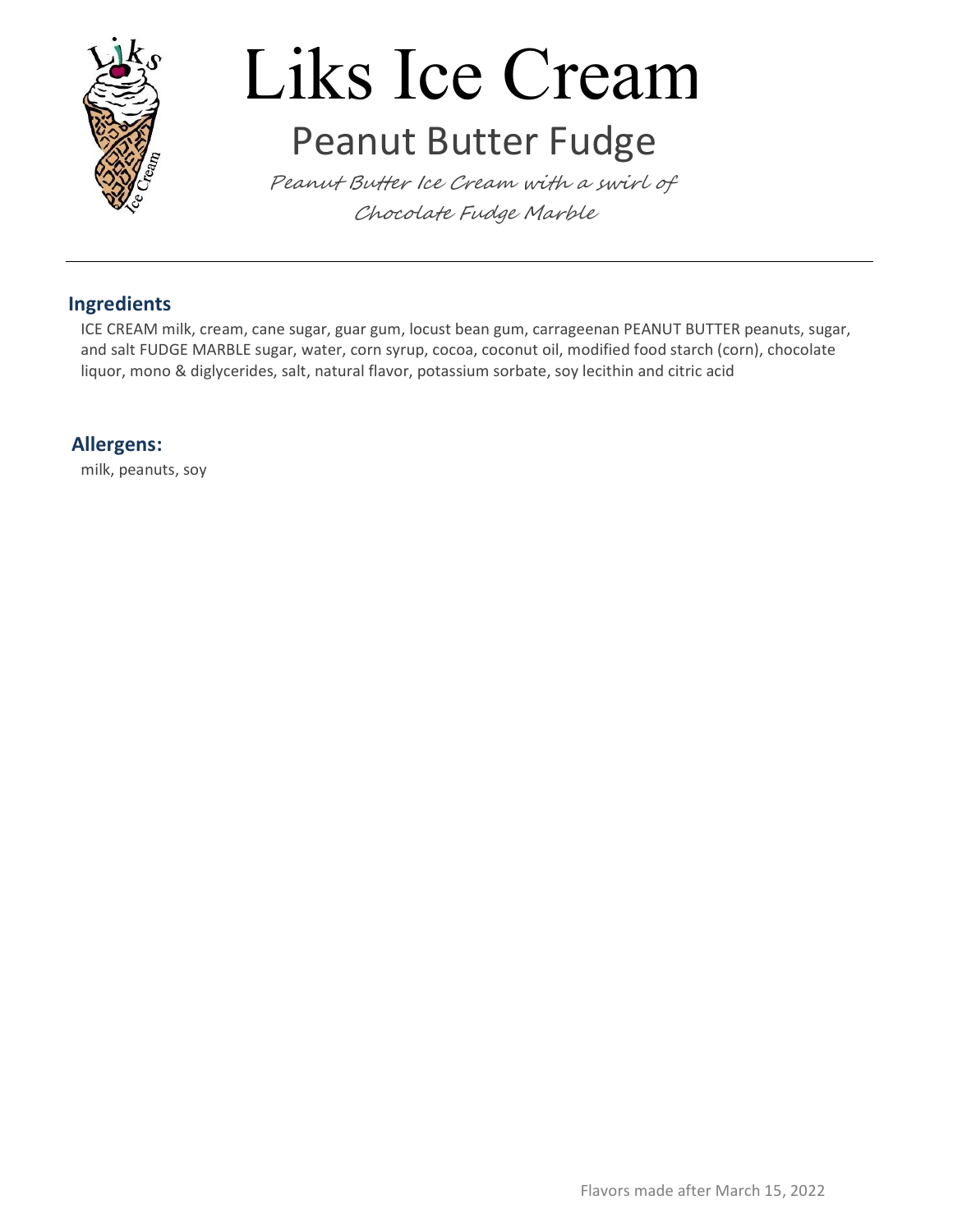# Liks Ice Cream

## Peanut Butter Fudge

*Peanut Butter Ice Cream with a swirl of Chocolate Fudge Marble*

---

### Ingredients

ICE CREAM milk, cream, cane sugar, guar gum, locust bean gum, carrageenan PEANUT BUTTER peanuts, sugar, and salt FUDGE MARBLE sugar, water, corn syrup, cocoa, coconut oil, modified food starch (corn), chocolate liquor, mono & diglycerides, salt, natural flavor, potassium sorbate, soy lecithin and citric acid

### Allergens:

milk, peanuts, soy

Flavors made after March 15, 2022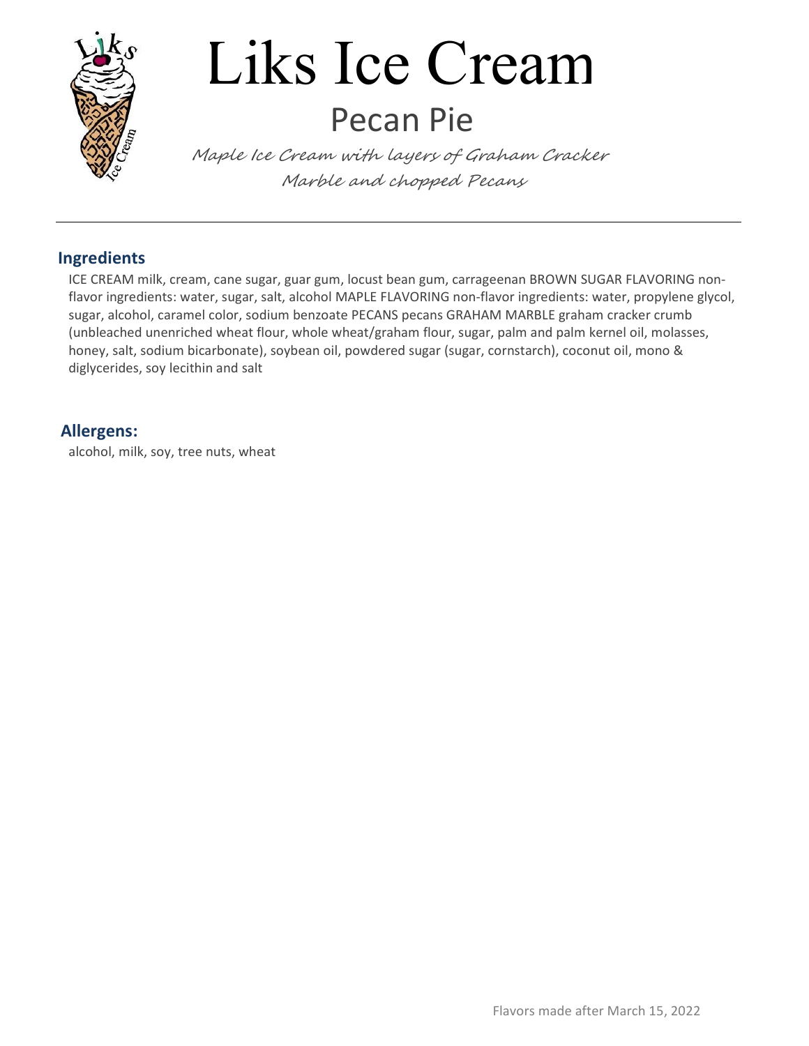# Liks Ice Cream

## Pecan Pie

*Maple Ice Cream with layers of Graham Cracker Marble and chopped Pecans*

---

### Ingredients

ICE CREAM milk, cream, cane sugar, guar gum, locust bean gum, carrageenan BROWN SUGAR FLAVORING non-flavor ingredients: water, sugar, salt, alcohol MAPLE FLAVORING non-flavor ingredients: water, propylene glycol, sugar, alcohol, caramel color, sodium benzoate PECANS pecans GRAHAM MARBLE graham cracker crumb (unbleached unenriched wheat flour, whole wheat/graham flour, sugar, palm and palm kernel oil, molasses, honey, salt, sodium bicarbonate), soybean oil, powdered sugar (sugar, cornstarch), coconut oil, mono & diglycerides, soy lecithin and salt

### Allergens:

alcohol, milk, soy, tree nuts, wheat

Flavors made after March 15, 2022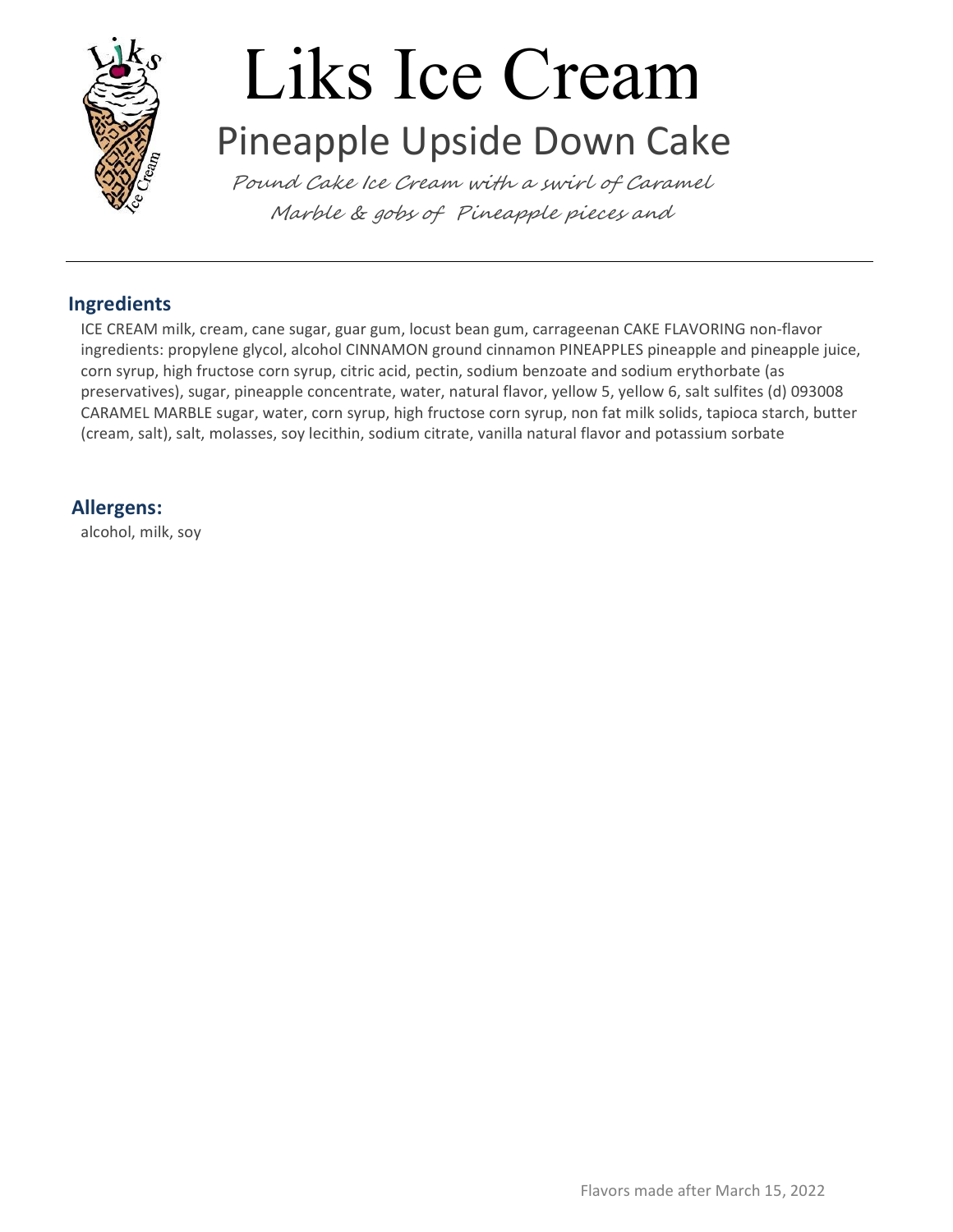# Liks Ice Cream

## Pineapple Upside Down Cake

*Pound Cake Ice Cream with a swirl of Caramel Marble & gobs of Pineapple pieces and*

---

### Ingredients

ICE CREAM milk, cream, cane sugar, guar gum, locust bean gum, carrageenan CAKE FLAVORING non-flavor ingredients: propylene glycol, alcohol CINNAMON ground cinnamon PINEAPPLES pineapple and pineapple juice, corn syrup, high fructose corn syrup, citric acid, pectin, sodium benzoate and sodium erythorbate (as preservatives), sugar, pineapple concentrate, water, natural flavor, yellow 5, yellow 6, salt sulfites (d) 093008 CARAMEL MARBLE sugar, water, corn syrup, high fructose corn syrup, non fat milk solids, tapioca starch, butter (cream, salt), salt, molasses, soy lecithin, sodium citrate, vanilla natural flavor and potassium sorbate

### Allergens:

alcohol, milk, soy

Flavors made after March 15, 2022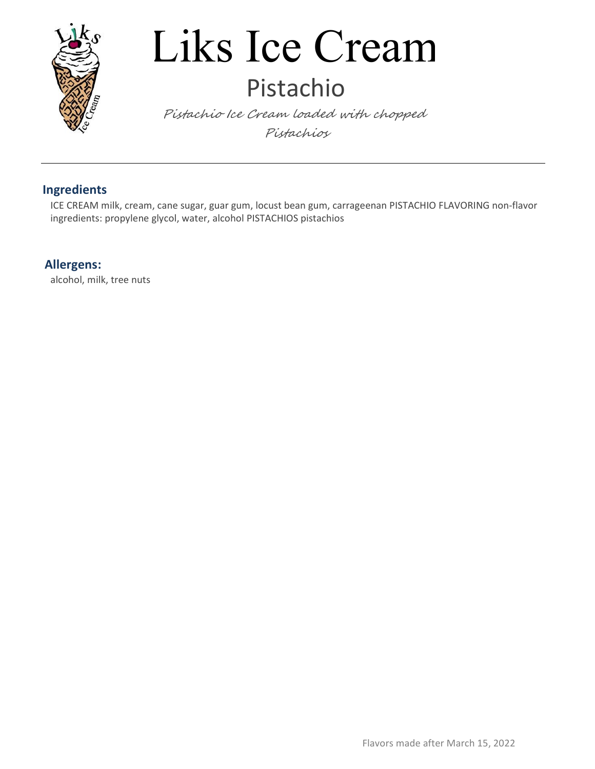# Liks Ice Cream

## Pistachio

*Pistachio Ice Cream loaded with chopped Pistachios*

---

### Ingredients

ICE CREAM milk, cream, cane sugar, guar gum, locust bean gum, carrageenan PISTACHIO FLAVORING non-flavor ingredients: propylene glycol, water, alcohol PISTACHIOS pistachios

### Allergens:

alcohol, milk, tree nuts

Flavors made after March 15, 2022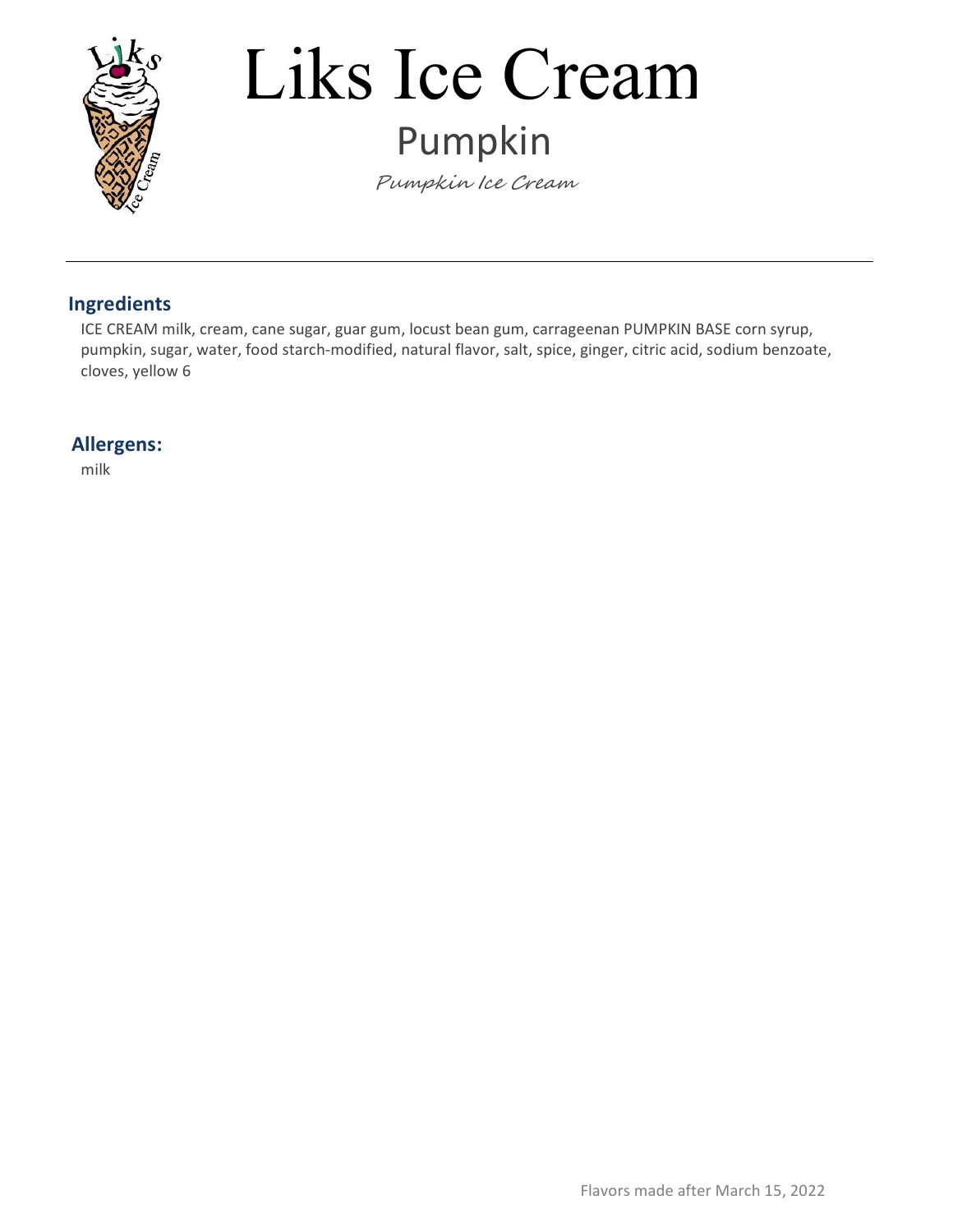# Liks Ice Cream

## Pumpkin

*Pumpkin Ice Cream*

---

### Ingredients

ICE CREAM milk, cream, cane sugar, guar gum, locust bean gum, carrageenan PUMPKIN BASE corn syrup, pumpkin, sugar, water, food starch-modified, natural flavor, salt, spice, ginger, citric acid, sodium benzoate, cloves, yellow 6

### Allergens:

milk

Flavors made after March 15, 2022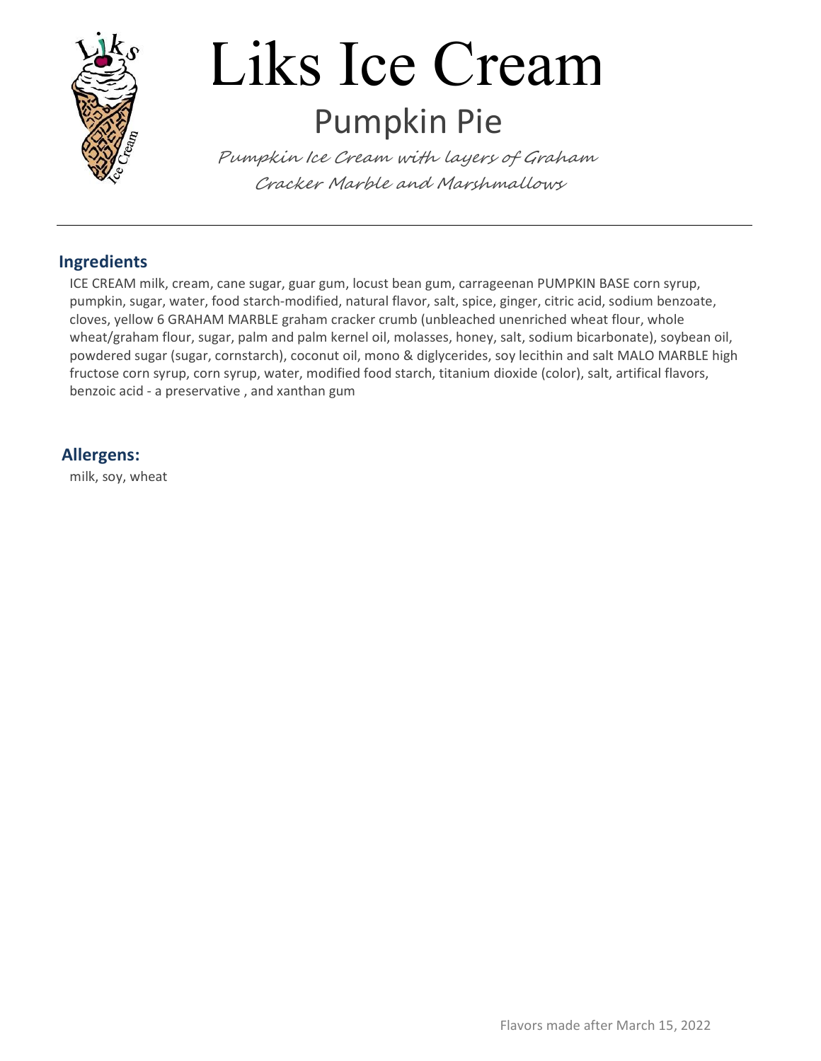# Liks Ice Cream

## Pumpkin Pie

*Pumpkin Ice Cream with layers of Graham Cracker Marble and Marshmallows*

---

### Ingredients

ICE CREAM milk, cream, cane sugar, guar gum, locust bean gum, carrageenan PUMPKIN BASE corn syrup, pumpkin, sugar, water, food starch-modified, natural flavor, salt, spice, ginger, citric acid, sodium benzoate, cloves, yellow 6 GRAHAM MARBLE graham cracker crumb (unbleached unenriched wheat flour, whole wheat/graham flour, sugar, palm and palm kernel oil, molasses, honey, salt, sodium bicarbonate), soybean oil, powdered sugar (sugar, cornstarch), coconut oil, mono & diglycerides, soy lecithin and salt MALO MARBLE high fructose corn syrup, corn syrup, water, modified food starch, titanium dioxide (color), salt, artifical flavors, benzoic acid - a preservative , and xanthan gum

### Allergens:

milk, soy, wheat

Flavors made after March 15, 2022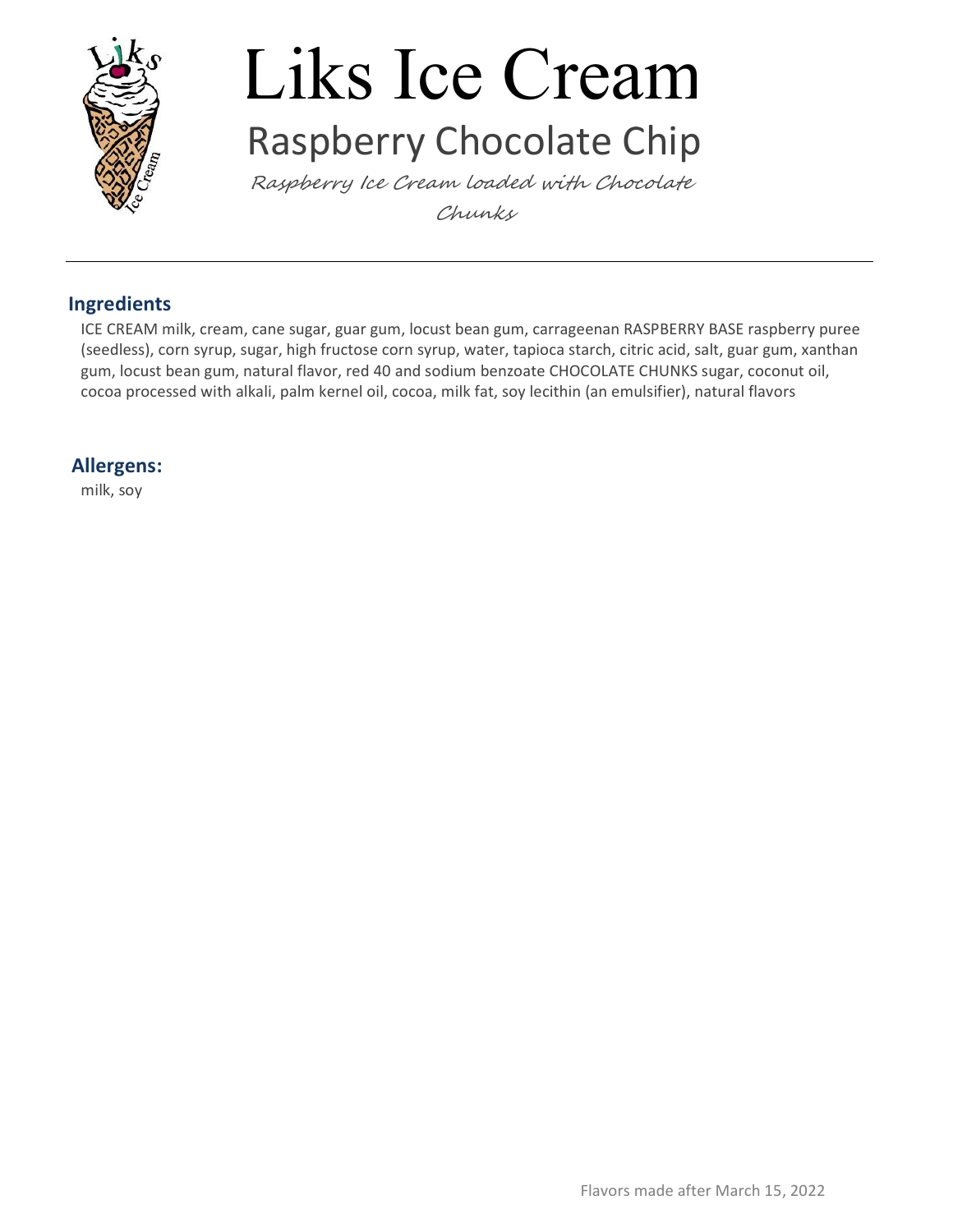# Liks Ice Cream

## Raspberry Chocolate Chip

*Raspberry Ice Cream loaded with Chocolate Chunks*

---

### Ingredients

ICE CREAM milk, cream, cane sugar, guar gum, locust bean gum, carrageenan RASPBERRY BASE raspberry puree (seedless), corn syrup, sugar, high fructose corn syrup, water, tapioca starch, citric acid, salt, guar gum, xanthan gum, locust bean gum, natural flavor, red 40 and sodium benzoate CHOCOLATE CHUNKS sugar, coconut oil, cocoa processed with alkali, palm kernel oil, cocoa, milk fat, soy lecithin (an emulsifier), natural flavors

### Allergens:

milk, soy

Flavors made after March 15, 2022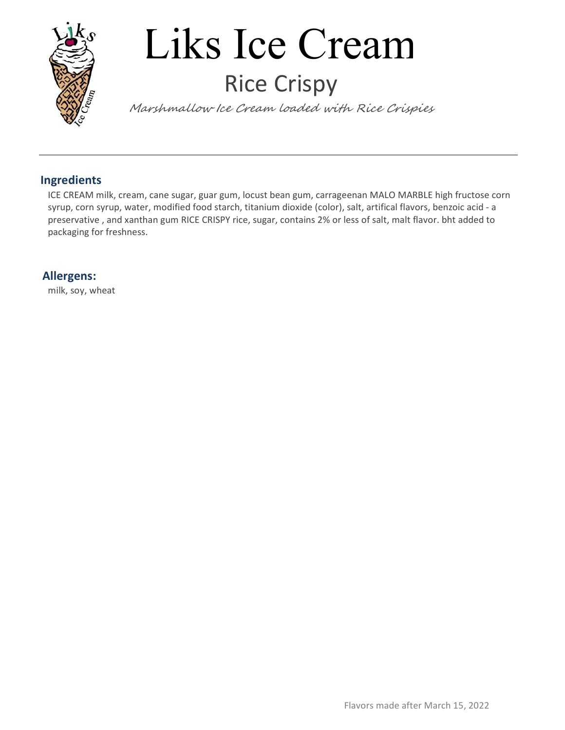# Liks Ice Cream

## Rice Crispy

*Marshmallow Ice Cream loaded with Rice Crispies*

---

### Ingredients

ICE CREAM milk, cream, cane sugar, guar gum, locust bean gum, carrageenan MALO MARBLE high fructose corn syrup, corn syrup, water, modified food starch, titanium dioxide (color), salt, artifical flavors, benzoic acid - a preservative , and xanthan gum RICE CRISPY rice, sugar, contains 2% or less of salt, malt flavor. bht added to packaging for freshness.

### Allergens:

milk, soy, wheat

Flavors made after March 15, 2022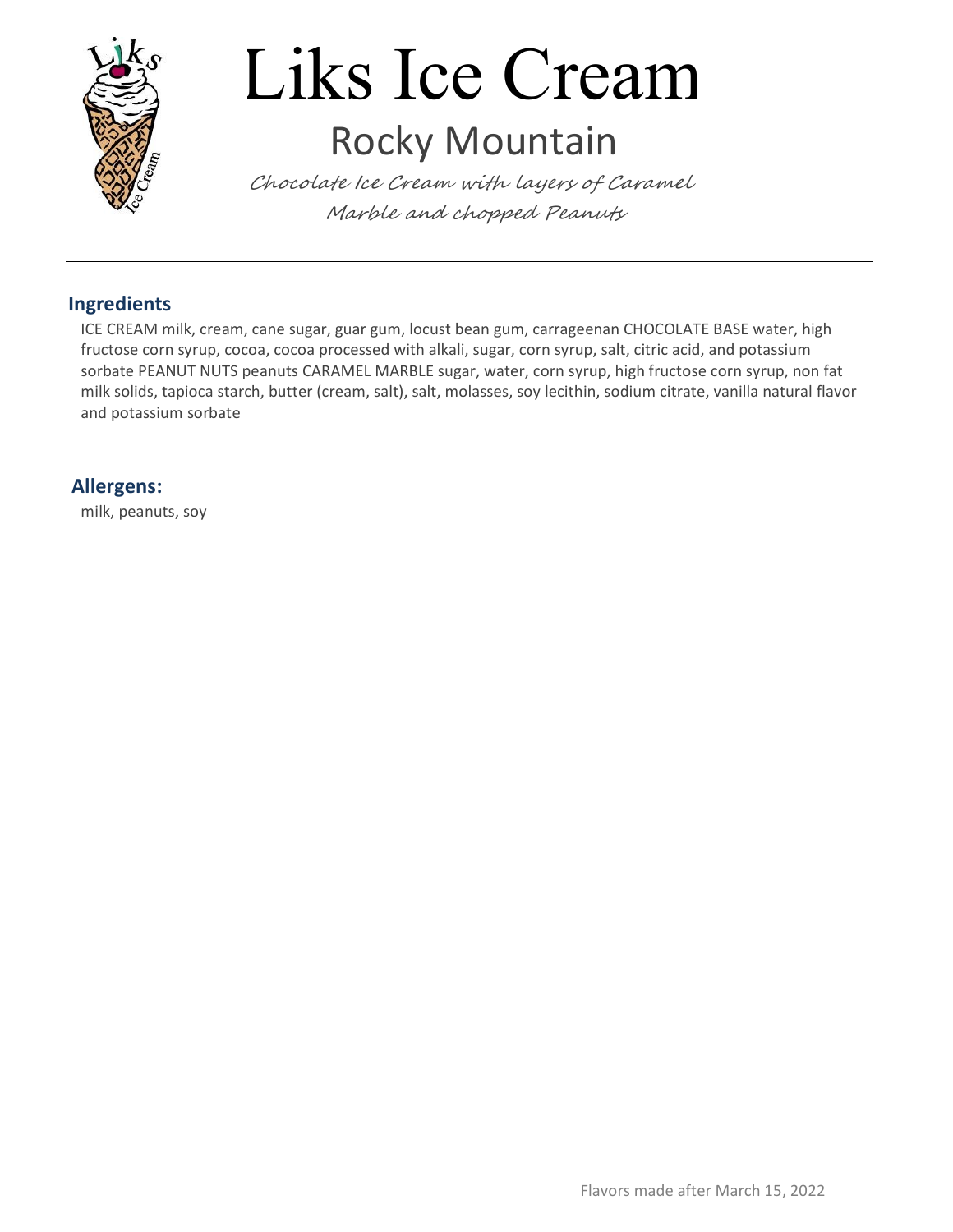# Liks Ice Cream

## Rocky Mountain

*Chocolate Ice Cream with layers of Caramel Marble and chopped Peanuts*

---

### Ingredients

ICE CREAM milk, cream, cane sugar, guar gum, locust bean gum, carrageenan CHOCOLATE BASE water, high fructose corn syrup, cocoa, cocoa processed with alkali, sugar, corn syrup, salt, citric acid, and potassium sorbate PEANUT NUTS peanuts CARAMEL MARBLE sugar, water, corn syrup, high fructose corn syrup, non fat milk solids, tapioca starch, butter (cream, salt), salt, molasses, soy lecithin, sodium citrate, vanilla natural flavor and potassium sorbate

### Allergens:

milk, peanuts, soy

Flavors made after March 15, 2022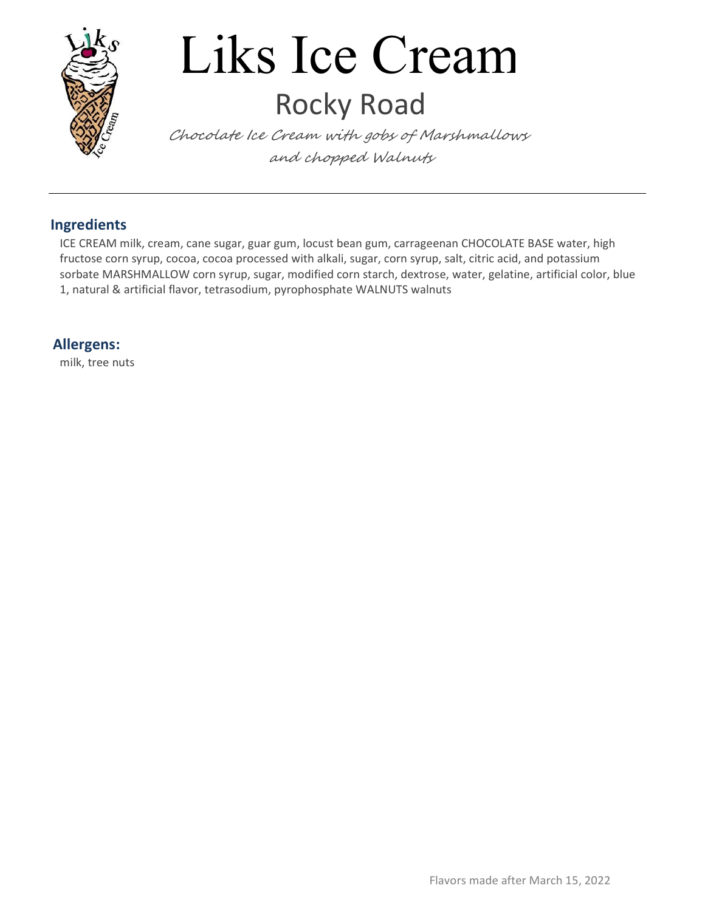# Liks Ice Cream

## Rocky Road

*Chocolate Ice Cream with gobs of Marshmallows and chopped Walnuts*

---

### Ingredients

ICE CREAM milk, cream, cane sugar, guar gum, locust bean gum, carrageenan CHOCOLATE BASE water, high fructose corn syrup, cocoa, cocoa processed with alkali, sugar, corn syrup, salt, citric acid, and potassium sorbate MARSHMALLOW corn syrup, sugar, modified corn starch, dextrose, water, gelatine, artificial color, blue 1, natural & artificial flavor, tetrasodium, pyrophosphate WALNUTS walnuts

### Allergens:

milk, tree nuts

Flavors made after March 15, 2022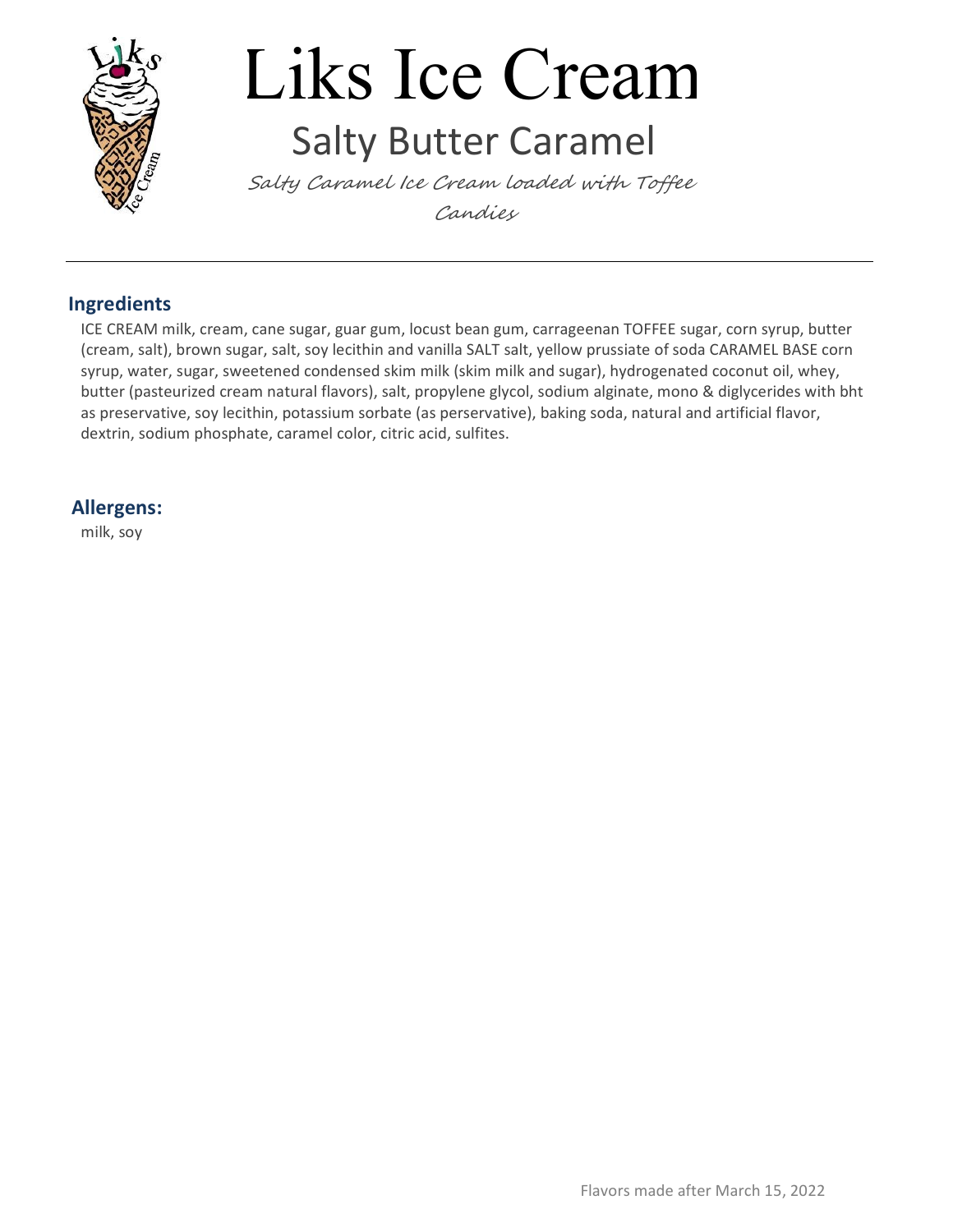# Liks Ice Cream

## Salty Butter Caramel

*Salty Caramel Ice Cream loaded with Toffee Candies*

---

### Ingredients

ICE CREAM milk, cream, cane sugar, guar gum, locust bean gum, carrageenan TOFFEE sugar, corn syrup, butter (cream, salt), brown sugar, salt, soy lecithin and vanilla SALT salt, yellow prussiate of soda CARAMEL BASE corn syrup, water, sugar, sweetened condensed skim milk (skim milk and sugar), hydrogenated coconut oil, whey, butter (pasteurized cream natural flavors), salt, propylene glycol, sodium alginate, mono & diglycerides with bht as preservative, soy lecithin, potassium sorbate (as perservative), baking soda, natural and artificial flavor, dextrin, sodium phosphate, caramel color, citric acid, sulfites.

### Allergens:

milk, soy

Flavors made after March 15, 2022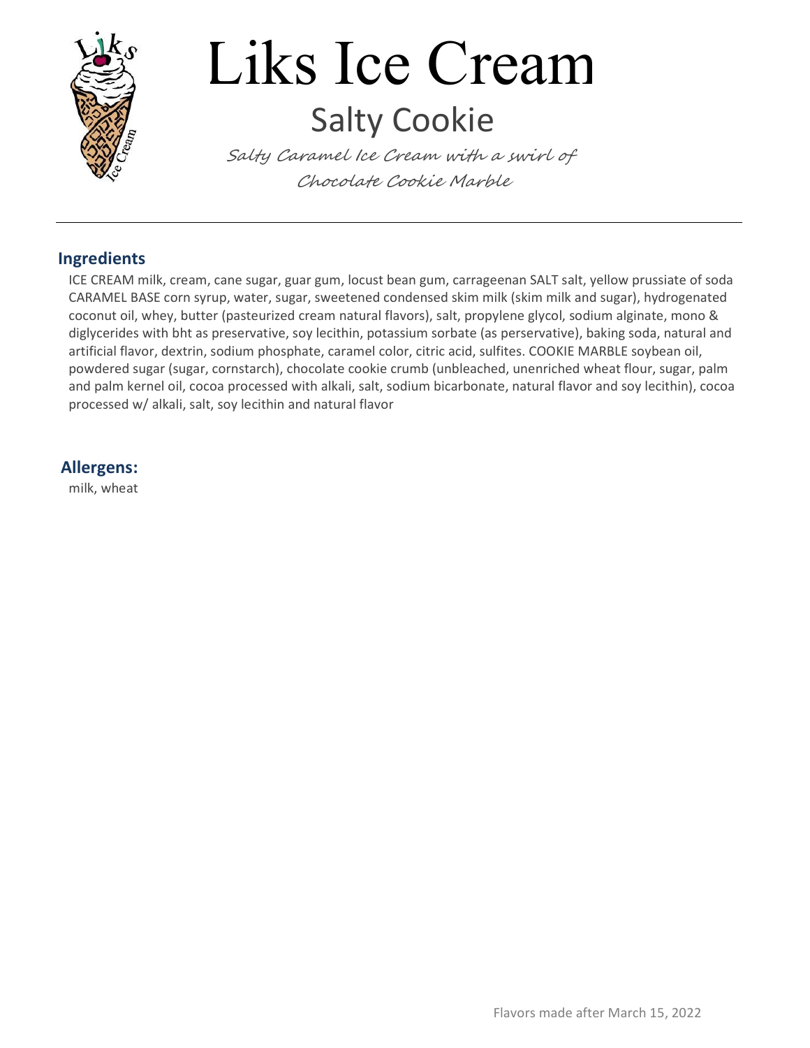# Liks Ice Cream

## Salty Cookie

*Salty Caramel Ice Cream with a swirl of Chocolate Cookie Marble*

---

### Ingredients

ICE CREAM milk, cream, cane sugar, guar gum, locust bean gum, carrageenan SALT salt, yellow prussiate of soda CARAMEL BASE corn syrup, water, sugar, sweetened condensed skim milk (skim milk and sugar), hydrogenated coconut oil, whey, butter (pasteurized cream natural flavors), salt, propylene glycol, sodium alginate, mono & diglycerides with bht as preservative, soy lecithin, potassium sorbate (as perservative), baking soda, natural and artificial flavor, dextrin, sodium phosphate, caramel color, citric acid, sulfites. COOKIE MARBLE soybean oil, powdered sugar (sugar, cornstarch), chocolate cookie crumb (unbleached, unenriched wheat flour, sugar, palm and palm kernel oil, cocoa processed with alkali, salt, sodium bicarbonate, natural flavor and soy lecithin), cocoa processed w/ alkali, salt, soy lecithin and natural flavor

### Allergens:

milk, wheat

Flavors made after March 15, 2022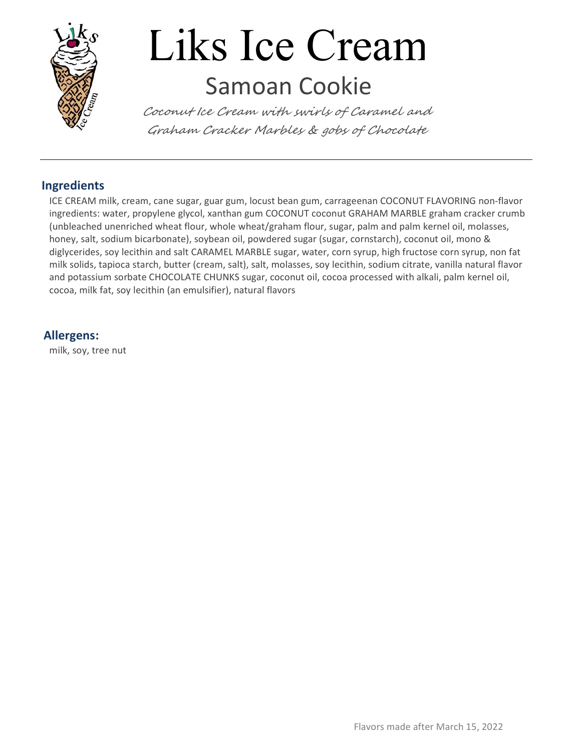# Liks Ice Cream

## Samoan Cookie

*Coconut Ice Cream with swirls of Caramel and Graham Cracker Marbles & gobs of Chocolate*

---

### Ingredients

ICE CREAM milk, cream, cane sugar, guar gum, locust bean gum, carrageenan COCONUT FLAVORING non-flavor ingredients: water, propylene glycol, xanthan gum COCONUT coconut GRAHAM MARBLE graham cracker crumb (unbleached unenriched wheat flour, whole wheat/graham flour, sugar, palm and palm kernel oil, molasses, honey, salt, sodium bicarbonate), soybean oil, powdered sugar (sugar, cornstarch), coconut oil, mono & diglycerides, soy lecithin and salt CARAMEL MARBLE sugar, water, corn syrup, high fructose corn syrup, non fat milk solids, tapioca starch, butter (cream, salt), salt, molasses, soy lecithin, sodium citrate, vanilla natural flavor and potassium sorbate CHOCOLATE CHUNKS sugar, coconut oil, cocoa processed with alkali, palm kernel oil, cocoa, milk fat, soy lecithin (an emulsifier), natural flavors

### Allergens:

milk, soy, tree nut

Flavors made after March 15, 2022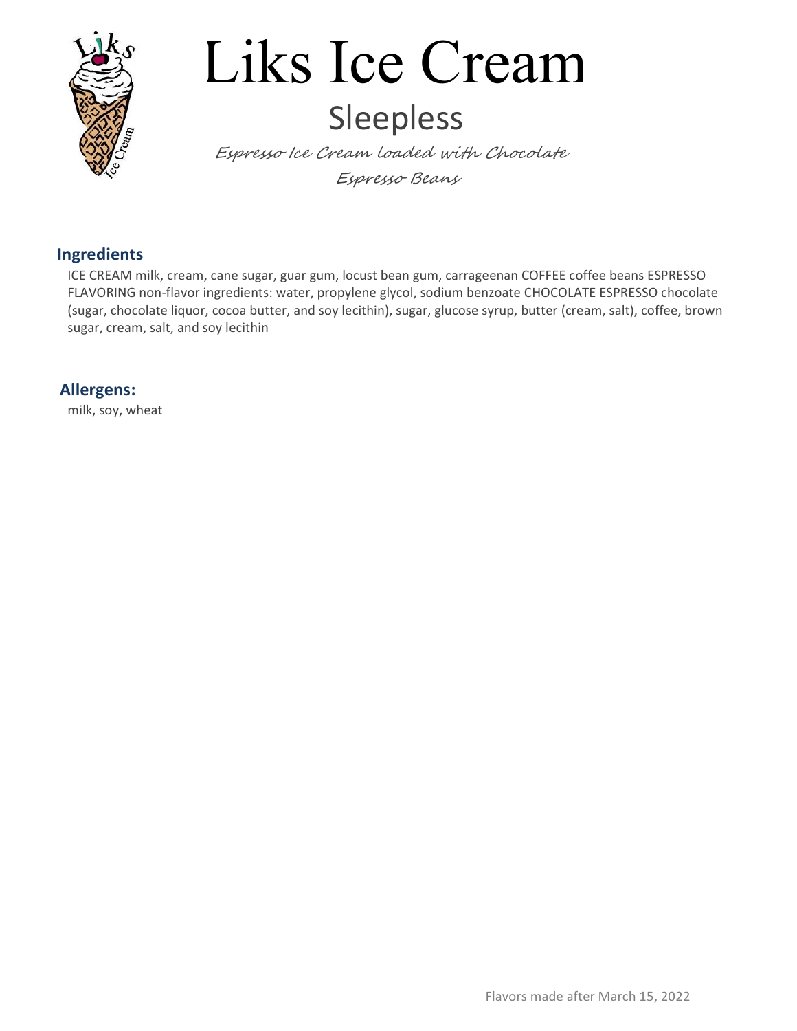# Liks Ice Cream

## Sleepless

*Espresso Ice Cream loaded with Chocolate Espresso Beans*

---

### Ingredients

ICE CREAM milk, cream, cane sugar, guar gum, locust bean gum, carrageenan COFFEE coffee beans ESPRESSO FLAVORING non-flavor ingredients: water, propylene glycol, sodium benzoate CHOCOLATE ESPRESSO chocolate (sugar, chocolate liquor, cocoa butter, and soy lecithin), sugar, glucose syrup, butter (cream, salt), coffee, brown sugar, cream, salt, and soy lecithin

### Allergens:

milk, soy, wheat

Flavors made after March 15, 2022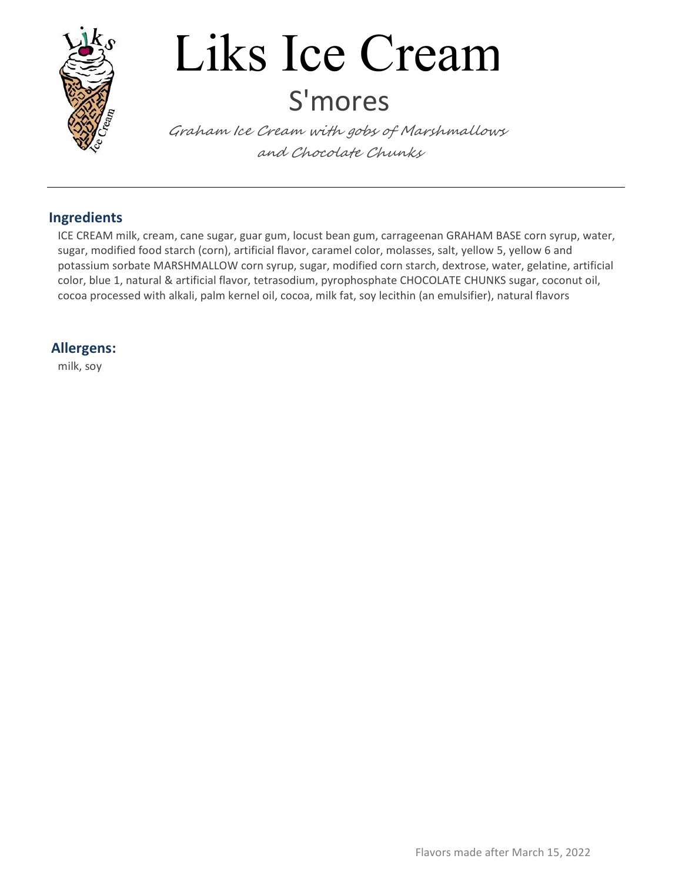# Liks Ice Cream

## S'mores

*Graham Ice Cream with gobs of Marshmallows and Chocolate Chunks*

---

### Ingredients

ICE CREAM milk, cream, cane sugar, guar gum, locust bean gum, carrageenan GRAHAM BASE corn syrup, water, sugar, modified food starch (corn), artificial flavor, caramel color, molasses, salt, yellow 5, yellow 6 and potassium sorbate MARSHMALLOW corn syrup, sugar, modified corn starch, dextrose, water, gelatine, artificial color, blue 1, natural & artificial flavor, tetrasodium, pyrophosphate CHOCOLATE CHUNKS sugar, coconut oil, cocoa processed with alkali, palm kernel oil, cocoa, milk fat, soy lecithin (an emulsifier), natural flavors

### Allergens:

milk, soy

Flavors made after March 15, 2022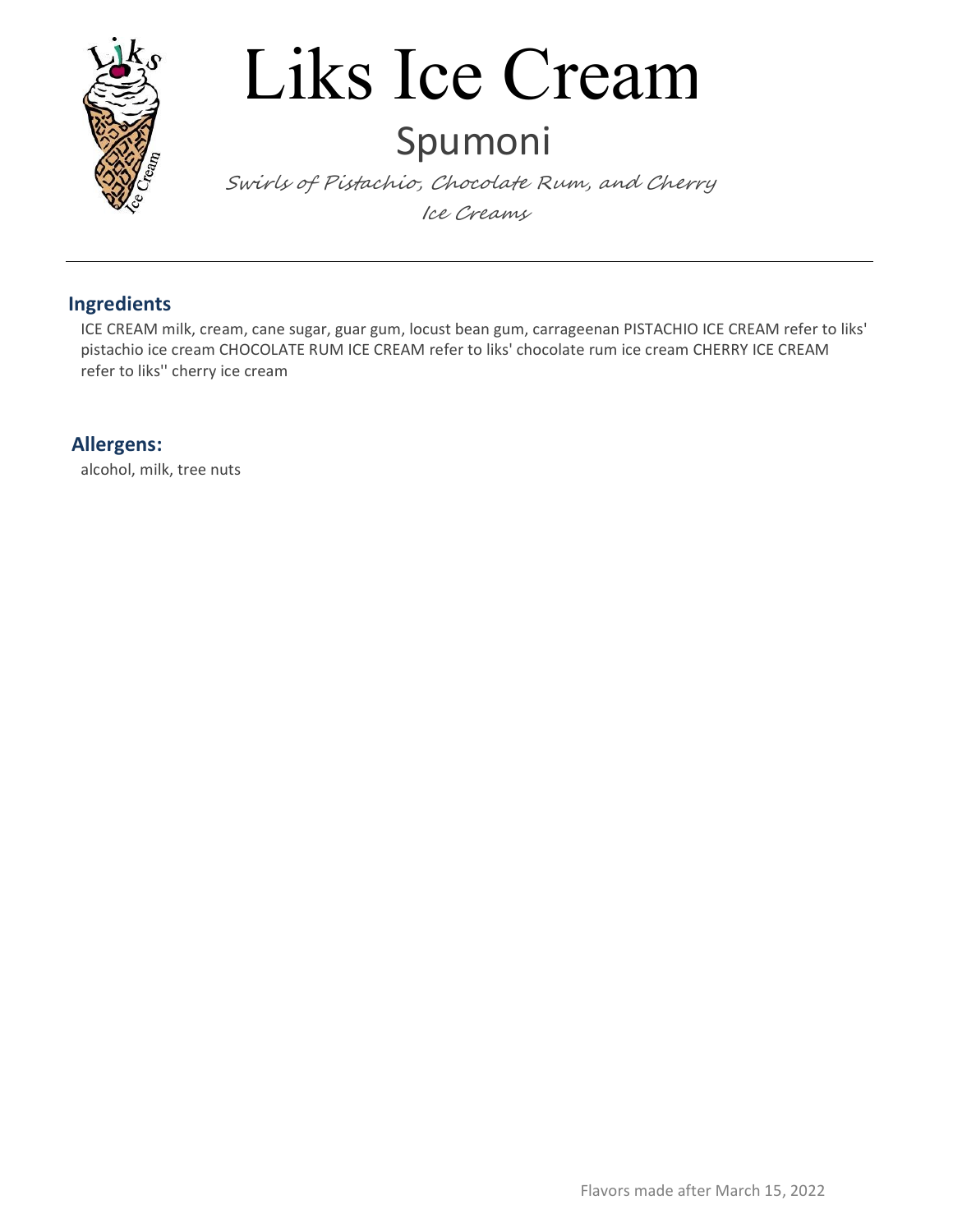# Liks Ice Cream

## Spumoni

*Swirls of Pistachio, Chocolate Rum, and Cherry Ice Creams*

---

### Ingredients

ICE CREAM milk, cream, cane sugar, guar gum, locust bean gum, carrageenan PISTACHIO ICE CREAM refer to liks' pistachio ice cream CHOCOLATE RUM ICE CREAM refer to liks' chocolate rum ice cream CHERRY ICE CREAM refer to liks'' cherry ice cream

### Allergens:

alcohol, milk, tree nuts

Flavors made after March 15, 2022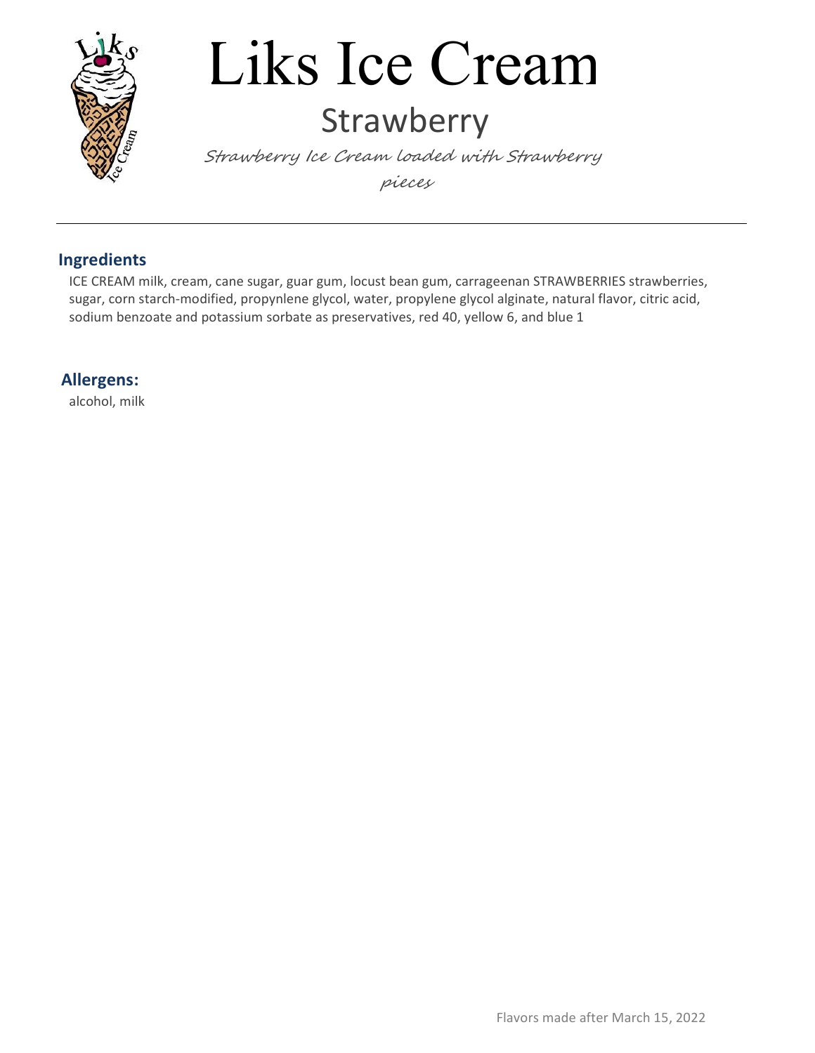# Liks Ice Cream

## Strawberry

*Strawberry Ice Cream loaded with Strawberry pieces*

---

### Ingredients

ICE CREAM milk, cream, cane sugar, guar gum, locust bean gum, carrageenan STRAWBERRIES strawberries, sugar, corn starch-modified, propynlene glycol, water, propylene glycol alginate, natural flavor, citric acid, sodium benzoate and potassium sorbate as preservatives, red 40, yellow 6, and blue 1

### Allergens:

alcohol, milk

Flavors made after March 15, 2022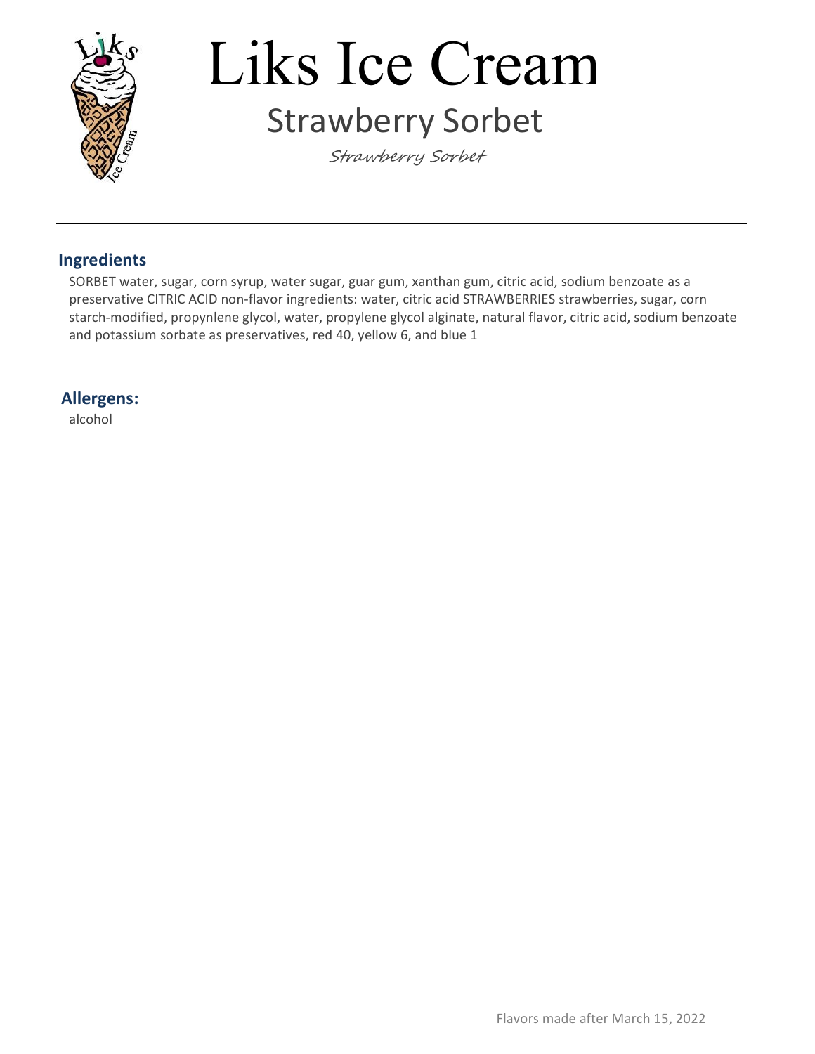# Liks Ice Cream

## Strawberry Sorbet

*Strawberry Sorbet*

---

### Ingredients

SORBET water, sugar, corn syrup, water sugar, guar gum, xanthan gum, citric acid, sodium benzoate as a preservative CITRIC ACID non-flavor ingredients: water, citric acid STRAWBERRIES strawberries, sugar, corn starch-modified, propynlene glycol, water, propylene glycol alginate, natural flavor, citric acid, sodium benzoate and potassium sorbate as preservatives, red 40, yellow 6, and blue 1

### Allergens:

alcohol

Flavors made after March 15, 2022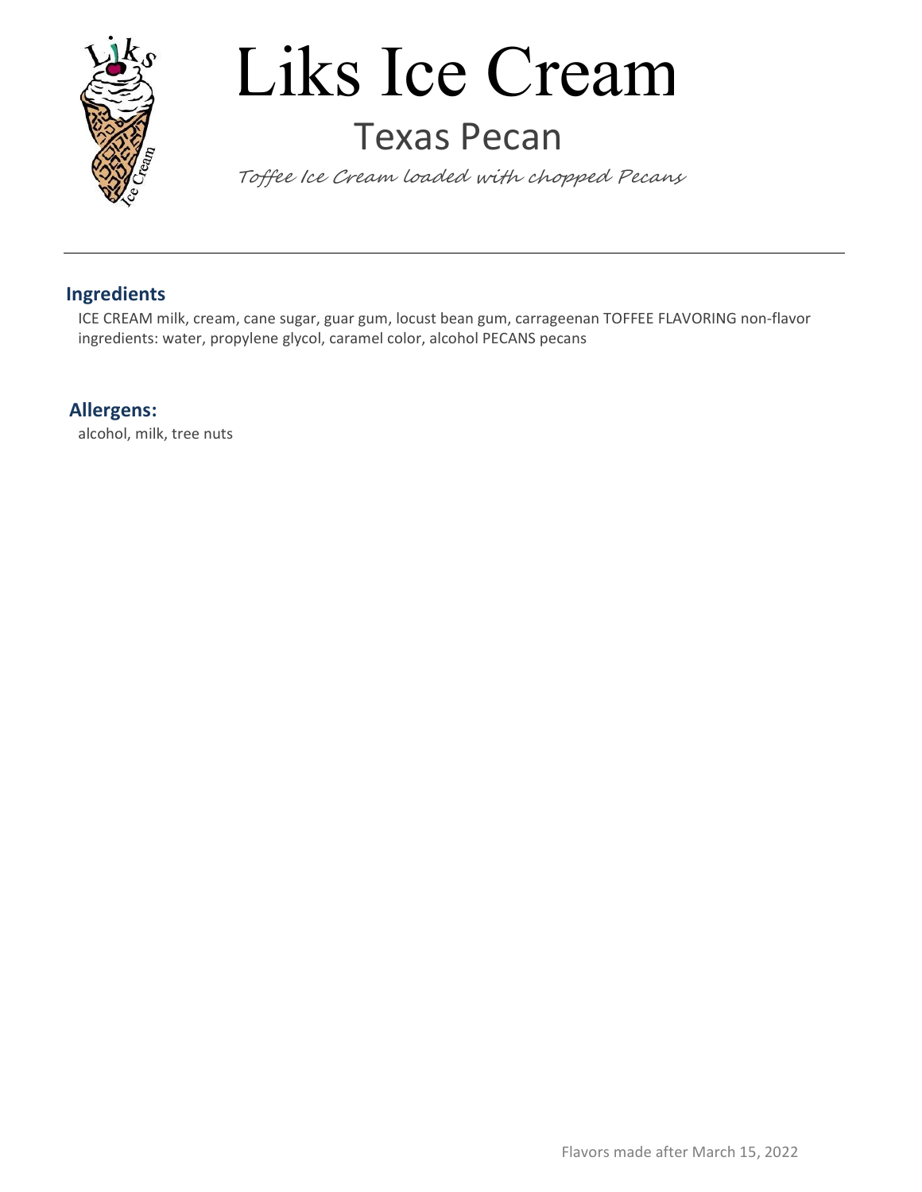# Liks Ice Cream

## Texas Pecan

*Toffee Ice Cream loaded with chopped Pecans*

---

### Ingredients

ICE CREAM milk, cream, cane sugar, guar gum, locust bean gum, carrageenan TOFFEE FLAVORING non-flavor ingredients: water, propylene glycol, caramel color, alcohol PECANS pecans

### Allergens:

alcohol, milk, tree nuts

Flavors made after March 15, 2022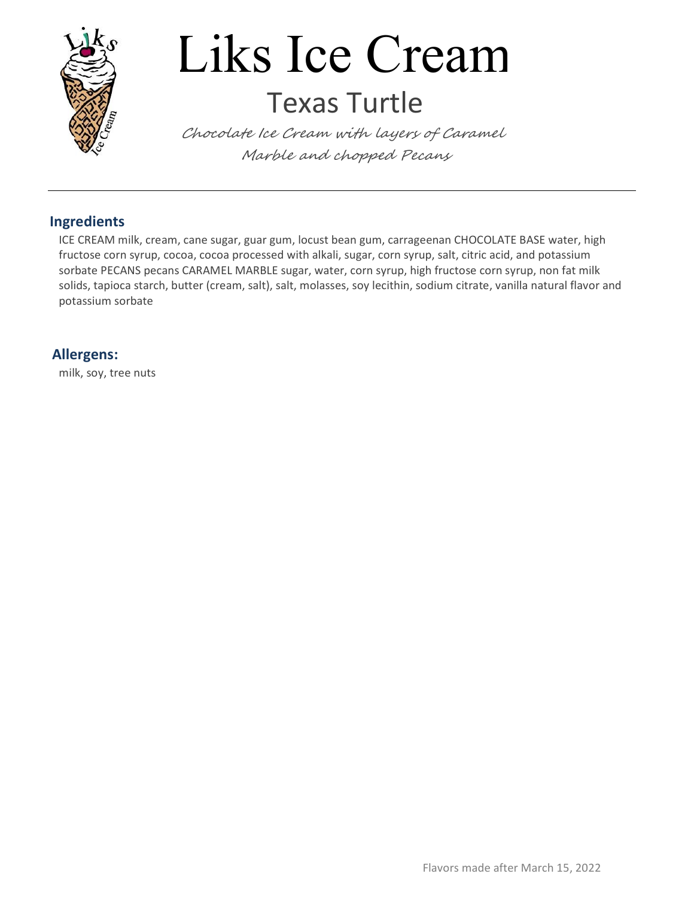# Liks Ice Cream

## Texas Turtle

*Chocolate Ice Cream with layers of Caramel Marble and chopped Pecans*

---

### Ingredients

ICE CREAM milk, cream, cane sugar, guar gum, locust bean gum, carrageenan CHOCOLATE BASE water, high fructose corn syrup, cocoa, cocoa processed with alkali, sugar, corn syrup, salt, citric acid, and potassium sorbate PECANS pecans CARAMEL MARBLE sugar, water, corn syrup, high fructose corn syrup, non fat milk solids, tapioca starch, butter (cream, salt), salt, molasses, soy lecithin, sodium citrate, vanilla natural flavor and potassium sorbate

### Allergens:

milk, soy, tree nuts

Flavors made after March 15, 2022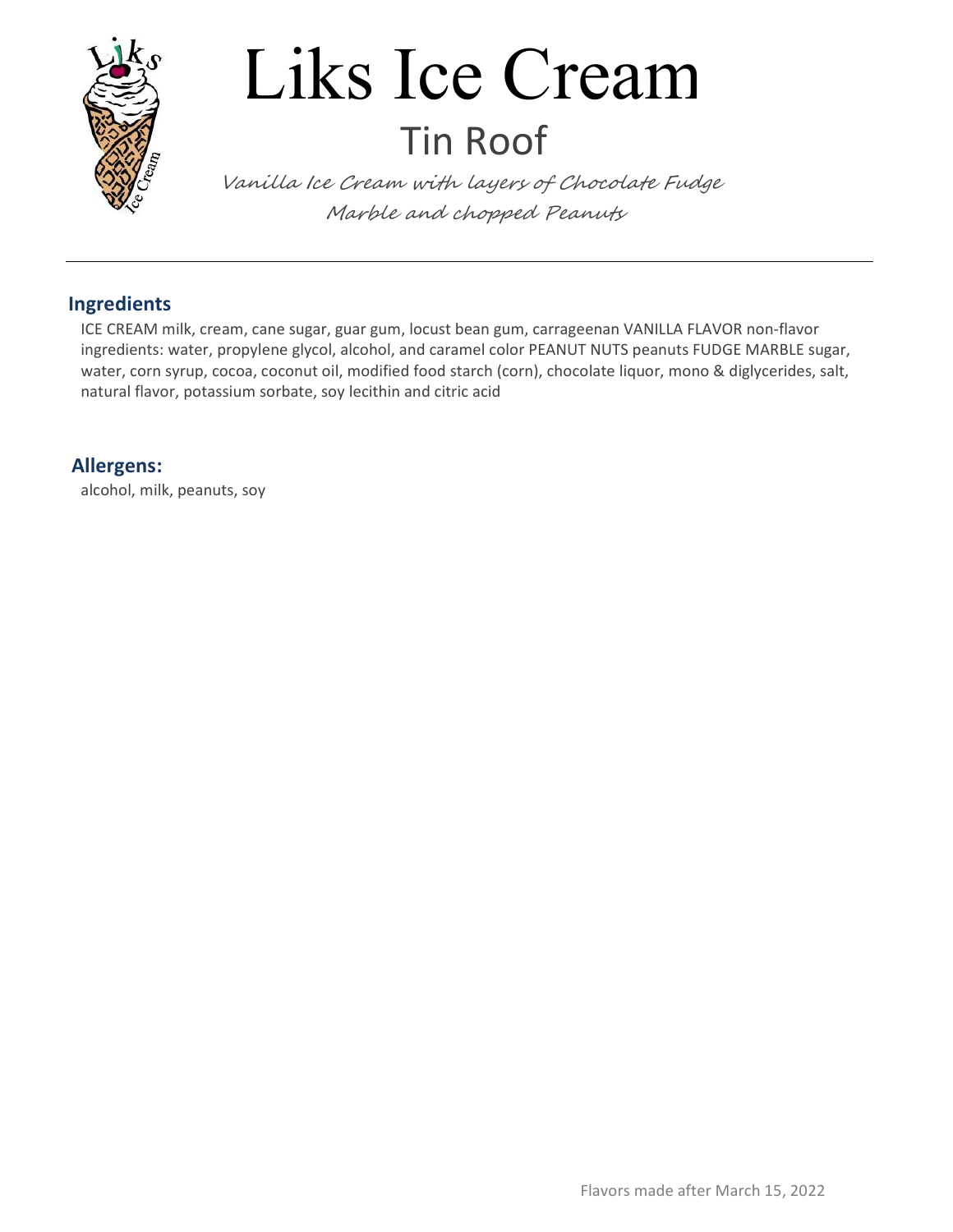# Liks Ice Cream

## Tin Roof

*Vanilla Ice Cream with layers of Chocolate Fudge Marble and chopped Peanuts*

---

### Ingredients

ICE CREAM milk, cream, cane sugar, guar gum, locust bean gum, carrageenan VANILLA FLAVOR non-flavor ingredients: water, propylene glycol, alcohol, and caramel color PEANUT NUTS peanuts FUDGE MARBLE sugar, water, corn syrup, cocoa, coconut oil, modified food starch (corn), chocolate liquor, mono & diglycerides, salt, natural flavor, potassium sorbate, soy lecithin and citric acid

### Allergens:

alcohol, milk, peanuts, soy

Flavors made after March 15, 2022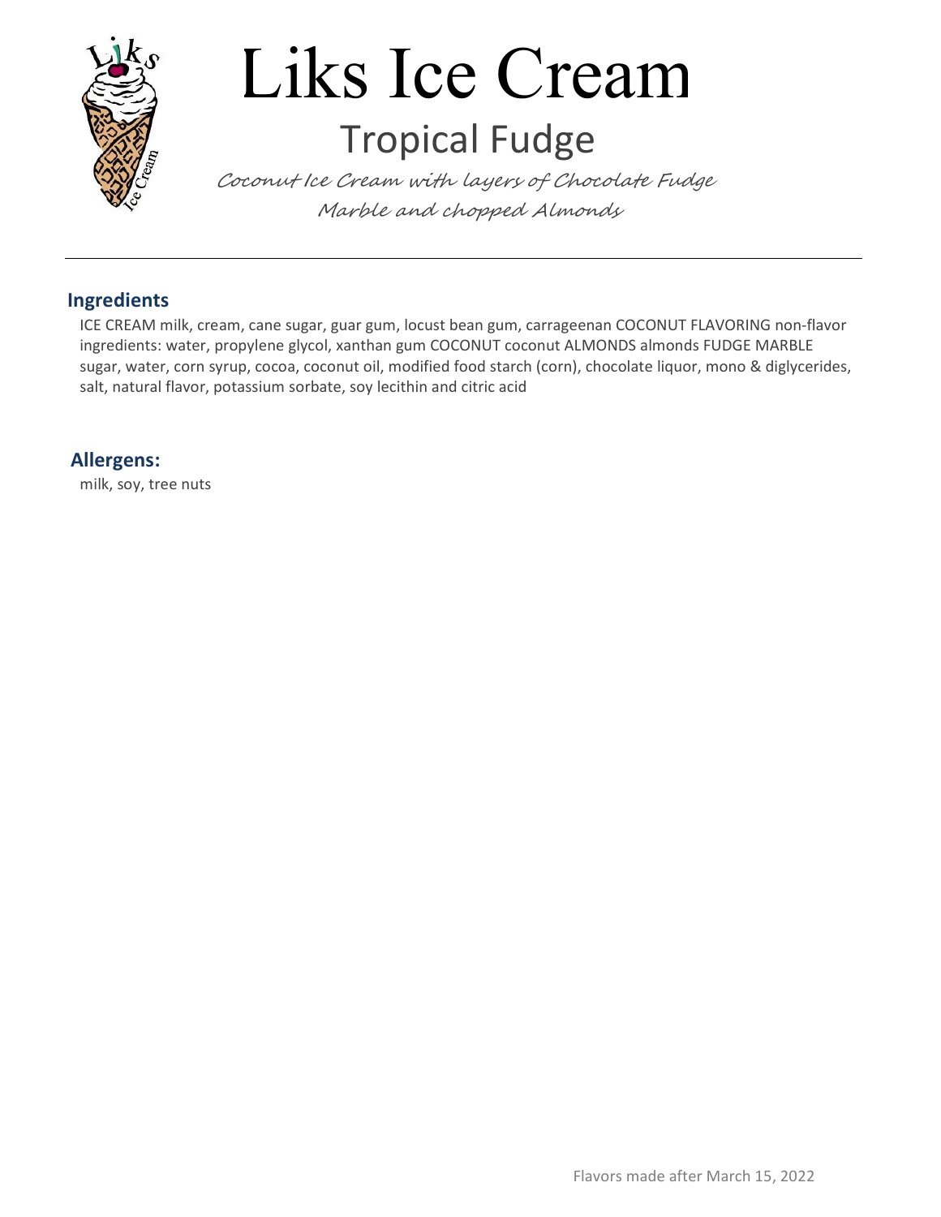# Liks Ice Cream

## Tropical Fudge

*Coconut Ice Cream with layers of Chocolate Fudge Marble and chopped Almonds*

---

### Ingredients

ICE CREAM milk, cream, cane sugar, guar gum, locust bean gum, carrageenan COCONUT FLAVORING non-flavor ingredients: water, propylene glycol, xanthan gum COCONUT coconut ALMONDS almonds FUDGE MARBLE sugar, water, corn syrup, cocoa, coconut oil, modified food starch (corn), chocolate liquor, mono & diglycerides, salt, natural flavor, potassium sorbate, soy lecithin and citric acid

### Allergens:

milk, soy, tree nuts

Flavors made after March 15, 2022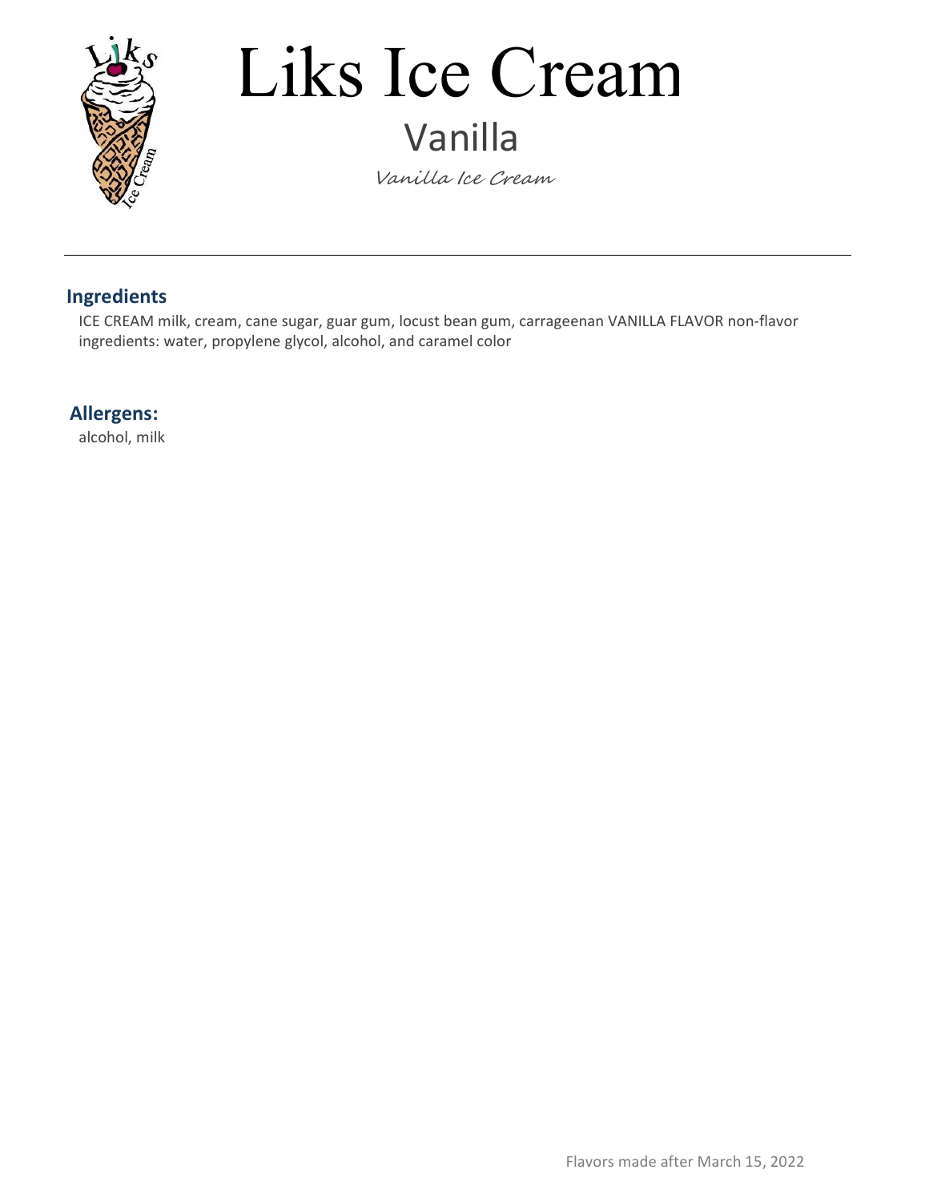# Liks Ice Cream

## Vanilla

*Vanilla Ice Cream*

---

### Ingredients

ICE CREAM milk, cream, cane sugar, guar gum, locust bean gum, carrageenan VANILLA FLAVOR non-flavor ingredients: water, propylene glycol, alcohol, and caramel color

### Allergens:

alcohol, milk

Flavors made after March 15, 2022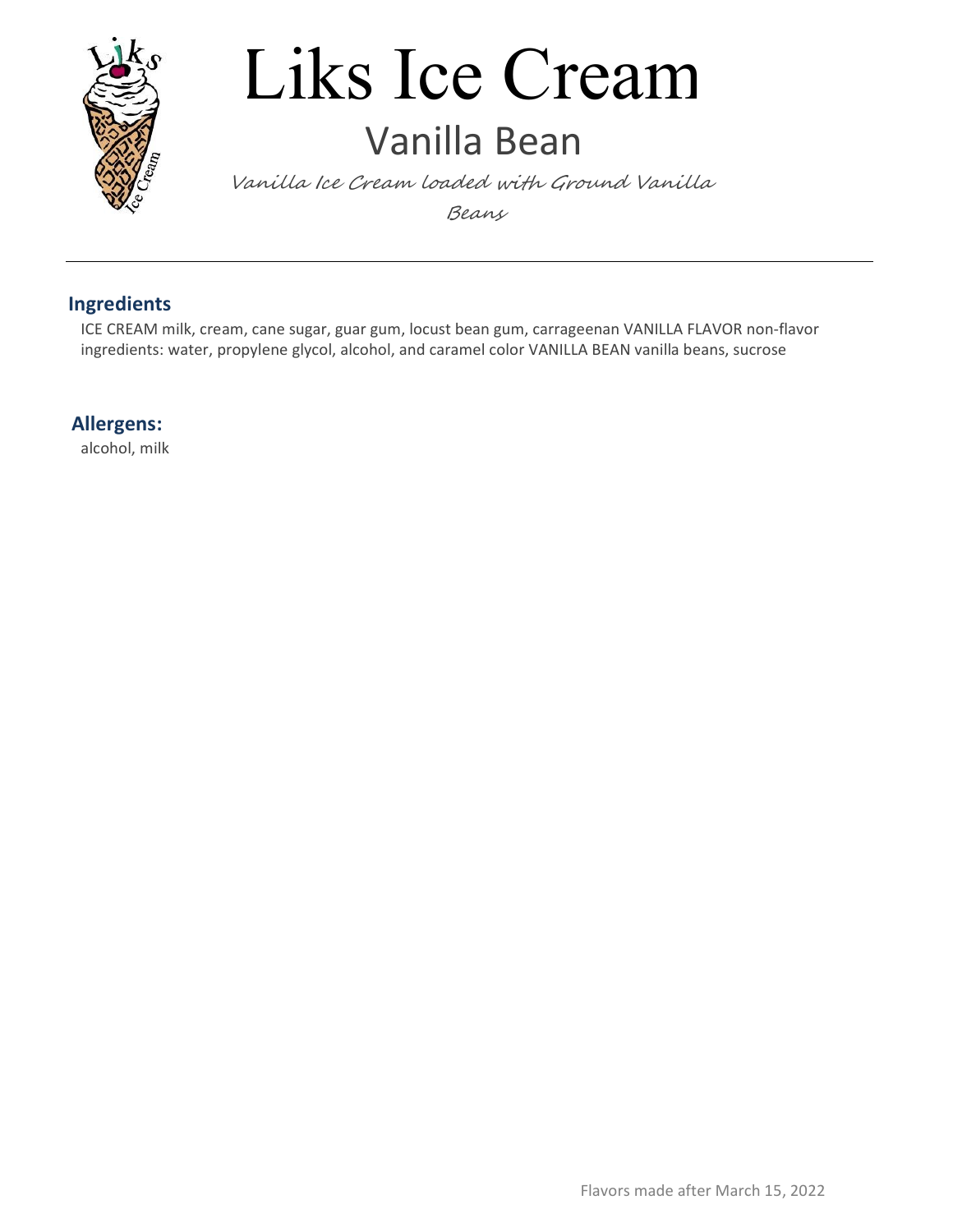# Liks Ice Cream

## Vanilla Bean

*Vanilla Ice Cream loaded with Ground Vanilla Beans*

---

### Ingredients

ICE CREAM milk, cream, cane sugar, guar gum, locust bean gum, carrageenan VANILLA FLAVOR non-flavor ingredients: water, propylene glycol, alcohol, and caramel color VANILLA BEAN vanilla beans, sucrose

### Allergens:

alcohol, milk

Flavors made after March 15, 2022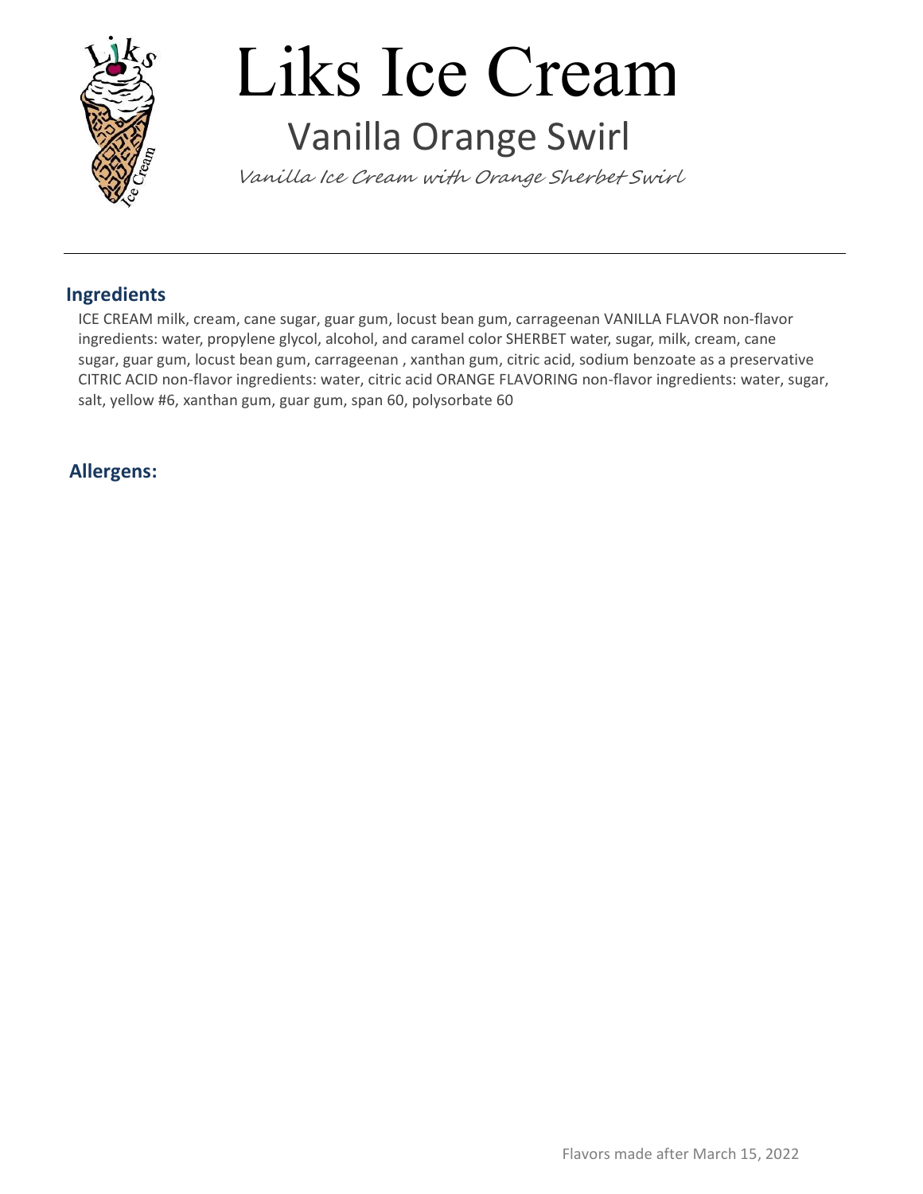# Liks Ice Cream

## Vanilla Orange Swirl

*Vanilla Ice Cream with Orange Sherbet Swirl*

### Ingredients

ICE CREAM milk, cream, cane sugar, guar gum, locust bean gum, carrageenan VANILLA FLAVOR non-flavor ingredients: water, propylene glycol, alcohol, and caramel color SHERBET water, sugar, milk, cream, cane sugar, guar gum, locust bean gum, carrageenan , xanthan gum, citric acid, sodium benzoate as a preservative CITRIC ACID non-flavor ingredients: water, citric acid ORANGE FLAVORING non-flavor ingredients: water, sugar, salt, yellow #6, xanthan gum, guar gum, span 60, polysorbate 60

### Allergens:

Flavors made after March 15, 2022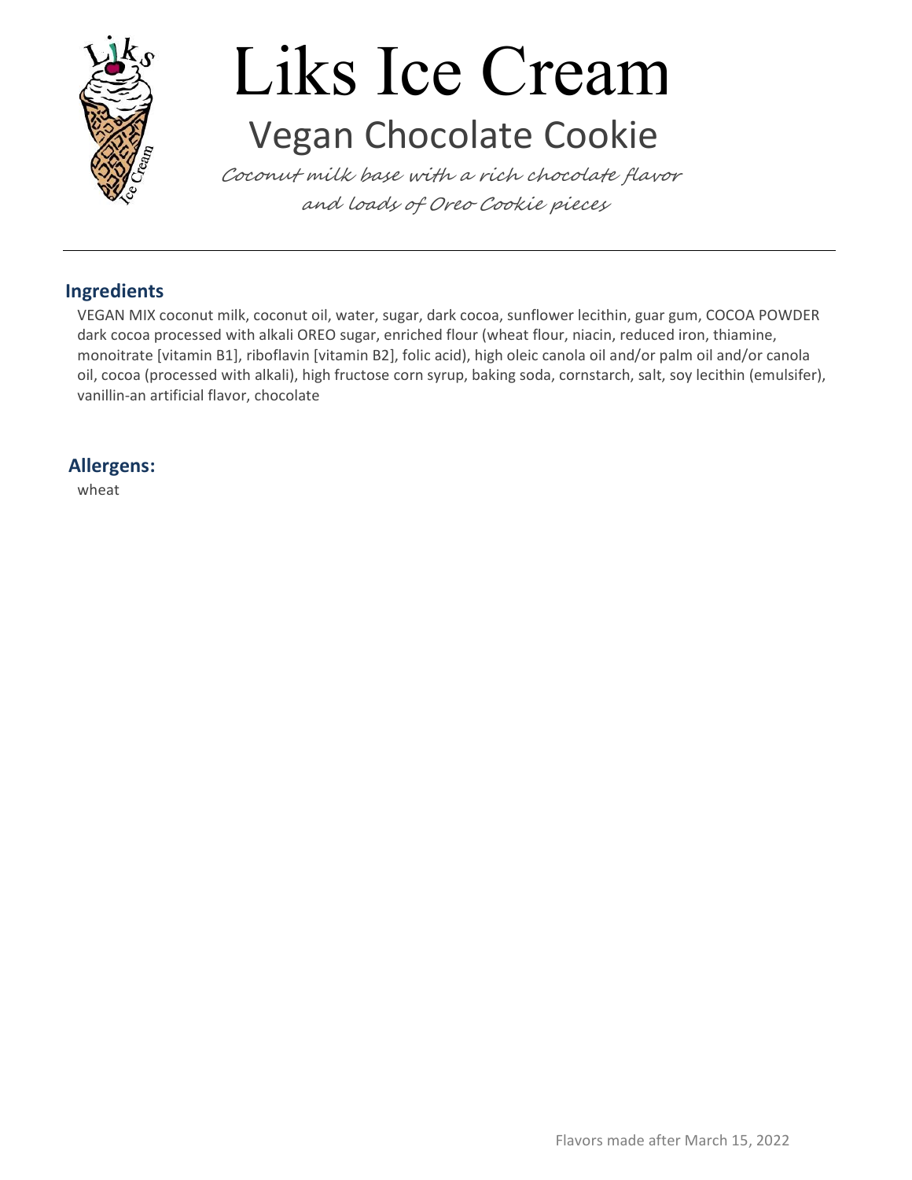# Liks Ice Cream

## Vegan Chocolate Cookie

*Coconut milk base with a rich chocolate flavor and loads of Oreo Cookie pieces*

---

### Ingredients

VEGAN MIX coconut milk, coconut oil, water, sugar, dark cocoa, sunflower lecithin, guar gum, COCOA POWDER dark cocoa processed with alkali OREO sugar, enriched flour (wheat flour, niacin, reduced iron, thiamine, monoitrate [vitamin B1], riboflavin [vitamin B2], folic acid), high oleic canola oil and/or palm oil and/or canola oil, cocoa (processed with alkali), high fructose corn syrup, baking soda, cornstarch, salt, soy lecithin (emulsifer), vanillin-an artificial flavor, chocolate

### Allergens:

wheat

Flavors made after March 15, 2022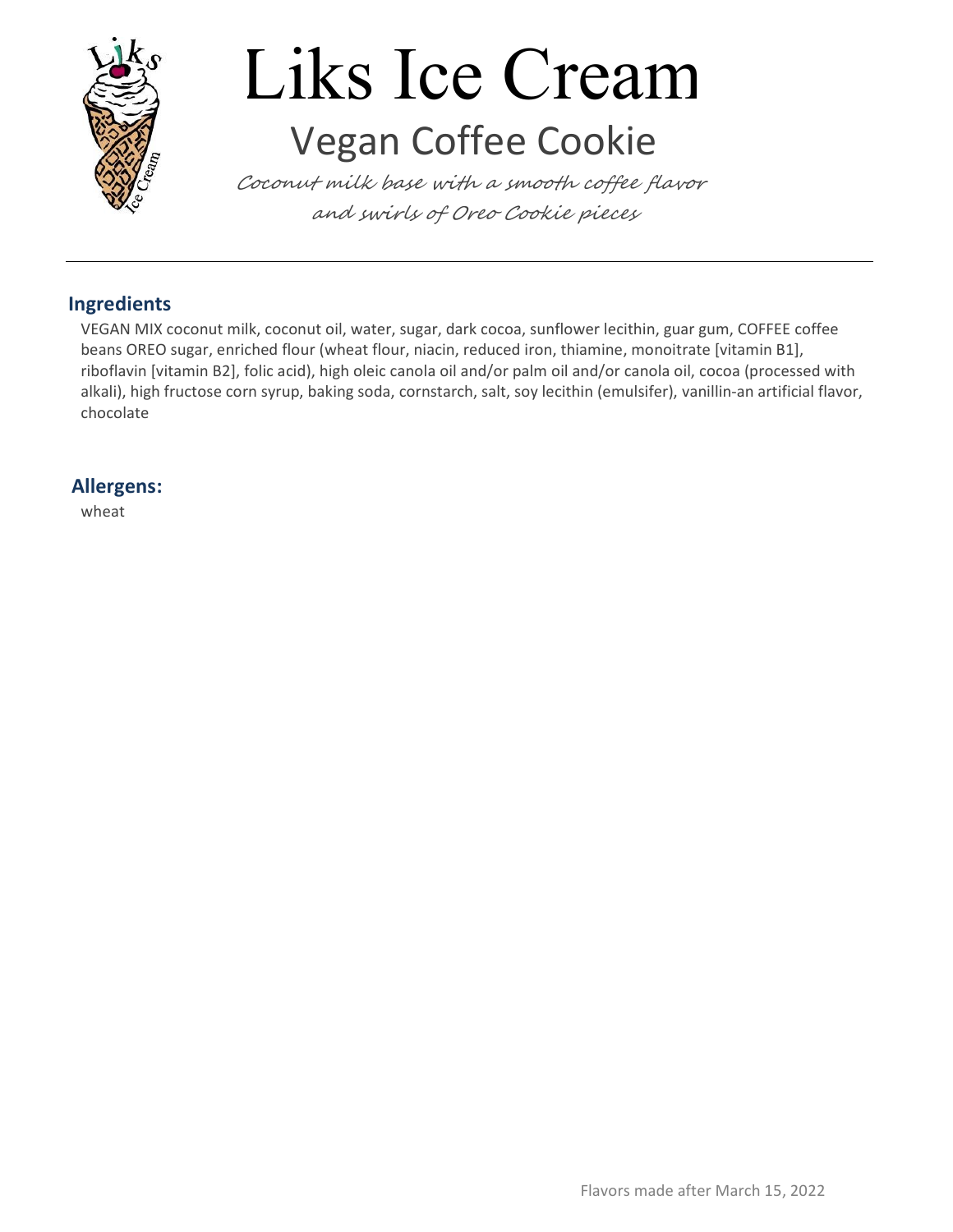# Liks Ice Cream

## Vegan Coffee Cookie

*Coconut milk base with a smooth coffee flavor and swirls of Oreo Cookie pieces*

---

### Ingredients

VEGAN MIX coconut milk, coconut oil, water, sugar, dark cocoa, sunflower lecithin, guar gum, COFFEE coffee beans OREO sugar, enriched flour (wheat flour, niacin, reduced iron, thiamine, monoitrate [vitamin B1], riboflavin [vitamin B2], folic acid), high oleic canola oil and/or palm oil and/or canola oil, cocoa (processed with alkali), high fructose corn syrup, baking soda, cornstarch, salt, soy lecithin (emulsifer), vanillin-an artificial flavor, chocolate

### Allergens:

wheat

Flavors made after March 15, 2022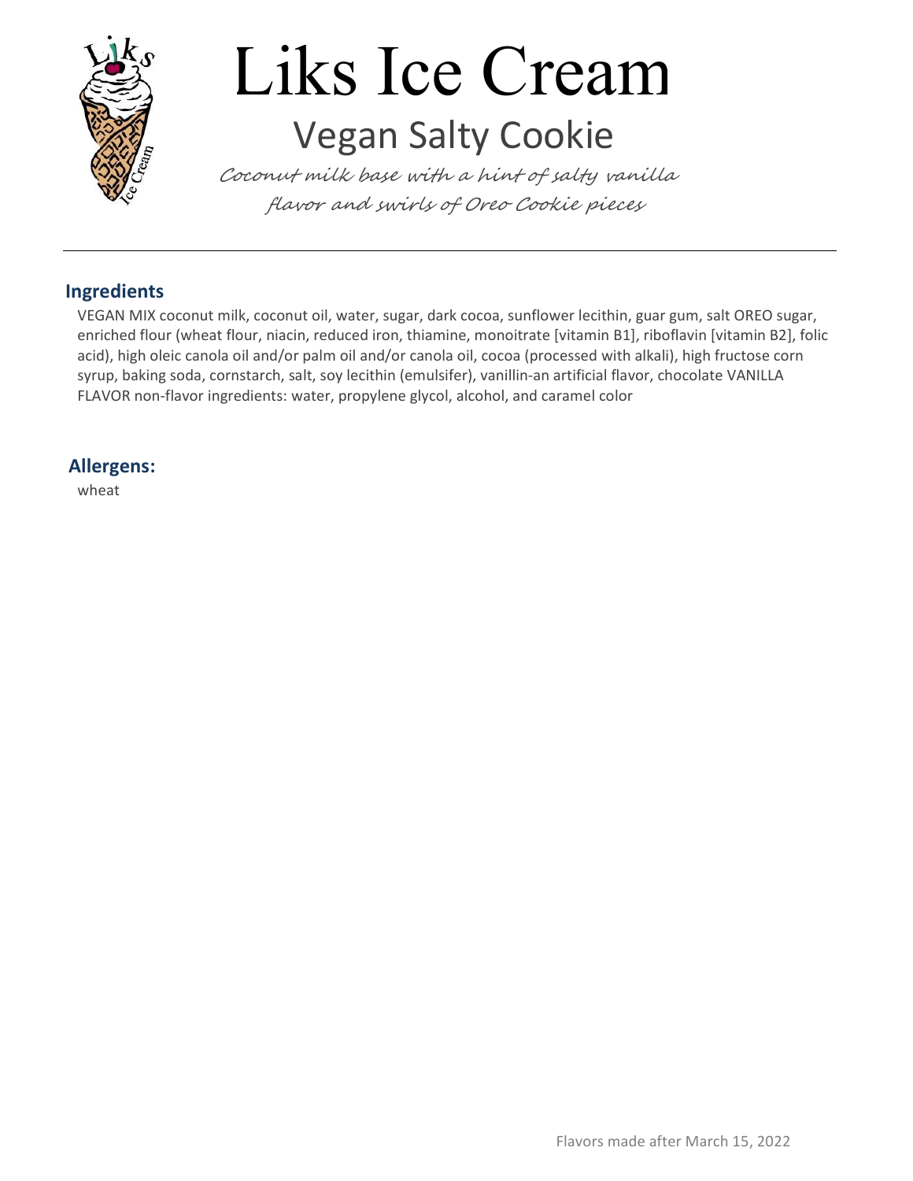# Liks Ice Cream

## Vegan Salty Cookie

*Coconut milk base with a hint of salty vanilla flavor and swirls of Oreo Cookie pieces*

---

### Ingredients

VEGAN MIX coconut milk, coconut oil, water, sugar, dark cocoa, sunflower lecithin, guar gum, salt OREO sugar, enriched flour (wheat flour, niacin, reduced iron, thiamine, monoitrate [vitamin B1], riboflavin [vitamin B2], folic acid), high oleic canola oil and/or palm oil and/or canola oil, cocoa (processed with alkali), high fructose corn syrup, baking soda, cornstarch, salt, soy lecithin (emulsifer), vanillin-an artificial flavor, chocolate VANILLA FLAVOR non-flavor ingredients: water, propylene glycol, alcohol, and caramel color

### Allergens:

wheat

Flavors made after March 15, 2022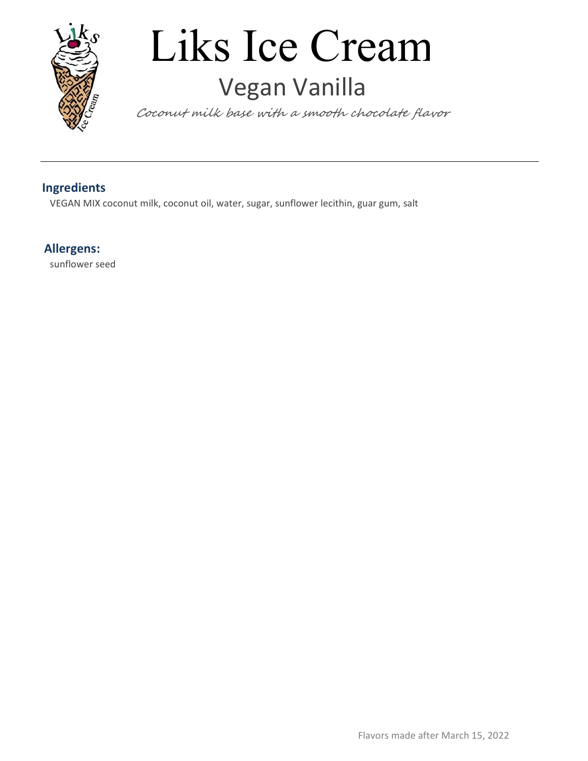# Liks Ice Cream

## Vegan Vanilla

*Coconut milk base with a smooth chocolate flavor*

---

### Ingredients

VEGAN MIX coconut milk, coconut oil, water, sugar, sunflower lecithin, guar gum, salt

### Allergens:

sunflower seed

Flavors made after March 15, 2022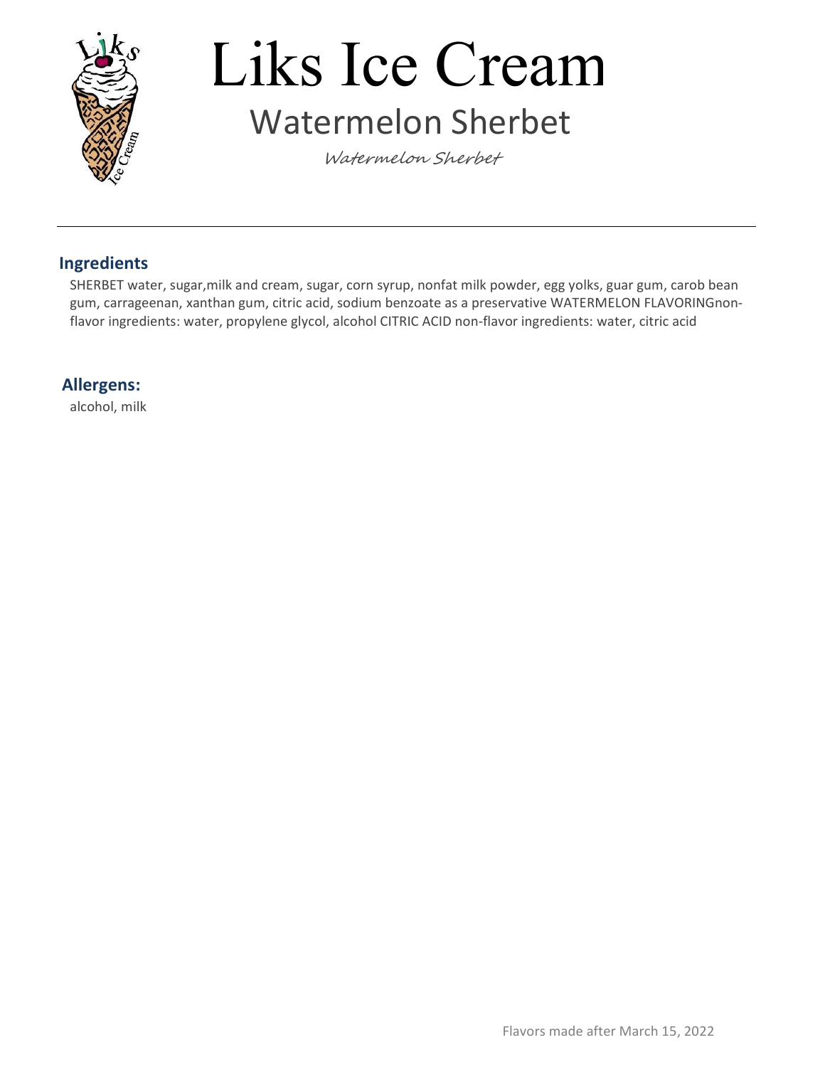# Liks Ice Cream

## Watermelon Sherbet

*Watermelon Sherbet*

---

### Ingredients

SHERBET water, sugar,milk and cream, sugar, corn syrup, nonfat milk powder, egg yolks, guar gum, carob bean gum, carrageenan, xanthan gum, citric acid, sodium benzoate as a preservative WATERMELON FLAVORINGnon-flavor ingredients: water, propylene glycol, alcohol CITRIC ACID non-flavor ingredients: water, citric acid

### Allergens:

alcohol, milk

Flavors made after March 15, 2022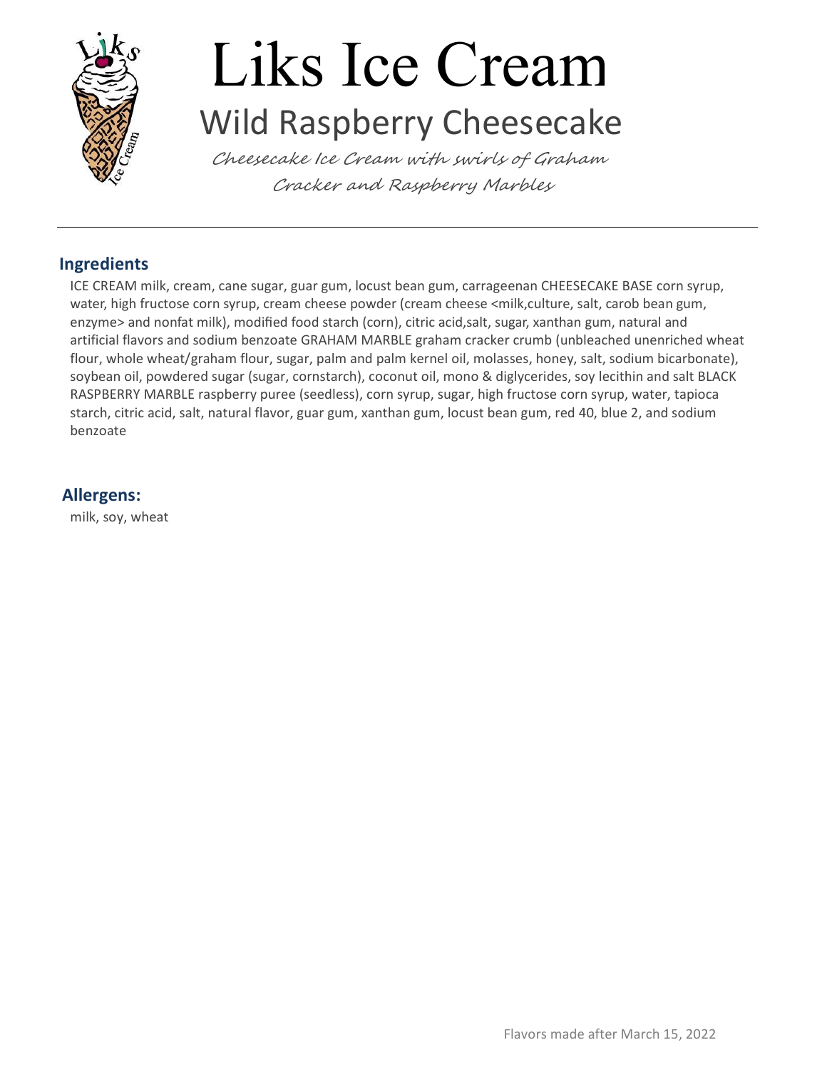# Liks Ice Cream

## Wild Raspberry Cheesecake

*Cheesecake Ice Cream with swirls of Graham Cracker and Raspberry Marbles*

---

### Ingredients

ICE CREAM milk, cream, cane sugar, guar gum, locust bean gum, carrageenan CHEESECAKE BASE corn syrup, water, high fructose corn syrup, cream cheese powder (cream cheese <milk,culture, salt, carob bean gum, enzyme> and nonfat milk), modified food starch (corn), citric acid,salt, sugar, xanthan gum, natural and artificial flavors and sodium benzoate GRAHAM MARBLE graham cracker crumb (unbleached unenriched wheat flour, whole wheat/graham flour, sugar, palm and palm kernel oil, molasses, honey, salt, sodium bicarbonate), soybean oil, powdered sugar (sugar, cornstarch), coconut oil, mono & diglycerides, soy lecithin and salt BLACK RASPBERRY MARBLE raspberry puree (seedless), corn syrup, sugar, high fructose corn syrup, water, tapioca starch, citric acid, salt, natural flavor, guar gum, xanthan gum, locust bean gum, red 40, blue 2, and sodium benzoate

### Allergens:

milk, soy, wheat

Flavors made after March 15, 2022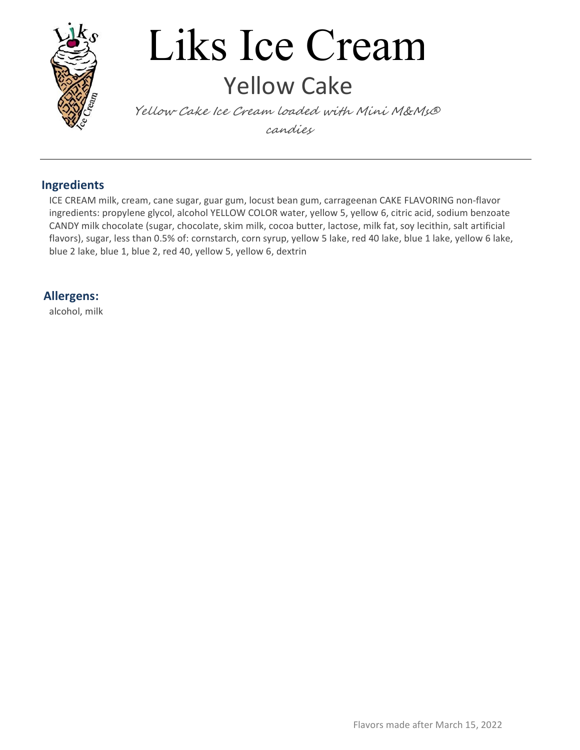# Liks Ice Cream

## Yellow Cake

*Yellow Cake Ice Cream loaded with Mini M&Ms® candies*

---

### Ingredients

ICE CREAM milk, cream, cane sugar, guar gum, locust bean gum, carrageenan CAKE FLAVORING non-flavor ingredients: propylene glycol, alcohol YELLOW COLOR water, yellow 5, yellow 6, citric acid, sodium benzoate CANDY milk chocolate (sugar, chocolate, skim milk, cocoa butter, lactose, milk fat, soy lecithin, salt artificial flavors), sugar, less than 0.5% of: cornstarch, corn syrup, yellow 5 lake, red 40 lake, blue 1 lake, yellow 6 lake, blue 2 lake, blue 1, blue 2, red 40, yellow 5, yellow 6, dextrin

### Allergens:

alcohol, milk

Flavors made after March 15, 2022